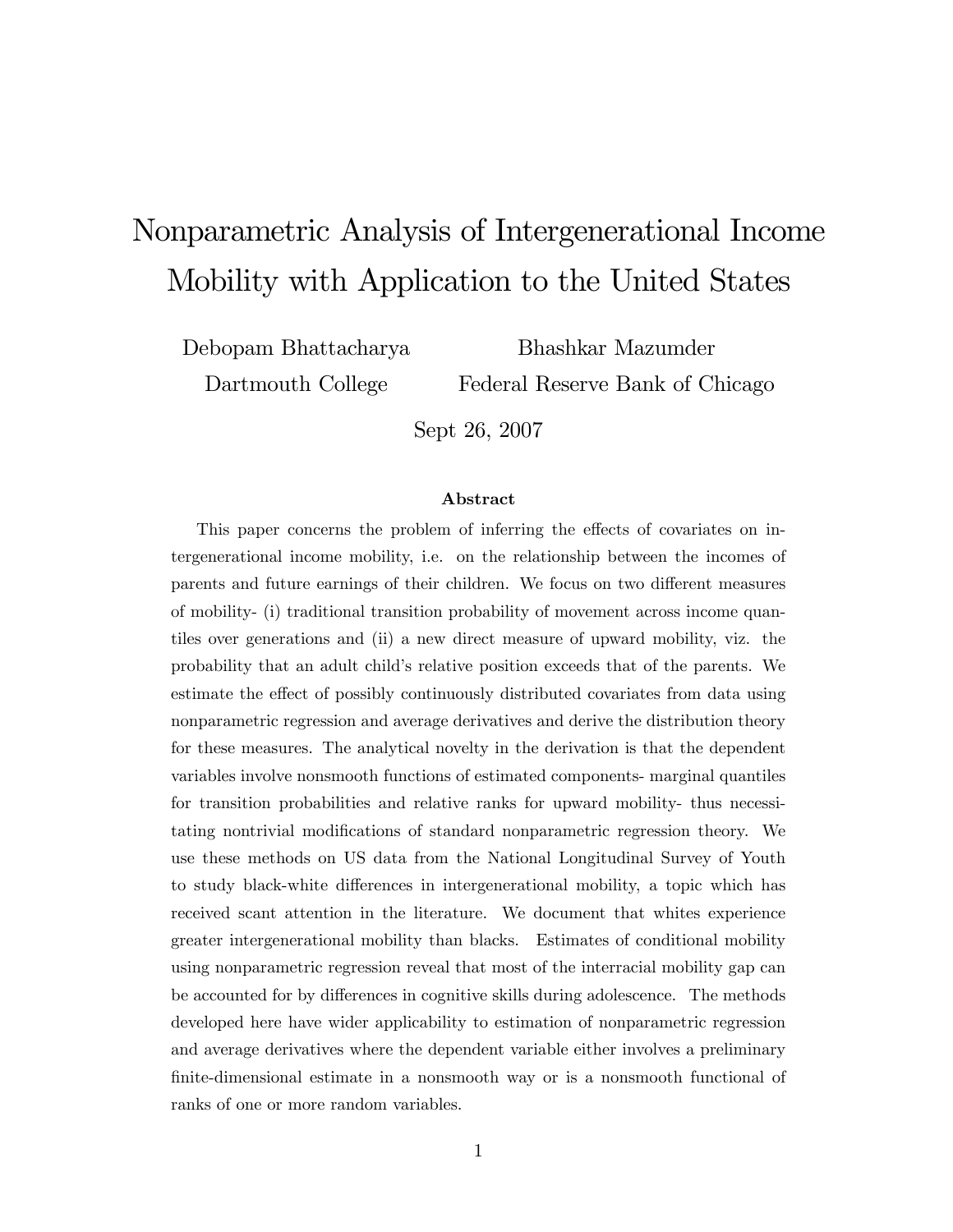# Nonparametric Analysis of Intergenerational Income Mobility with Application to the United States

Debopam Bhattacharya — Dartmouth College

Bhashkar Mazumder — Federal Reserve Bank of Chicago

Sept 26, 2007

### Abstract

This paper concerns the problem of inferring the effects of covariates on intergenerational income mobility, i.e. on the relationship between the incomes of parents and future earnings of their children. We focus on two different measures of mobility- (i) traditional transition probability of movement across income quantiles over generations and (ii) a new direct measure of upward mobility, viz. the probability that an adult child's relative position exceeds that of the parents. We estimate the effect of possibly continuously distributed covariates from data using nonparametric regression and average derivatives and derive the distribution theory for these measures. The analytical novelty in the derivation is that the dependent variables involve nonsmooth functions of estimated components- marginal quantiles for transition probabilities and relative ranks for upward mobility- thus necessitating nontrivial modifications of standard nonparametric regression theory. We use these methods on US data from the National Longitudinal Survey of Youth to study black-white differences in intergenerational mobility, a topic which has received scant attention in the literature. We document that whites experience greater intergenerational mobility than blacks. Estimates of conditional mobility using nonparametric regression reveal that most of the interracial mobility gap can be accounted for by differences in cognitive skills during adolescence. The methods developed here have wider applicability to estimation of nonparametric regression and average derivatives where the dependent variable either involves a preliminary finite-dimensional estimate in a nonsmooth way or is a nonsmooth functional of ranks of one or more random variables.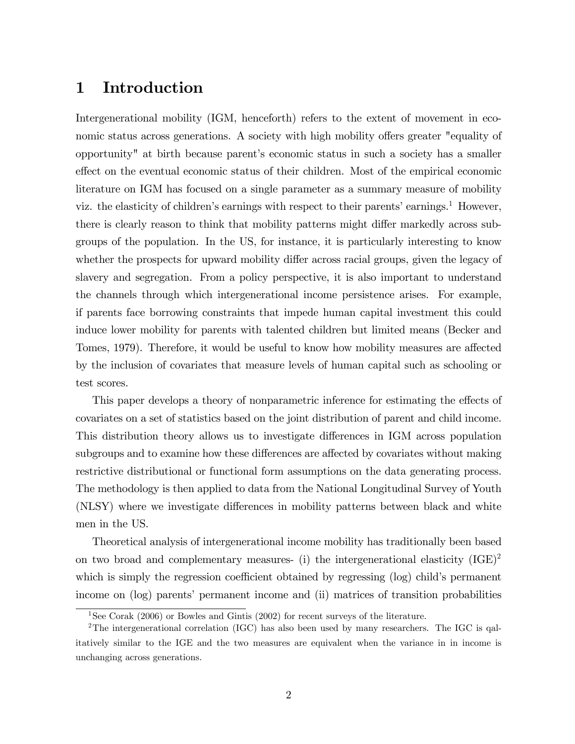# 1 Introduction

Intergenerational mobility (IGM, henceforth) refers to the extent of movement in economic status across generations. A society with high mobility offers greater "equality of opportunity" at birth because parent's economic status in such a society has a smaller effect on the eventual economic status of their children. Most of the empirical economic literature on IGM has focused on a single parameter as a summary measure of mobility viz. the elasticity of children's earnings with respect to their parents' earnings.[1] However, there is clearly reason to think that mobility patterns might differ markedly across subgroups of the population. In the US, for instance, it is particularly interesting to know whether the prospects for upward mobility differ across racial groups, given the legacy of slavery and segregation. From a policy perspective, it is also important to understand the channels through which intergenerational income persistence arises. For example, if parents face borrowing constraints that impede human capital investment this could induce lower mobility for parents with talented children but limited means (Becker and Tomes, 1979). Therefore, it would be useful to know how mobility measures are affected by the inclusion of covariates that measure levels of human capital such as schooling or test scores.

This paper develops a theory of nonparametric inference for estimating the effects of covariates on a set of statistics based on the joint distribution of parent and child income. This distribution theory allows us to investigate differences in IGM across population subgroups and to examine how these differences are affected by covariates without making restrictive distributional or functional form assumptions on the data generating process. The methodology is then applied to data from the National Longitudinal Survey of Youth (NLSY) where we investigate differences in mobility patterns between black and white men in the US.

Theoretical analysis of intergenerational income mobility has traditionally been based on two broad and complementary measures- (i) the intergenerational elasticity (IGE)[2] which is simply the regression coefficient obtained by regressing (log) child's permanent income on (log) parents' permanent income and (ii) matrices of transition probabilities

[1] See Corak (2006) or Bowles and Gintis (2002) for recent surveys of the literature.

[2] The intergenerational correlation (IGC) has also been used by many researchers. The IGC is qalitatively similar to the IGE and the two measures are equivalent when the variance in in income is unchanging across generations.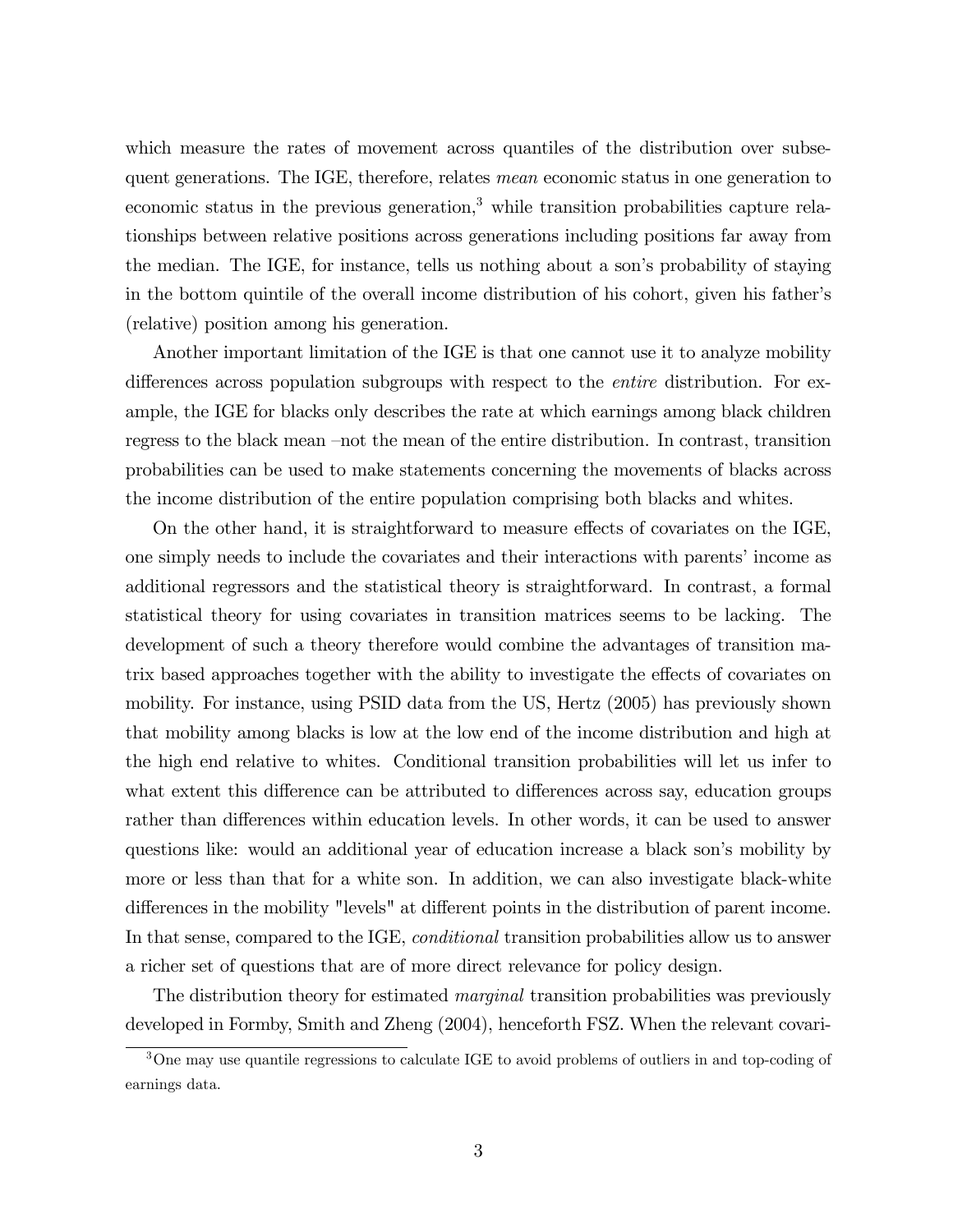which measure the rates of movement across quantiles of the distribution over subsequent generations. The IGE, therefore, relates *mean* economic status in one generation to economic status in the previous generation,[3] while transition probabilities capture relationships between relative positions across generations including positions far away from the median. The IGE, for instance, tells us nothing about a son's probability of staying in the bottom quintile of the overall income distribution of his cohort, given his father's (relative) position among his generation.

Another important limitation of the IGE is that one cannot use it to analyze mobility differences across population subgroups with respect to the *entire* distribution. For example, the IGE for blacks only describes the rate at which earnings among black children regress to the black mean –not the mean of the entire distribution. In contrast, transition probabilities can be used to make statements concerning the movements of blacks across the income distribution of the entire population comprising both blacks and whites.

On the other hand, it is straightforward to measure effects of covariates on the IGE, one simply needs to include the covariates and their interactions with parents' income as additional regressors and the statistical theory is straightforward. In contrast, a formal statistical theory for using covariates in transition matrices seems to be lacking. The development of such a theory therefore would combine the advantages of transition matrix based approaches together with the ability to investigate the effects of covariates on mobility. For instance, using PSID data from the US, Hertz (2005) has previously shown that mobility among blacks is low at the low end of the income distribution and high at the high end relative to whites. Conditional transition probabilities will let us infer to what extent this difference can be attributed to differences across say, education groups rather than differences within education levels. In other words, it can be used to answer questions like: would an additional year of education increase a black son's mobility by more or less than that for a white son. In addition, we can also investigate black-white differences in the mobility "levels" at different points in the distribution of parent income. In that sense, compared to the IGE, *conditional* transition probabilities allow us to answer a richer set of questions that are of more direct relevance for policy design.

The distribution theory for estimated *marginal* transition probabilities was previously developed in Formby, Smith and Zheng (2004), henceforth FSZ. When the relevant covari-

[3] One may use quantile regressions to calculate IGE to avoid problems of outliers in and top-coding of earnings data.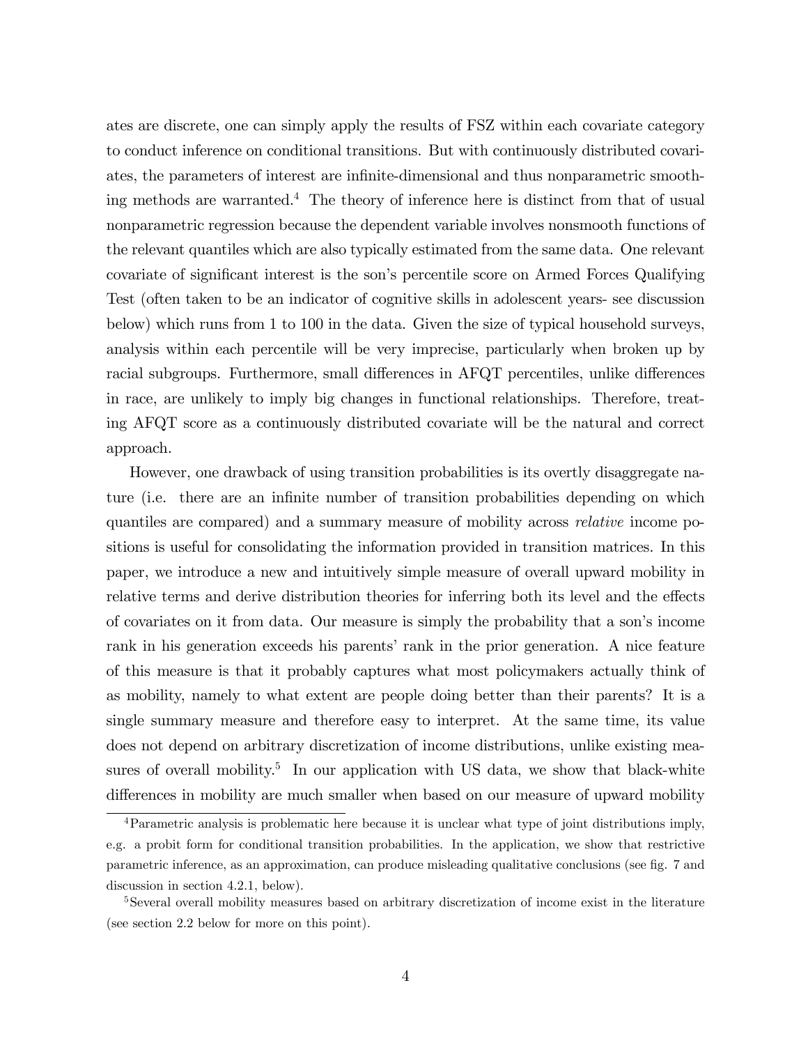ates are discrete, one can simply apply the results of FSZ within each covariate category to conduct inference on conditional transitions. But with continuously distributed covariates, the parameters of interest are infinite-dimensional and thus nonparametric smoothing methods are warranted.[4] The theory of inference here is distinct from that of usual nonparametric regression because the dependent variable involves nonsmooth functions of the relevant quantiles which are also typically estimated from the same data. One relevant covariate of significant interest is the son's percentile score on Armed Forces Qualifying Test (often taken to be an indicator of cognitive skills in adolescent years- see discussion below) which runs from 1 to 100 in the data. Given the size of typical household surveys, analysis within each percentile will be very imprecise, particularly when broken up by racial subgroups. Furthermore, small differences in AFQT percentiles, unlike differences in race, are unlikely to imply big changes in functional relationships. Therefore, treating AFQT score as a continuously distributed covariate will be the natural and correct approach.

However, one drawback of using transition probabilities is its overtly disaggregate nature (i.e. there are an infinite number of transition probabilities depending on which quantiles are compared) and a summary measure of mobility across *relative* income positions is useful for consolidating the information provided in transition matrices. In this paper, we introduce a new and intuitively simple measure of overall upward mobility in relative terms and derive distribution theories for inferring both its level and the effects of covariates on it from data. Our measure is simply the probability that a son's income rank in his generation exceeds his parents' rank in the prior generation. A nice feature of this measure is that it probably captures what most policymakers actually think of as mobility, namely to what extent are people doing better than their parents? It is a single summary measure and therefore easy to interpret. At the same time, its value does not depend on arbitrary discretization of income distributions, unlike existing measures of overall mobility.[5] In our application with US data, we show that black-white differences in mobility are much smaller when based on our measure of upward mobility

[4] Parametric analysis is problematic here because it is unclear what type of joint distributions imply, e.g. a probit form for conditional transition probabilities. In the application, we show that restrictive parametric inference, as an approximation, can produce misleading qualitative conclusions (see fig. 7 and discussion in section 4.2.1, below).

[5] Several overall mobility measures based on arbitrary discretization of income exist in the literature (see section 2.2 below for more on this point).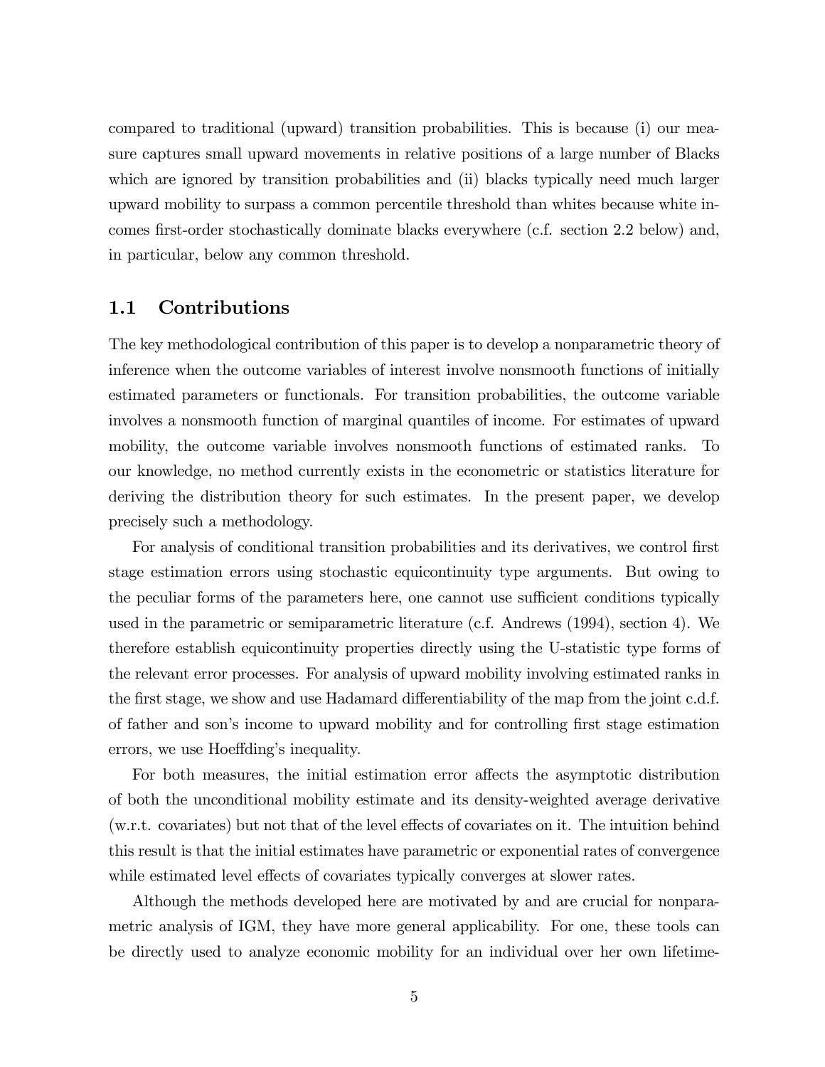compared to traditional (upward) transition probabilities. This is because (i) our measure captures small upward movements in relative positions of a large number of Blacks which are ignored by transition probabilities and (ii) blacks typically need much larger upward mobility to surpass a common percentile threshold than whites because white incomes first-order stochastically dominate blacks everywhere (c.f. section 2.2 below) and, in particular, below any common threshold.

## 1.1 Contributions

The key methodological contribution of this paper is to develop a nonparametric theory of inference when the outcome variables of interest involve nonsmooth functions of initially estimated parameters or functionals. For transition probabilities, the outcome variable involves a nonsmooth function of marginal quantiles of income. For estimates of upward mobility, the outcome variable involves nonsmooth functions of estimated ranks. To our knowledge, no method currently exists in the econometric or statistics literature for deriving the distribution theory for such estimates. In the present paper, we develop precisely such a methodology.

For analysis of conditional transition probabilities and its derivatives, we control first stage estimation errors using stochastic equicontinuity type arguments. But owing to the peculiar forms of the parameters here, one cannot use sufficient conditions typically used in the parametric or semiparametric literature (c.f. Andrews (1994), section 4). We therefore establish equicontinuity properties directly using the U-statistic type forms of the relevant error processes. For analysis of upward mobility involving estimated ranks in the first stage, we show and use Hadamard differentiability of the map from the joint c.d.f. of father and son's income to upward mobility and for controlling first stage estimation errors, we use Hoeffding's inequality.

For both measures, the initial estimation error affects the asymptotic distribution of both the unconditional mobility estimate and its density-weighted average derivative (w.r.t. covariates) but not that of the level effects of covariates on it. The intuition behind this result is that the initial estimates have parametric or exponential rates of convergence while estimated level effects of covariates typically converges at slower rates.

Although the methods developed here are motivated by and are crucial for nonparametric analysis of IGM, they have more general applicability. For one, these tools can be directly used to analyze economic mobility for an individual over her own lifetime-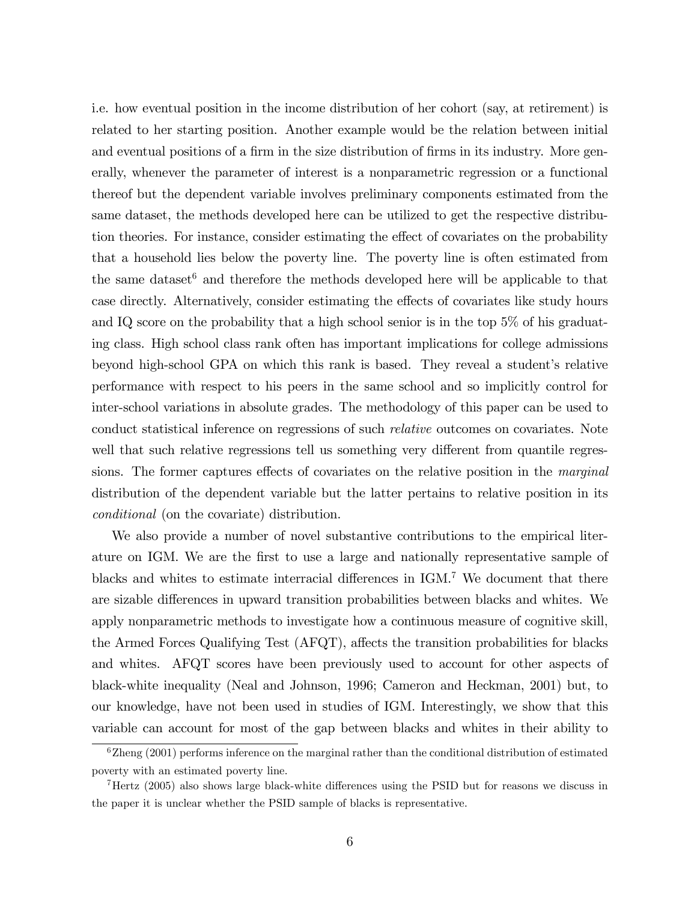i.e. how eventual position in the income distribution of her cohort (say, at retirement) is related to her starting position. Another example would be the relation between initial and eventual positions of a firm in the size distribution of firms in its industry. More generally, whenever the parameter of interest is a nonparametric regression or a functional thereof but the dependent variable involves preliminary components estimated from the same dataset, the methods developed here can be utilized to get the respective distribution theories. For instance, consider estimating the effect of covariates on the probability that a household lies below the poverty line. The poverty line is often estimated from the same dataset[6] and therefore the methods developed here will be applicable to that case directly. Alternatively, consider estimating the effects of covariates like study hours and IQ score on the probability that a high school senior is in the top 5% of his graduating class. High school class rank often has important implications for college admissions beyond high-school GPA on which this rank is based. They reveal a student's relative performance with respect to his peers in the same school and so implicitly control for inter-school variations in absolute grades. The methodology of this paper can be used to conduct statistical inference on regressions of such *relative* outcomes on covariates. Note well that such relative regressions tell us something very different from quantile regressions. The former captures effects of covariates on the relative position in the *marginal* distribution of the dependent variable but the latter pertains to relative position in its *conditional* (on the covariate) distribution.

We also provide a number of novel substantive contributions to the empirical literature on IGM. We are the first to use a large and nationally representative sample of blacks and whites to estimate interracial differences in IGM.[7] We document that there are sizable differences in upward transition probabilities between blacks and whites. We apply nonparametric methods to investigate how a continuous measure of cognitive skill, the Armed Forces Qualifying Test (AFQT), affects the transition probabilities for blacks and whites. AFQT scores have been previously used to account for other aspects of black-white inequality (Neal and Johnson, 1996; Cameron and Heckman, 2001) but, to our knowledge, have not been used in studies of IGM. Interestingly, we show that this variable can account for most of the gap between blacks and whites in their ability to

[6] Zheng (2001) performs inference on the marginal rather than the conditional distribution of estimated poverty with an estimated poverty line.

[7] Hertz (2005) also shows large black-white differences using the PSID but for reasons we discuss in the paper it is unclear whether the PSID sample of blacks is representative.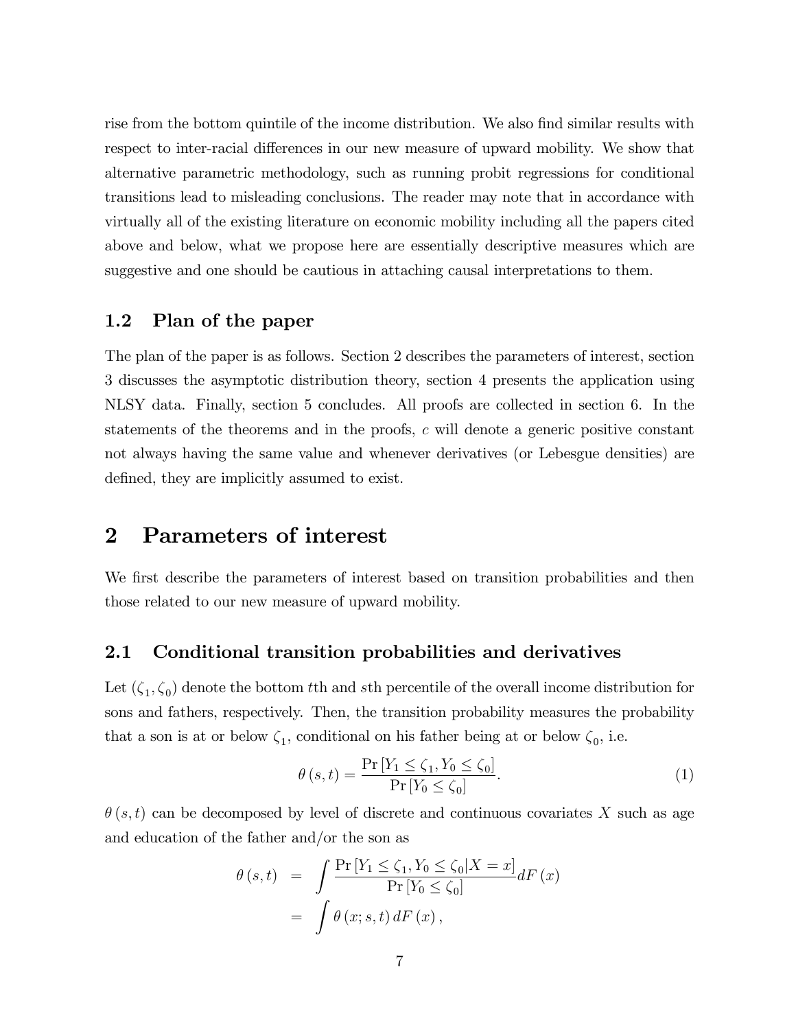rise from the bottom quintile of the income distribution. We also find similar results with respect to inter-racial differences in our new measure of upward mobility. We show that alternative parametric methodology, such as running probit regressions for conditional transitions lead to misleading conclusions. The reader may note that in accordance with virtually all of the existing literature on economic mobility including all the papers cited above and below, what we propose here are essentially descriptive measures which are suggestive and one should be cautious in attaching causal interpretations to them.

### 1.2 Plan of the paper

The plan of the paper is as follows. Section 2 describes the parameters of interest, section 3 discusses the asymptotic distribution theory, section 4 presents the application using NLSY data. Finally, section 5 concludes. All proofs are collected in section 6. In the statements of the theorems and in the proofs, $c$ will denote a generic positive constant not always having the same value and whenever derivatives (or Lebesgue densities) are defined, they are implicitly assumed to exist.

## 2 Parameters of interest

We first describe the parameters of interest based on transition probabilities and then those related to our new measure of upward mobility.

### 2.1 Conditional transition probabilities and derivatives

Let $(\zeta_1, \zeta_0)$ denote the bottom $t$th and $s$th percentile of the overall income distribution for sons and fathers, respectively. Then, the transition probability measures the probability that a son is at or below $\zeta_1$, conditional on his father being at or below $\zeta_0$, i.e.

$$\theta(s,t) = \frac{\Pr[Y_1 \leq \zeta_1, Y_0 \leq \zeta_0]}{\Pr[Y_0 \leq \zeta_0]}. \tag{1}$$

$\theta(s,t)$ can be decomposed by level of discrete and continuous covariates $X$ such as age and education of the father and/or the son as

$$\begin{aligned}
\theta(s,t) &= \int \frac{\Pr[Y_1 \leq \zeta_1, Y_0 \leq \zeta_0 | X = x]}{\Pr[Y_0 \leq \zeta_0]} dF(x) \\
&= \int \theta(x; s, t) \, dF(x),
\end{aligned}$$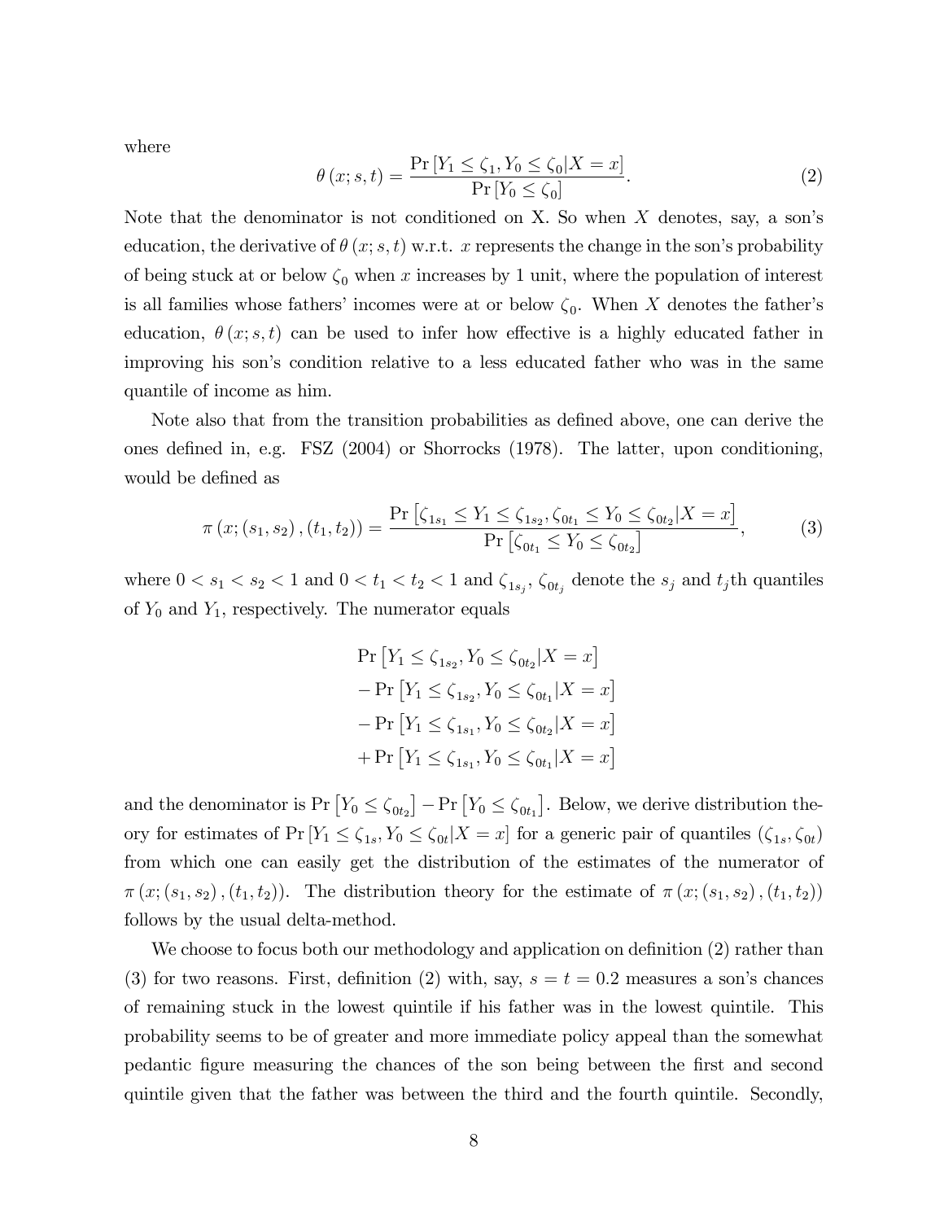where

$$\theta(x; s, t) = \frac{\Pr[Y_1 \leq \zeta_1, Y_0 \leq \zeta_0 | X = x]}{\Pr[Y_0 \leq \zeta_0]}. \tag{2}$$

Note that the denominator is not conditioned on X. So when $X$ denotes, say, a son's education, the derivative of $\theta(x; s, t)$ w.r.t. $x$ represents the change in the son's probability of being stuck at or below $\zeta_0$ when $x$ increases by 1 unit, where the population of interest is all families whose fathers' incomes were at or below $\zeta_0$. When $X$ denotes the father's education, $\theta(x; s, t)$ can be used to infer how effective is a highly educated father in improving his son's condition relative to a less educated father who was in the same quantile of income as him.

Note also that from the transition probabilities as defined above, one can derive the ones defined in, e.g. FSZ (2004) or Shorrocks (1978). The latter, upon conditioning, would be defined as

$$\pi(x; (s_1, s_2), (t_1, t_2)) = \frac{\Pr\left[\zeta_{1s_1} \leq Y_1 \leq \zeta_{1s_2}, \zeta_{0t_1} \leq Y_0 \leq \zeta_{0t_2} | X = x\right]}{\Pr\left[\zeta_{0t_1} \leq Y_0 \leq \zeta_{0t_2}\right]}, \tag{3}$$

where $0 < s_1 < s_2 < 1$ and $0 < t_1 < t_2 < 1$ and $\zeta_{1s_j}$, $\zeta_{0t_j}$ denote the $s_j$ and $t_j$th quantiles of $Y_0$ and $Y_1$, respectively. The numerator equals

$$\begin{aligned}
&\Pr\left[Y_1 \leq \zeta_{1s_2}, Y_0 \leq \zeta_{0t_2} | X = x\right] \\
&- \Pr\left[Y_1 \leq \zeta_{1s_2}, Y_0 \leq \zeta_{0t_1} | X = x\right] \\
&- \Pr\left[Y_1 \leq \zeta_{1s_1}, Y_0 \leq \zeta_{0t_2} | X = x\right] \\
&+ \Pr\left[Y_1 \leq \zeta_{1s_1}, Y_0 \leq \zeta_{0t_1} | X = x\right]
\end{aligned}$$

and the denominator is $\Pr\left[Y_0 \leq \zeta_{0t_2}\right] - \Pr\left[Y_0 \leq \zeta_{0t_1}\right]$. Below, we derive distribution theory for estimates of $\Pr[Y_1 \leq \zeta_{1s}, Y_0 \leq \zeta_{0t} | X = x]$ for a generic pair of quantiles $(\zeta_{1s}, \zeta_{0t})$ from which one can easily get the distribution of the estimates of the numerator of $\pi(x; (s_1, s_2), (t_1, t_2))$. The distribution theory for the estimate of $\pi(x; (s_1, s_2), (t_1, t_2))$ follows by the usual delta-method.

We choose to focus both our methodology and application on definition (2) rather than (3) for two reasons. First, definition (2) with, say, $s = t = 0.2$ measures a son's chances of remaining stuck in the lowest quintile if his father was in the lowest quintile. This probability seems to be of greater and more immediate policy appeal than the somewhat pedantic figure measuring the chances of the son being between the first and second quintile given that the father was between the third and the fourth quintile. Secondly,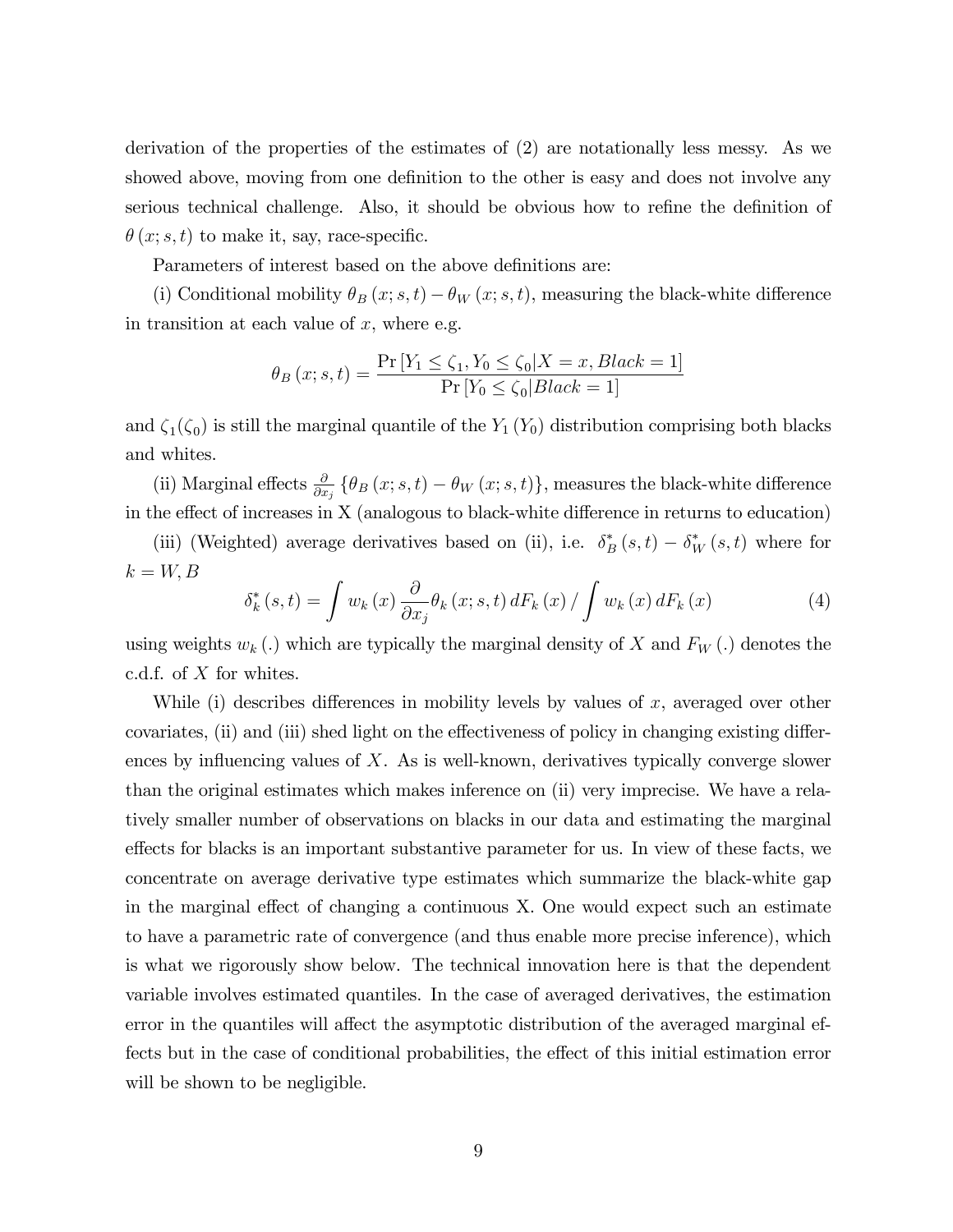derivation of the properties of the estimates of (2) are notationally less messy. As we showed above, moving from one definition to the other is easy and does not involve any serious technical challenge. Also, it should be obvious how to refine the definition of $\theta(x; s, t)$ to make it, say, race-specific.

Parameters of interest based on the above definitions are:

(i) Conditional mobility $\theta_B(x; s, t) - \theta_W(x; s, t)$, measuring the black-white difference in transition at each value of $x$, where e.g.

$$\theta_B(x; s, t) = \frac{\Pr[Y_1 \leq \zeta_1, Y_0 \leq \zeta_0 | X = x, Black = 1]}{\Pr[Y_0 \leq \zeta_0 | Black = 1]}$$

and $\zeta_1(\zeta_0)$ is still the marginal quantile of the $Y_1(Y_0)$ distribution comprising both blacks and whites.

(ii) Marginal effects $\frac{\partial}{\partial x_j}\{\theta_B(x; s, t) - \theta_W(x; s, t)\}$, measures the black-white difference in the effect of increases in X (analogous to black-white difference in returns to education)

(iii) (Weighted) average derivatives based on (ii), i.e. $\delta_B^*(s, t) - \delta_W^*(s, t)$ where for $k = W, B$

$$\delta_k^*(s, t) = \int w_k(x) \frac{\partial}{\partial x_j} \theta_k(x; s, t)\, dF_k(x) \Big/ \int w_k(x)\, dF_k(x) \tag{4}$$

using weights $w_k(.)$ which are typically the marginal density of $X$ and $F_W(.)$ denotes the c.d.f. of $X$ for whites.

While (i) describes differences in mobility levels by values of $x$, averaged over other covariates, (ii) and (iii) shed light on the effectiveness of policy in changing existing differences by influencing values of $X$. As is well-known, derivatives typically converge slower than the original estimates which makes inference on (ii) very imprecise. We have a relatively smaller number of observations on blacks in our data and estimating the marginal effects for blacks is an important substantive parameter for us. In view of these facts, we concentrate on average derivative type estimates which summarize the black-white gap in the marginal effect of changing a continuous X. One would expect such an estimate to have a parametric rate of convergence (and thus enable more precise inference), which is what we rigorously show below. The technical innovation here is that the dependent variable involves estimated quantiles. In the case of averaged derivatives, the estimation error in the quantiles will affect the asymptotic distribution of the averaged marginal effects but in the case of conditional probabilities, the effect of this initial estimation error will be shown to be negligible.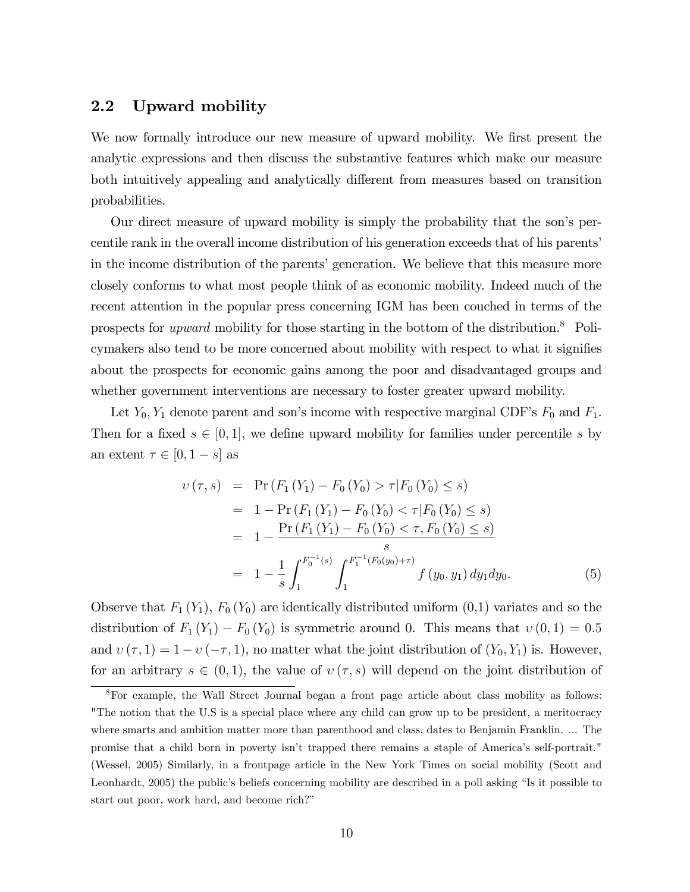## 2.2 Upward mobility

We now formally introduce our new measure of upward mobility. We first present the analytic expressions and then discuss the substantive features which make our measure both intuitively appealing and analytically different from measures based on transition probabilities.

Our direct measure of upward mobility is simply the probability that the son's percentile rank in the overall income distribution of his generation exceeds that of his parents' in the income distribution of the parents' generation. We believe that this measure more closely conforms to what most people think of as economic mobility. Indeed much of the recent attention in the popular press concerning IGM has been couched in terms of the prospects for *upward* mobility for those starting in the bottom of the distribution.[8] Policymakers also tend to be more concerned about mobility with respect to what it signifies about the prospects for economic gains among the poor and disadvantaged groups and whether government interventions are necessary to foster greater upward mobility.

Let $Y_0, Y_1$ denote parent and son's income with respective marginal CDF's $F_0$ and $F_1$. Then for a fixed $s \in [0, 1]$, we define upward mobility for families under percentile $s$ by an extent $\tau \in [0, 1-s]$ as

$$
\begin{aligned}
\upsilon(\tau, s) &= \Pr\left(F_1(Y_1) - F_0(Y_0) > \tau \,|\, F_0(Y_0) \leq s\right) \\
&= 1 - \Pr\left(F_1(Y_1) - F_0(Y_0) < \tau \,|\, F_0(Y_0) \leq s\right) \\
&= 1 - \frac{\Pr\left(F_1(Y_1) - F_0(Y_0) < \tau, F_0(Y_0) \leq s\right)}{s} \\
&= 1 - \frac{1}{s} \int_1^{F_0^{-1}(s)} \int_1^{F_1^{-1}(F_0(y_0)+\tau)} f(y_0, y_1)\, dy_1 dy_0. \qquad (5)
\end{aligned}
$$

Observe that $F_1(Y_1)$, $F_0(Y_0)$ are identically distributed uniform (0,1) variates and so the distribution of $F_1(Y_1) - F_0(Y_0)$ is symmetric around 0. This means that $\upsilon(0, 1) = 0.5$ and $\upsilon(\tau, 1) = 1 - \upsilon(-\tau, 1)$, no matter what the joint distribution of $(Y_0, Y_1)$ is. However, for an arbitrary $s \in (0, 1)$, the value of $\upsilon(\tau, s)$ will depend on the joint distribution of

[8] For example, the Wall Street Journal began a front page article about class mobility as follows: "The notion that the U.S is a special place where any child can grow up to be president, a meritocracy where smarts and ambition matter more than parenthood and class, dates to Benjamin Franklin. ... The promise that a child born in poverty isn't trapped there remains a staple of America's self-portrait." (Wessel, 2005) Similarly, in a frontpage article in the New York Times on social mobility (Scott and Leonhardt, 2005) the public's beliefs concerning mobility are described in a poll asking "Is it possible to start out poor, work hard, and become rich?"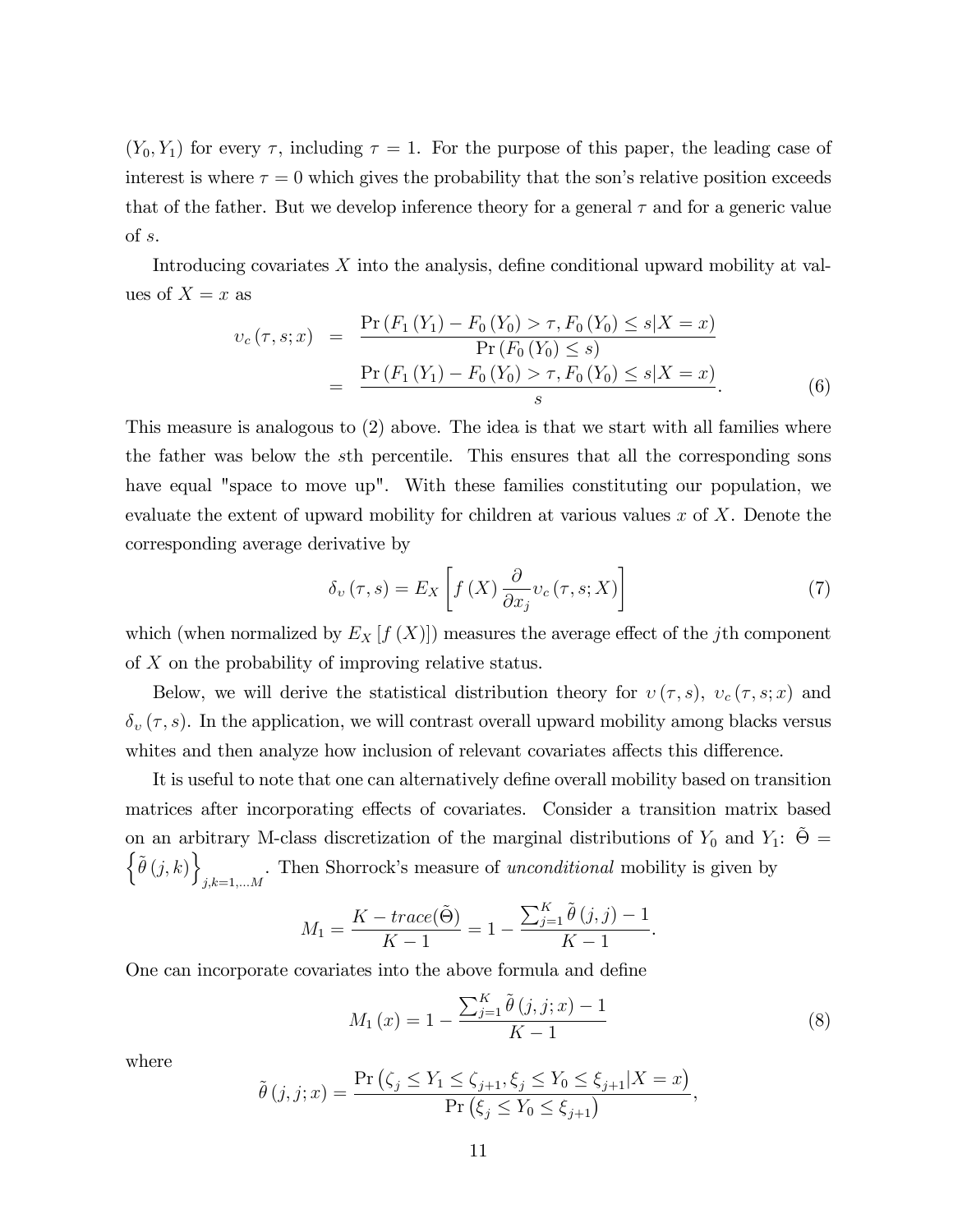$(Y_0, Y_1)$ for every $\tau$, including $\tau = 1$. For the purpose of this paper, the leading case of interest is where $\tau = 0$ which gives the probability that the son's relative position exceeds that of the father. But we develop inference theory for a general $\tau$ and for a generic value of $s$.

Introducing covariates $X$ into the analysis, define conditional upward mobility at values of $X = x$ as

$$\begin{aligned} \upsilon_c(\tau, s; x) &= \frac{\Pr(F_1(Y_1) - F_0(Y_0) > \tau, F_0(Y_0) \le s | X = x)}{\Pr(F_0(Y_0) \le s)} \\ &= \frac{\Pr(F_1(Y_1) - F_0(Y_0) > \tau, F_0(Y_0) \le s | X = x)}{s}. \end{aligned} \tag{6}$$

This measure is analogous to (2) above. The idea is that we start with all families where the father was below the $s$th percentile. This ensures that all the corresponding sons have equal "space to move up". With these families constituting our population, we evaluate the extent of upward mobility for children at various values $x$ of $X$. Denote the corresponding average derivative by

$$\delta_\upsilon(\tau, s) = E_X\left[f(X)\frac{\partial}{\partial x_j}\upsilon_c(\tau, s; X)\right] \tag{7}$$

which (when normalized by $E_X[f(X)]$) measures the average effect of the $j$th component of $X$ on the probability of improving relative status.

Below, we will derive the statistical distribution theory for $\upsilon(\tau, s)$, $\upsilon_c(\tau, s; x)$ and $\delta_\upsilon(\tau, s)$. In the application, we will contrast overall upward mobility among blacks versus whites and then analyze how inclusion of relevant covariates affects this difference.

It is useful to note that one can alternatively define overall mobility based on transition matrices after incorporating effects of covariates. Consider a transition matrix based on an arbitrary M-class discretization of the marginal distributions of $Y_0$ and $Y_1$: $\tilde{\Theta} = \left\{\tilde{\theta}(j,k)\right\}_{j,k=1,\dots M}$. Then Shorrock's measure of *unconditional* mobility is given by

$$M_1 = \frac{K - trace(\tilde{\Theta})}{K-1} = 1 - \frac{\sum_{j=1}^{K}\tilde{\theta}(j,j) - 1}{K-1}.$$

One can incorporate covariates into the above formula and define

$$M_1(x) = 1 - \frac{\sum_{j=1}^{K}\tilde{\theta}(j,j;x) - 1}{K-1} \tag{8}$$

where

$$\tilde{\theta}(j,j;x) = \frac{\Pr\left(\zeta_j \le Y_1 \le \zeta_{j+1}, \xi_j \le Y_0 \le \xi_{j+1} | X = x\right)}{\Pr\left(\xi_j \le Y_0 \le \xi_{j+1}\right)},$$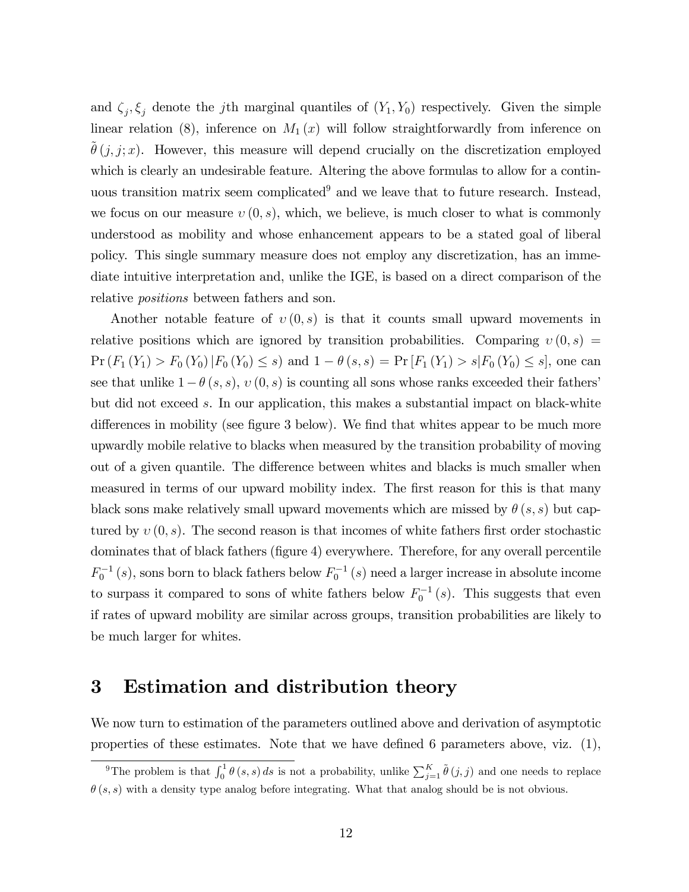and $\zeta_j, \xi_j$ denote the $j$th marginal quantiles of $(Y_1, Y_0)$ respectively. Given the simple linear relation (8), inference on $M_1(x)$ will follow straightforwardly from inference on $\tilde{\theta}(j, j; x)$. However, this measure will depend crucially on the discretization employed which is clearly an undesirable feature. Altering the above formulas to allow for a continuous transition matrix seem complicated[9] and we leave that to future research. Instead, we focus on our measure $\upsilon(0, s)$, which, we believe, is much closer to what is commonly understood as mobility and whose enhancement appears to be a stated goal of liberal policy. This single summary measure does not employ any discretization, has an immediate intuitive interpretation and, unlike the IGE, is based on a direct comparison of the relative *positions* between fathers and son.

Another notable feature of $\upsilon(0, s)$ is that it counts small upward movements in relative positions which are ignored by transition probabilities. Comparing $\upsilon(0, s) = \Pr(F_1(Y_1) > F_0(Y_0) | F_0(Y_0) \leq s)$ and $1 - \theta(s, s) = \Pr[F_1(Y_1) > s | F_0(Y_0) \leq s]$, one can see that unlike $1 - \theta(s, s)$, $\upsilon(0, s)$ is counting all sons whose ranks exceeded their fathers' but did not exceed $s$. In our application, this makes a substantial impact on black-white differences in mobility (see figure 3 below). We find that whites appear to be much more upwardly mobile relative to blacks when measured by the transition probability of moving out of a given quantile. The difference between whites and blacks is much smaller when measured in terms of our upward mobility index. The first reason for this is that many black sons make relatively small upward movements which are missed by $\theta(s, s)$ but captured by $\upsilon(0, s)$. The second reason is that incomes of white fathers first order stochastic dominates that of black fathers (figure 4) everywhere. Therefore, for any overall percentile $F_0^{-1}(s)$, sons born to black fathers below $F_0^{-1}(s)$ need a larger increase in absolute income to surpass it compared to sons of white fathers below $F_0^{-1}(s)$. This suggests that even if rates of upward mobility are similar across groups, transition probabilities are likely to be much larger for whites.

# 3 Estimation and distribution theory

We now turn to estimation of the parameters outlined above and derivation of asymptotic properties of these estimates. Note that we have defined 6 parameters above, viz. (1),

[9] The problem is that $\int_0^1 \theta(s, s)\, ds$ is not a probability, unlike $\sum_{j=1}^{K} \tilde{\theta}(j, j)$ and one needs to replace $\theta(s, s)$ with a density type analog before integrating. What that analog should be is not obvious.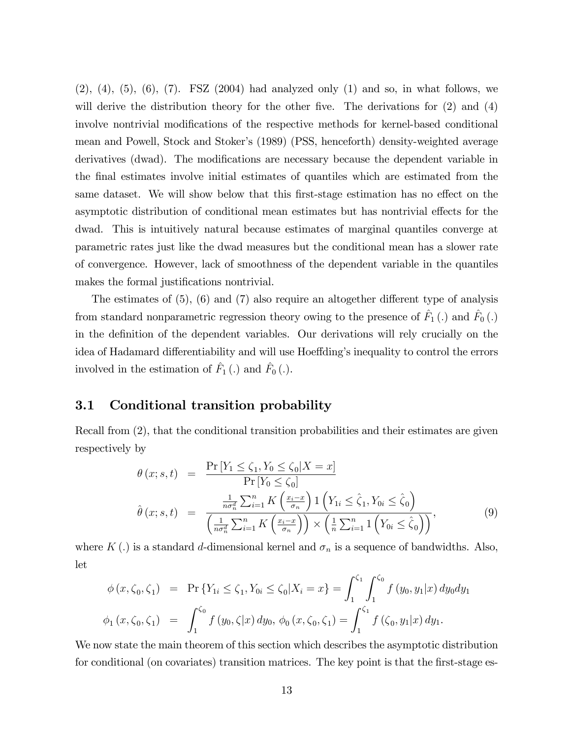(2), (4), (5), (6), (7). FSZ (2004) had analyzed only (1) and so, in what follows, we will derive the distribution theory for the other five. The derivations for (2) and (4) involve nontrivial modifications of the respective methods for kernel-based conditional mean and Powell, Stock and Stoker's (1989) (PSS, henceforth) density-weighted average derivatives (dwad). The modifications are necessary because the dependent variable in the final estimates involve initial estimates of quantiles which are estimated from the same dataset. We will show below that this first-stage estimation has no effect on the asymptotic distribution of conditional mean estimates but has nontrivial effects for the dwad. This is intuitively natural because estimates of marginal quantiles converge at parametric rates just like the dwad measures but the conditional mean has a slower rate of convergence. However, lack of smoothness of the dependent variable in the quantiles makes the formal justifications nontrivial.

The estimates of (5), (6) and (7) also require an altogether different type of analysis from standard nonparametric regression theory owing to the presence of $\hat{F}_1(.)$ and $\hat{F}_0(.)$ in the definition of the dependent variables. Our derivations will rely crucially on the idea of Hadamard differentiability and will use Hoeffding's inequality to control the errors involved in the estimation of $\hat{F}_1(.)$ and $\hat{F}_0(.)$.

## 3.1 Conditional transition probability

Recall from (2), that the conditional transition probabilities and their estimates are given respectively by

$$
\begin{aligned}
\theta(x; s, t) &= \frac{\Pr\left[Y_1 \le \zeta_1, Y_0 \le \zeta_0 | X = x\right]}{\Pr\left[Y_0 \le \zeta_0\right]} \\
\hat{\theta}(x; s, t) &= \frac{\frac{1}{n\sigma_n^d}\sum_{i=1}^n K\left(\frac{x_i - x}{\sigma_n}\right) 1\left(Y_{1i} \le \hat{\zeta}_1, Y_{0i} \le \hat{\zeta}_0\right)}{\left(\frac{1}{n\sigma_n^d}\sum_{i=1}^n K\left(\frac{x_i - x}{\sigma_n}\right)\right) \times \left(\frac{1}{n}\sum_{i=1}^n 1\left(Y_{0i} \le \hat{\zeta}_0\right)\right)},
\end{aligned}
\tag{9}
$$

where $K(.)$ is a standard $d$-dimensional kernel and $\sigma_n$ is a sequence of bandwidths. Also, let

$$
\begin{aligned}
\phi(x, \zeta_0, \zeta_1) &= \Pr\left\{Y_{1i} \le \zeta_1, Y_{0i} \le \zeta_0 | X_i = x\right\} = \int_1^{\zeta_1}\int_1^{\zeta_0} f(y_0, y_1|x)\, dy_0 dy_1 \\
\phi_1(x, \zeta_0, \zeta_1) &= \int_1^{\zeta_0} f(y_0, \zeta|x)\, dy_0,\ \phi_0(x, \zeta_0, \zeta_1) = \int_1^{\zeta_1} f(\zeta_0, y_1|x)\, dy_1.
\end{aligned}
$$

We now state the main theorem of this section which describes the asymptotic distribution for conditional (on covariates) transition matrices. The key point is that the first-stage es-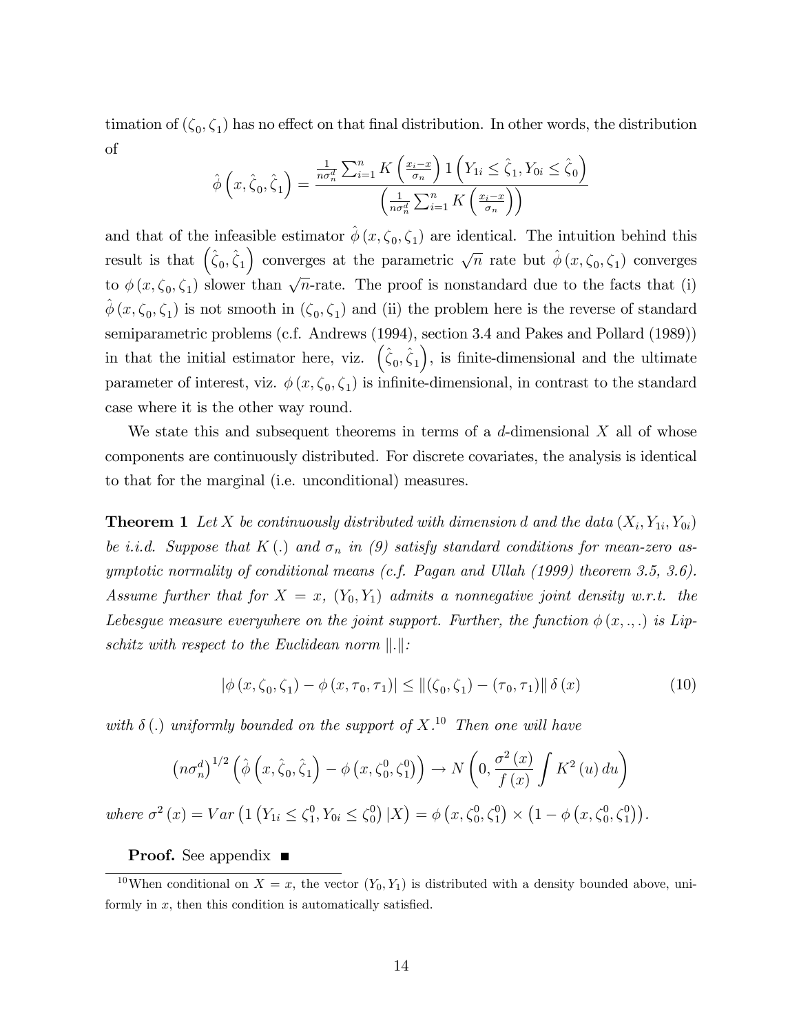timation of $(\zeta_0, \zeta_1)$ has no effect on that final distribution. In other words, the distribution of

$$\hat{\phi}\left(x, \hat{\zeta}_0, \hat{\zeta}_1\right) = \frac{\frac{1}{n\sigma_n^d}\sum_{i=1}^n K\left(\frac{x_i - x}{\sigma_n}\right) 1\left(Y_{1i} \leq \hat{\zeta}_1, Y_{0i} \leq \hat{\zeta}_0\right)}{\left(\frac{1}{n\sigma_n^d}\sum_{i=1}^n K\left(\frac{x_i - x}{\sigma_n}\right)\right)}$$

and that of the infeasible estimator $\hat{\phi}(x, \zeta_0, \zeta_1)$ are identical. The intuition behind this result is that $\left(\hat{\zeta}_0, \hat{\zeta}_1\right)$ converges at the parametric $\sqrt{n}$ rate but $\hat{\phi}(x, \zeta_0, \zeta_1)$ converges to $\phi(x, \zeta_0, \zeta_1)$ slower than $\sqrt{n}$-rate. The proof is nonstandard due to the facts that (i) $\hat{\phi}(x, \zeta_0, \zeta_1)$ is not smooth in $(\zeta_0, \zeta_1)$ and (ii) the problem here is the reverse of standard semiparametric problems (c.f. Andrews (1994), section 3.4 and Pakes and Pollard (1989)) in that the initial estimator here, viz. $\left(\hat{\zeta}_0, \hat{\zeta}_1\right)$, is finite-dimensional and the ultimate parameter of interest, viz. $\phi(x, \zeta_0, \zeta_1)$ is infinite-dimensional, in contrast to the standard case where it is the other way round.

We state this and subsequent theorems in terms of a $d$-dimensional $X$ all of whose components are continuously distributed. For discrete covariates, the analysis is identical to that for the marginal (i.e. unconditional) measures.

**Theorem 1** *Let $X$ be continuously distributed with dimension $d$ and the data $(X_i, Y_{1i}, Y_{0i})$ be i.i.d. Suppose that $K(.)$ and $\sigma_n$ in (9) satisfy standard conditions for mean-zero asymptotic normality of conditional means (c.f. Pagan and Ullah (1999) theorem 3.5, 3.6). Assume further that for $X = x$, $(Y_0, Y_1)$ admits a nonnegative joint density w.r.t. the Lebesgue measure everywhere on the joint support. Further, the function $\phi(x, ., .)$ is Lipschitz with respect to the Euclidean norm $\|.\|$:*

$$|\phi(x, \zeta_0, \zeta_1) - \phi(x, \tau_0, \tau_1)| \leq \|(\zeta_0, \zeta_1) - (\tau_0, \tau_1)\| \, \delta(x) \tag{10}$$

*with $\delta(.)$ uniformly bounded on the support of $X$.*[10] *Then one will have*

$$\left(n\sigma_n^d\right)^{1/2}\left(\hat{\phi}\left(x, \hat{\zeta}_0, \hat{\zeta}_1\right) - \phi\left(x, \zeta_0^0, \zeta_1^0\right)\right) \to N\left(0, \frac{\sigma^2(x)}{f(x)}\int K^2(u)\, du\right)$$

*where $\sigma^2(x) = Var\left(1\left(Y_{1i} \leq \zeta_1^0, Y_{0i} \leq \zeta_0^0\right)|X\right) = \phi\left(x, \zeta_0^0, \zeta_1^0\right) \times \left(1 - \phi\left(x, \zeta_0^0, \zeta_1^0\right)\right)$.*

**Proof.** See appendix ■

[10] When conditional on $X = x$, the vector $(Y_0, Y_1)$ is distributed with a density bounded above, uniformly in $x$, then this condition is automatically satisfied.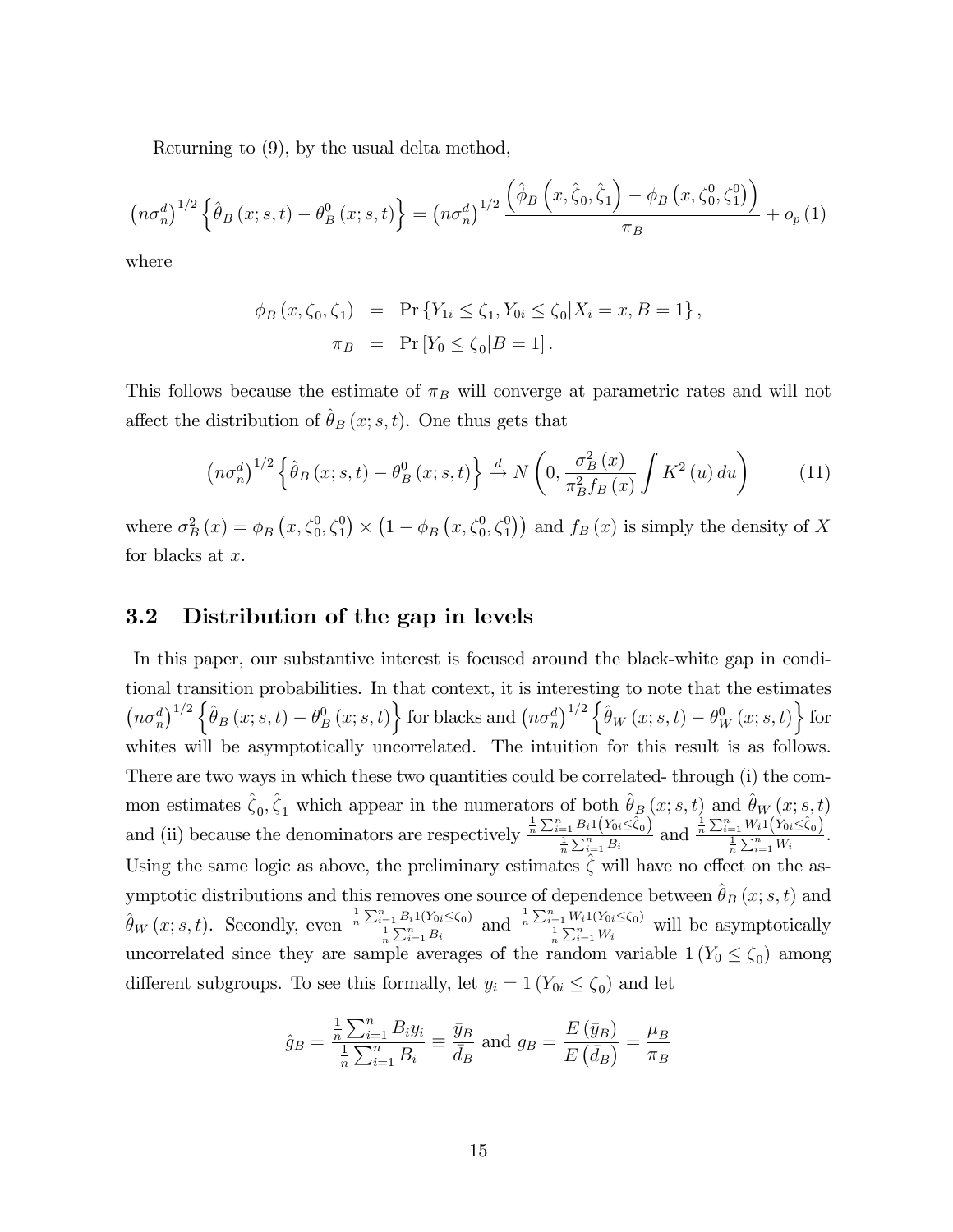Returning to (9), by the usual delta method,

$$\left(n\sigma_n^d\right)^{1/2}\left\{\hat{\theta}_B\left(x;s,t\right)-\theta_B^0\left(x;s,t\right)\right\}=\left(n\sigma_n^d\right)^{1/2}\frac{\left(\hat{\phi}_B\left(x,\hat{\zeta}_0,\hat{\zeta}_1\right)-\phi_B\left(x,\zeta_0^0,\zeta_1^0\right)\right)}{\pi_B}+o_p\left(1\right)$$

where

$$\begin{aligned}\phi_B\left(x,\zeta_0,\zeta_1\right) &= \Pr\left\{Y_{1i}\leq\zeta_1,Y_{0i}\leq\zeta_0|X_i=x,B=1\right\},\\ \pi_B &= \Pr\left[Y_0\leq\zeta_0|B=1\right].\end{aligned}$$

This follows because the estimate of $\pi_B$ will converge at parametric rates and will not affect the distribution of $\hat{\theta}_B\left(x;s,t\right)$. One thus gets that

$$\left(n\sigma_n^d\right)^{1/2}\left\{\hat{\theta}_B\left(x;s,t\right)-\theta_B^0\left(x;s,t\right)\right\}\xrightarrow{d}N\left(0,\frac{\sigma_B^2\left(x\right)}{\pi_B^2 f_B\left(x\right)}\int K^2\left(u\right)du\right)\tag{11}$$

where $\sigma_B^2\left(x\right)=\phi_B\left(x,\zeta_0^0,\zeta_1^0\right)\times\left(1-\phi_B\left(x,\zeta_0^0,\zeta_1^0\right)\right)$ and $f_B\left(x\right)$ is simply the density of $X$ for blacks at $x$.

## 3.2 Distribution of the gap in levels

In this paper, our substantive interest is focused around the black-white gap in conditional transition probabilities. In that context, it is interesting to note that the estimates $\left(n\sigma_n^d\right)^{1/2}\left\{\hat{\theta}_B\left(x;s,t\right)-\theta_B^0\left(x;s,t\right)\right\}$ for blacks and $\left(n\sigma_n^d\right)^{1/2}\left\{\hat{\theta}_W\left(x;s,t\right)-\theta_W^0\left(x;s,t\right)\right\}$ for whites will be asymptotically uncorrelated. The intuition for this result is as follows. There are two ways in which these two quantities could be correlated- through (i) the common estimates $\hat{\zeta}_0,\hat{\zeta}_1$ which appear in the numerators of both $\hat{\theta}_B\left(x;s,t\right)$ and $\hat{\theta}_W\left(x;s,t\right)$ and (ii) because the denominators are respectively $\frac{\frac{1}{n}\sum_{i=1}^n B_i 1\left(Y_{0i}\leq\hat{\zeta}_0\right)}{\frac{1}{n}\sum_{i=1}^n B_i}$ and $\frac{\frac{1}{n}\sum_{i=1}^n W_i 1\left(Y_{0i}\leq\hat{\zeta}_0\right)}{\frac{1}{n}\sum_{i=1}^n W_i}$. Using the same logic as above, the preliminary estimates $\hat{\zeta}$ will have no effect on the asymptotic distributions and this removes one source of dependence between $\hat{\theta}_B\left(x;s,t\right)$ and $\hat{\theta}_W\left(x;s,t\right)$. Secondly, even $\frac{\frac{1}{n}\sum_{i=1}^n B_i 1\left(Y_{0i}\leq\zeta_0\right)}{\frac{1}{n}\sum_{i=1}^n B_i}$ and $\frac{\frac{1}{n}\sum_{i=1}^n W_i 1\left(Y_{0i}\leq\zeta_0\right)}{\frac{1}{n}\sum_{i=1}^n W_i}$ will be asymptotically uncorrelated since they are sample averages of the random variable $1\left(Y_0\leq\zeta_0\right)$ among different subgroups. To see this formally, let $y_i=1\left(Y_{0i}\leq\zeta_0\right)$ and let

$$\hat{g}_B=\frac{\frac{1}{n}\sum_{i=1}^n B_i y_i}{\frac{1}{n}\sum_{i=1}^n B_i}\equiv\frac{\bar{y}_B}{\bar{d}_B}\text{ and }g_B=\frac{E\left(\bar{y}_B\right)}{E\left(\bar{d}_B\right)}=\frac{\mu_B}{\pi_B}$$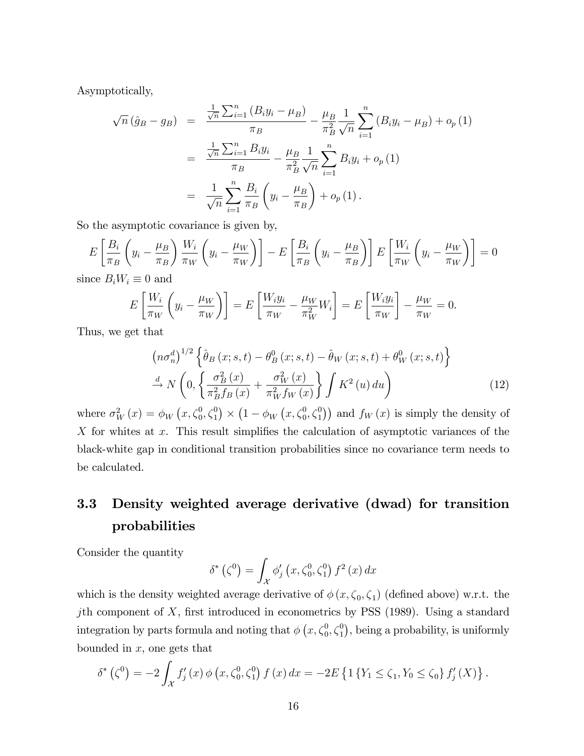Asymptotically,

$$
\begin{aligned}
\sqrt{n}\left(\hat{g}_B - g_B\right) &= \frac{\frac{1}{\sqrt{n}}\sum_{i=1}^{n}\left(B_i y_i - \mu_B\right)}{\pi_B} - \frac{\mu_B}{\pi_B^2}\frac{1}{\sqrt{n}}\sum_{i=1}^{n}\left(B_i y_i - \mu_B\right) + o_p\left(1\right) \\
&= \frac{\frac{1}{\sqrt{n}}\sum_{i=1}^{n} B_i y_i}{\pi_B} - \frac{\mu_B}{\pi_B^2}\frac{1}{\sqrt{n}}\sum_{i=1}^{n} B_i y_i + o_p\left(1\right) \\
&= \frac{1}{\sqrt{n}}\sum_{i=1}^{n}\frac{B_i}{\pi_B}\left(y_i - \frac{\mu_B}{\pi_B}\right) + o_p\left(1\right).
\end{aligned}
$$

So the asymptotic covariance is given by,

$$
E\left[\frac{B_i}{\pi_B}\left(y_i - \frac{\mu_B}{\pi_B}\right)\frac{W_i}{\pi_W}\left(y_i - \frac{\mu_W}{\pi_W}\right)\right] - E\left[\frac{B_i}{\pi_B}\left(y_i - \frac{\mu_B}{\pi_B}\right)\right]E\left[\frac{W_i}{\pi_W}\left(y_i - \frac{\mu_W}{\pi_W}\right)\right] = 0
$$

since $B_i W_i \equiv 0$ and

$$
E\left[\frac{W_i}{\pi_W}\left(y_i - \frac{\mu_W}{\pi_W}\right)\right] = E\left[\frac{W_i y_i}{\pi_W} - \frac{\mu_W}{\pi_W^2}W_i\right] = E\left[\frac{W_i y_i}{\pi_W}\right] - \frac{\mu_W}{\pi_W} = 0.
$$

Thus, we get that

$$
\begin{aligned}
&\left(n\sigma_n^d\right)^{1/2}\left\{\hat{\theta}_B\left(x;s,t\right) - \theta_B^0\left(x;s,t\right) - \hat{\theta}_W\left(x;s,t\right) + \theta_W^0\left(x;s,t\right)\right\} \\
&\xrightarrow{d} N\left(0, \left\{\frac{\sigma_B^2\left(x\right)}{\pi_B^2 f_B\left(x\right)} + \frac{\sigma_W^2\left(x\right)}{\pi_W^2 f_W\left(x\right)}\right\}\int K^2\left(u\right)du\right) \qquad (12)
\end{aligned}
$$

where $\sigma_W^2\left(x\right) = \phi_W\left(x,\zeta_0^0,\zeta_1^0\right) \times \left(1 - \phi_W\left(x,\zeta_0^0,\zeta_1^0\right)\right)$ and $f_W\left(x\right)$ is simply the density of $X$ for whites at $x$. This result simplifies the calculation of asymptotic variances of the black-white gap in conditional transition probabilities since no covariance term needs to be calculated.

## 3.3 Density weighted average derivative (dwad) for transition probabilities

Consider the quantity

$$
\delta^*\left(\zeta^0\right) = \int_{\mathcal{X}} \phi_j'\left(x,\zeta_0^0,\zeta_1^0\right) f^2\left(x\right)dx
$$

which is the density weighted average derivative of $\phi\left(x,\zeta_0,\zeta_1\right)$ (defined above) w.r.t. the $j$th component of $X$, first introduced in econometrics by PSS (1989). Using a standard integration by parts formula and noting that $\phi\left(x,\zeta_0^0,\zeta_1^0\right)$, being a probability, is uniformly bounded in $x$, one gets that

$$
\delta^*\left(\zeta^0\right) = -2\int_{\mathcal{X}} f_j'\left(x\right)\phi\left(x,\zeta_0^0,\zeta_1^0\right) f\left(x\right)dx = -2E\left\{1\left\{Y_1 \le \zeta_1, Y_0 \le \zeta_0\right\} f_j'\left(X\right)\right\}.
$$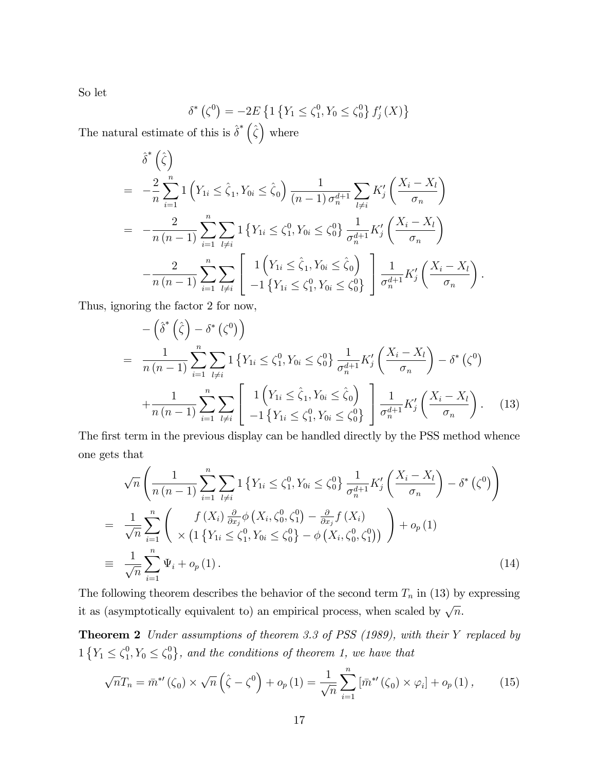So let

$$\delta^*\left(\zeta^0\right) = -2E\left\{1\left\{Y_1 \leq \zeta_1^0, Y_0 \leq \zeta_0^0\right\} f_j'(X)\right\}$$

The natural estimate of this is $\hat{\delta}^*\left(\hat{\zeta}\right)$ where

$$\begin{aligned}
& \hat{\delta}^*\left(\hat{\zeta}\right) \\
= & -\frac{2}{n}\sum_{i=1}^{n} 1\left(Y_{1i} \leq \hat{\zeta}_1, Y_{0i} \leq \hat{\zeta}_0\right) \frac{1}{(n-1)\,\sigma_n^{d+1}} \sum_{l \neq i} K_j'\left(\frac{X_i - X_l}{\sigma_n}\right) \\
= & -\frac{2}{n(n-1)}\sum_{i=1}^{n}\sum_{l \neq i} 1\left\{Y_{1i} \leq \zeta_1^0, Y_{0i} \leq \zeta_0^0\right\} \frac{1}{\sigma_n^{d+1}} K_j'\left(\frac{X_i - X_l}{\sigma_n}\right) \\
& -\frac{2}{n(n-1)}\sum_{i=1}^{n}\sum_{l \neq i} \left[\begin{array}{c} 1\left(Y_{1i} \leq \hat{\zeta}_1, Y_{0i} \leq \hat{\zeta}_0\right) \\ -1\left\{Y_{1i} \leq \zeta_1^0, Y_{0i} \leq \zeta_0^0\right\} \end{array}\right] \frac{1}{\sigma_n^{d+1}} K_j'\left(\frac{X_i - X_l}{\sigma_n}\right).
\end{aligned}$$

Thus, ignoring the factor 2 for now,

$$\begin{aligned}
& -\left(\hat{\delta}^*\left(\hat{\zeta}\right) - \delta^*\left(\zeta^0\right)\right) \\
= & \frac{1}{n(n-1)}\sum_{i=1}^{n}\sum_{l \neq i} 1\left\{Y_{1i} \leq \zeta_1^0, Y_{0i} \leq \zeta_0^0\right\} \frac{1}{\sigma_n^{d+1}} K_j'\left(\frac{X_i - X_l}{\sigma_n}\right) - \delta^*\left(\zeta^0\right) \\
& + \frac{1}{n(n-1)}\sum_{i=1}^{n}\sum_{l \neq i} \left[\begin{array}{c} 1\left(Y_{1i} \leq \hat{\zeta}_1, Y_{0i} \leq \hat{\zeta}_0\right) \\ -1\left\{Y_{1i} \leq \zeta_1^0, Y_{0i} \leq \zeta_0^0\right\} \end{array}\right] \frac{1}{\sigma_n^{d+1}} K_j'\left(\frac{X_i - X_l}{\sigma_n}\right). \qquad (13)
\end{aligned}$$

The first term in the previous display can be handled directly by the PSS method whence one gets that

$$\begin{aligned}
& \sqrt{n}\left(\frac{1}{n(n-1)}\sum_{i=1}^{n}\sum_{l \neq i} 1\left\{Y_{1i} \leq \zeta_1^0, Y_{0i} \leq \zeta_0^0\right\} \frac{1}{\sigma_n^{d+1}} K_j'\left(\frac{X_i - X_l}{\sigma_n}\right) - \delta^*\left(\zeta^0\right)\right) \\
= & \frac{1}{\sqrt{n}}\sum_{i=1}^{n}\left(\begin{array}{c} f(X_i)\frac{\partial}{\partial x_j}\phi\left(X_i, \zeta_0^0, \zeta_1^0\right) - \frac{\partial}{\partial x_j} f(X_i) \\ \times\left(1\left\{Y_{1i} \leq \zeta_1^0, Y_{0i} \leq \zeta_0^0\right\} - \phi\left(X_i, \zeta_0^0, \zeta_1^0\right)\right) \end{array}\right) + o_p(1) \\
\equiv & \frac{1}{\sqrt{n}}\sum_{i=1}^{n}\Psi_i + o_p(1). \qquad (14)
\end{aligned}$$

The following theorem describes the behavior of the second term $T_n$ in (13) by expressing it as (asymptotically equivalent to) an empirical process, when scaled by $\sqrt{n}$.

**Theorem 2** *Under assumptions of theorem 3.3 of PSS (1989), with their $Y$ replaced by $1\left\{Y_1 \leq \zeta_1^0, Y_0 \leq \zeta_0^0\right\}$, and the conditions of theorem 1, we have that*

$$\sqrt{n}T_n = \bar{m}^{*\prime}(\zeta_0) \times \sqrt{n}\left(\hat{\zeta} - \zeta^0\right) + o_p(1) = \frac{1}{\sqrt{n}}\sum_{i=1}^{n}\left[\bar{m}^{*\prime}(\zeta_0) \times \varphi_i\right] + o_p(1), \qquad (15)$$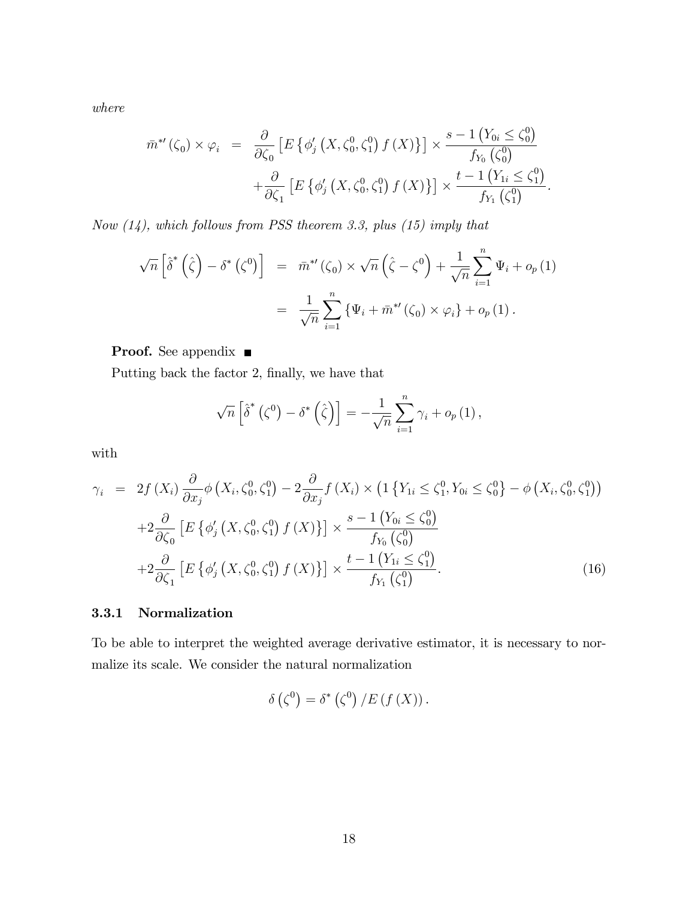*where*

$$
\begin{aligned}
\bar{m}^{*\prime}(\zeta_0) \times \varphi_i &= \frac{\partial}{\partial \zeta_0}\left[E\left\{\phi_j'\left(X, \zeta_0^0, \zeta_1^0\right) f(X)\right\}\right] \times \frac{s - 1\left(Y_{0i} \le \zeta_0^0\right)}{f_{Y_0}\left(\zeta_0^0\right)} \\
&\quad + \frac{\partial}{\partial \zeta_1}\left[E\left\{\phi_j'\left(X, \zeta_0^0, \zeta_1^0\right) f(X)\right\}\right] \times \frac{t - 1\left(Y_{1i} \le \zeta_1^0\right)}{f_{Y_1}\left(\zeta_1^0\right)}.
\end{aligned}
$$

*Now (14), which follows from PSS theorem 3.3, plus (15) imply that*

$$
\begin{aligned}
\sqrt{n}\left[\hat{\delta}^*\left(\hat{\zeta}\right) - \delta^*\left(\zeta^0\right)\right] &= \bar{m}^{*\prime}(\zeta_0) \times \sqrt{n}\left(\hat{\zeta} - \zeta^0\right) + \frac{1}{\sqrt{n}}\sum_{i=1}^{n} \Psi_i + o_p(1) \\
&= \frac{1}{\sqrt{n}}\sum_{i=1}^{n}\left\{\Psi_i + \bar{m}^{*\prime}(\zeta_0) \times \varphi_i\right\} + o_p(1).
\end{aligned}
$$

**Proof.** See appendix ■

Putting back the factor 2, finally, we have that

$$
\sqrt{n}\left[\hat{\delta}^*\left(\zeta^0\right) - \delta^*\left(\hat{\zeta}\right)\right] = -\frac{1}{\sqrt{n}}\sum_{i=1}^{n}\gamma_i + o_p(1),
$$

with

$$
\begin{aligned}
\gamma_i &= 2f(X_i)\frac{\partial}{\partial x_j}\phi\left(X_i, \zeta_0^0, \zeta_1^0\right) - 2\frac{\partial}{\partial x_j}f(X_i) \times \left(1\left\{Y_{1i} \le \zeta_1^0, Y_{0i} \le \zeta_0^0\right\} - \phi\left(X_i, \zeta_0^0, \zeta_1^0\right)\right) \\
&\quad + 2\frac{\partial}{\partial \zeta_0}\left[E\left\{\phi_j'\left(X, \zeta_0^0, \zeta_1^0\right) f(X)\right\}\right] \times \frac{s - 1\left(Y_{0i} \le \zeta_0^0\right)}{f_{Y_0}\left(\zeta_0^0\right)} \\
&\quad + 2\frac{\partial}{\partial \zeta_1}\left[E\left\{\phi_j'\left(X, \zeta_0^0, \zeta_1^0\right) f(X)\right\}\right] \times \frac{t - 1\left(Y_{1i} \le \zeta_1^0\right)}{f_{Y_1}\left(\zeta_1^0\right)}. \qquad (16)
\end{aligned}
$$

### 3.3.1 Normalization

To be able to interpret the weighted average derivative estimator, it is necessary to normalize its scale. We consider the natural normalization

$$
\delta\left(\zeta^0\right) = \delta^*\left(\zeta^0\right) / E\left(f(X)\right).
$$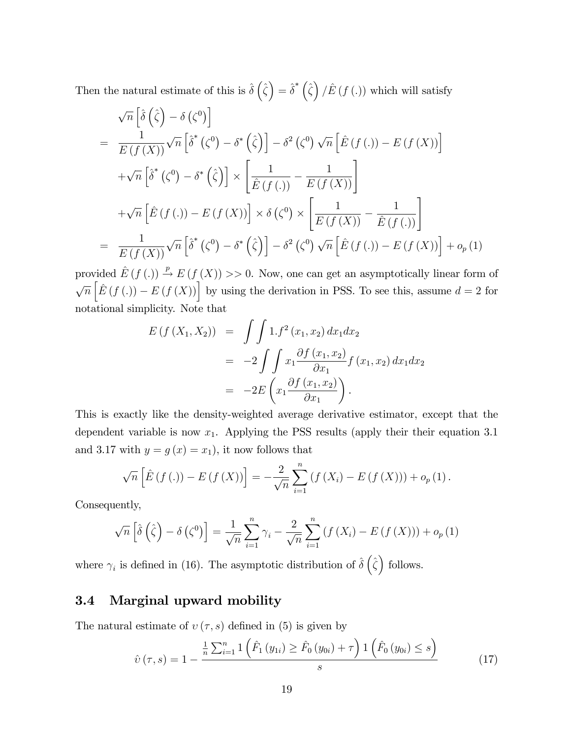Then the natural estimate of this is $\hat{\delta}\left(\hat{\zeta}\right) = \hat{\delta}^*\left(\hat{\zeta}\right)/\hat{E}\left(f\left(.\right)\right)$ which will satisfy

$$
\begin{aligned}
& \sqrt{n}\left[\hat{\delta}\left(\hat{\zeta}\right) - \delta\left(\zeta^0\right)\right] \\
= & \frac{1}{E\left(f\left(X\right)\right)}\sqrt{n}\left[\hat{\delta}^*\left(\zeta^0\right) - \delta^*\left(\hat{\zeta}\right)\right] - \delta^2\left(\zeta^0\right)\sqrt{n}\left[\hat{E}\left(f\left(.\right)\right) - E\left(f\left(X\right)\right)\right] \\
& + \sqrt{n}\left[\hat{\delta}^*\left(\zeta^0\right) - \delta^*\left(\hat{\zeta}\right)\right] \times \left[\frac{1}{\hat{E}\left(f\left(.\right)\right)} - \frac{1}{E\left(f\left(X\right)\right)}\right] \\
& + \sqrt{n}\left[\hat{E}\left(f\left(.\right)\right) - E\left(f\left(X\right)\right)\right] \times \delta\left(\zeta^0\right) \times \left[\frac{1}{E\left(f\left(X\right)\right)} - \frac{1}{\hat{E}\left(f\left(.\right)\right)}\right] \\
= & \frac{1}{E\left(f\left(X\right)\right)}\sqrt{n}\left[\hat{\delta}^*\left(\zeta^0\right) - \delta^*\left(\hat{\zeta}\right)\right] - \delta^2\left(\zeta^0\right)\sqrt{n}\left[\hat{E}\left(f\left(.\right)\right) - E\left(f\left(X\right)\right)\right] + o_p\left(1\right)
\end{aligned}
$$

provided $\hat{E}\left(f\left(.\right)\right) \xrightarrow{p} E\left(f\left(X\right)\right) >> 0$. Now, one can get an asymptotically linear form of $\sqrt{n}\left[\hat{E}\left(f\left(.\right)\right) - E\left(f\left(X\right)\right)\right]$ by using the derivation in PSS. To see this, assume $d = 2$ for notational simplicity. Note that

$$
\begin{aligned}
E\left(f\left(X_1, X_2\right)\right) &= \int\int 1.f^2\left(x_1, x_2\right)dx_1 dx_2 \\
&= -2\int\int x_1 \frac{\partial f\left(x_1, x_2\right)}{\partial x_1} f\left(x_1, x_2\right)dx_1 dx_2 \\
&= -2E\left(x_1 \frac{\partial f\left(x_1, x_2\right)}{\partial x_1}\right).
\end{aligned}
$$

This is exactly like the density-weighted average derivative estimator, except that the dependent variable is now $x_1$. Applying the PSS results (apply their their equation 3.1 and 3.17 with $y = g\left(x\right) = x_1$), it now follows that

$$
\sqrt{n}\left[\hat{E}\left(f\left(.\right)\right) - E\left(f\left(X\right)\right)\right] = -\frac{2}{\sqrt{n}}\sum_{i=1}^{n}\left(f\left(X_i\right) - E\left(f\left(X\right)\right)\right) + o_p\left(1\right).
$$

Consequently,

$$
\sqrt{n}\left[\hat{\delta}\left(\hat{\zeta}\right) - \delta\left(\zeta^0\right)\right] = \frac{1}{\sqrt{n}}\sum_{i=1}^{n}\gamma_i - \frac{2}{\sqrt{n}}\sum_{i=1}^{n}\left(f\left(X_i\right) - E\left(f\left(X\right)\right)\right) + o_p\left(1\right)
$$

where $\gamma_i$ is defined in (16). The asymptotic distribution of $\hat{\delta}\left(\hat{\zeta}\right)$ follows.

### 3.4 Marginal upward mobility

The natural estimate of $\upsilon\left(\tau, s\right)$ defined in (5) is given by

$$
\hat{\upsilon}\left(\tau, s\right) = 1 - \frac{\frac{1}{n}\sum_{i=1}^{n} 1\left(\hat{F}_1\left(y_{1i}\right) \geq \hat{F}_0\left(y_{0i}\right) + \tau\right) 1\left(\hat{F}_0\left(y_{0i}\right) \leq s\right)}{s} \tag{17}
$$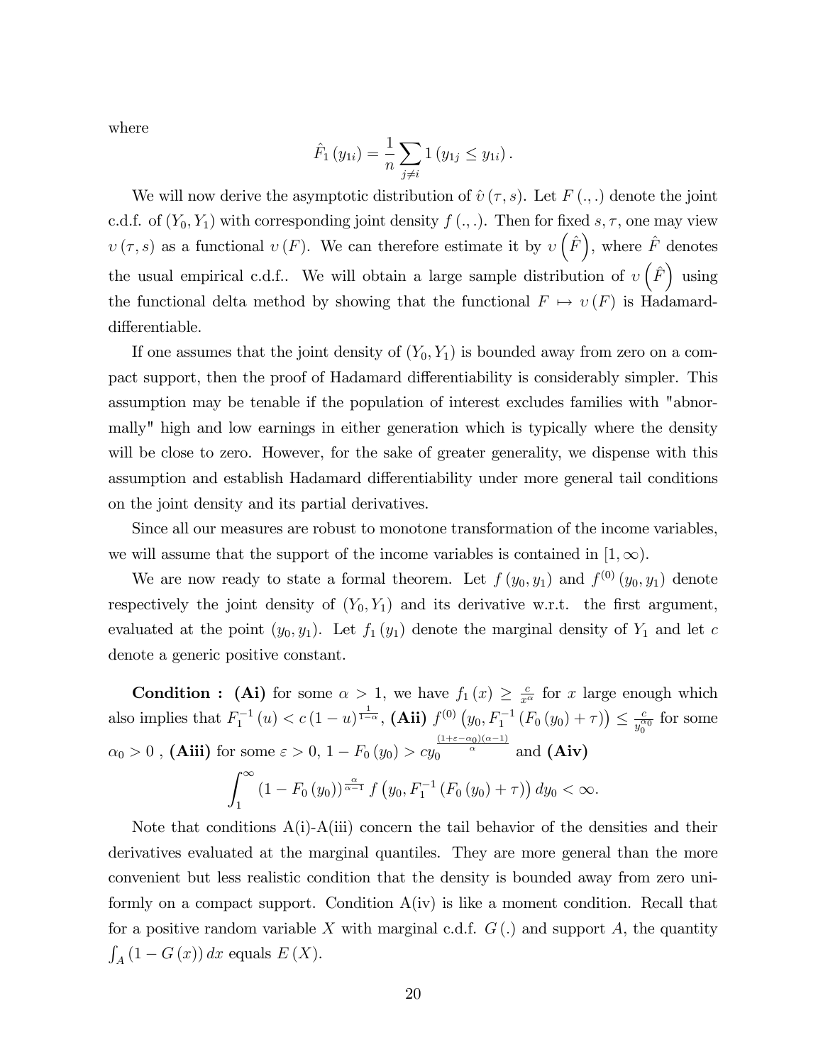where

$$\hat{F}_1(y_{1i}) = \frac{1}{n}\sum_{j \neq i} 1(y_{1j} \leq y_{1i}).$$

We will now derive the asymptotic distribution of $\hat{\upsilon}(\tau, s)$. Let $F(.,.)$ denote the joint c.d.f. of $(Y_0, Y_1)$ with corresponding joint density $f(.,.)$. Then for fixed $s, \tau$, one may view $\upsilon(\tau, s)$ as a functional $\upsilon(F)$. We can therefore estimate it by $\upsilon\left(\hat{F}\right)$, where $\hat{F}$ denotes the usual empirical c.d.f.. We will obtain a large sample distribution of $\upsilon\left(\hat{F}\right)$ using the functional delta method by showing that the functional $F \mapsto \upsilon(F)$ is Hadamard-differentiable.

If one assumes that the joint density of $(Y_0, Y_1)$ is bounded away from zero on a compact support, then the proof of Hadamard differentiability is considerably simpler. This assumption may be tenable if the population of interest excludes families with "abnormally" high and low earnings in either generation which is typically where the density will be close to zero. However, for the sake of greater generality, we dispense with this assumption and establish Hadamard differentiability under more general tail conditions on the joint density and its partial derivatives.

Since all our measures are robust to monotone transformation of the income variables, we will assume that the support of the income variables is contained in $[1, \infty)$.

We are now ready to state a formal theorem. Let $f(y_0, y_1)$ and $f^{(0)}(y_0, y_1)$ denote respectively the joint density of $(Y_0, Y_1)$ and its derivative w.r.t. the first argument, evaluated at the point $(y_0, y_1)$. Let $f_1(y_1)$ denote the marginal density of $Y_1$ and let $c$ denote a generic positive constant.

**Condition : (Ai)** for some $\alpha > 1$, we have $f_1(x) \geq \frac{c}{x^\alpha}$ for $x$ large enough which also implies that $F_1^{-1}(u) < c(1-u)^{\frac{1}{1-\alpha}}$, **(Aii)** $f^{(0)}\left(y_0, F_1^{-1}(F_0(y_0) + \tau)\right) \leq \frac{c}{y_0^{\alpha_0}}$ for some $\alpha_0 > 0$ , **(Aiii)** for some $\varepsilon > 0$, $1 - F_0(y_0) > c y_0^{\frac{(1+\varepsilon-\alpha_0)(\alpha-1)}{\alpha}}$ and **(Aiv)**

$$\int_1^\infty (1 - F_0(y_0))^{\frac{\alpha}{\alpha-1}} f\left(y_0, F_1^{-1}(F_0(y_0) + \tau)\right) dy_0 < \infty.$$

Note that conditions A(i)-A(iii) concern the tail behavior of the densities and their derivatives evaluated at the marginal quantiles. They are more general than the more convenient but less realistic condition that the density is bounded away from zero uniformly on a compact support. Condition A(iv) is like a moment condition. Recall that for a positive random variable $X$ with marginal c.d.f. $G(.)$ and support $A$, the quantity $\int_A (1 - G(x))\, dx$ equals $E(X)$.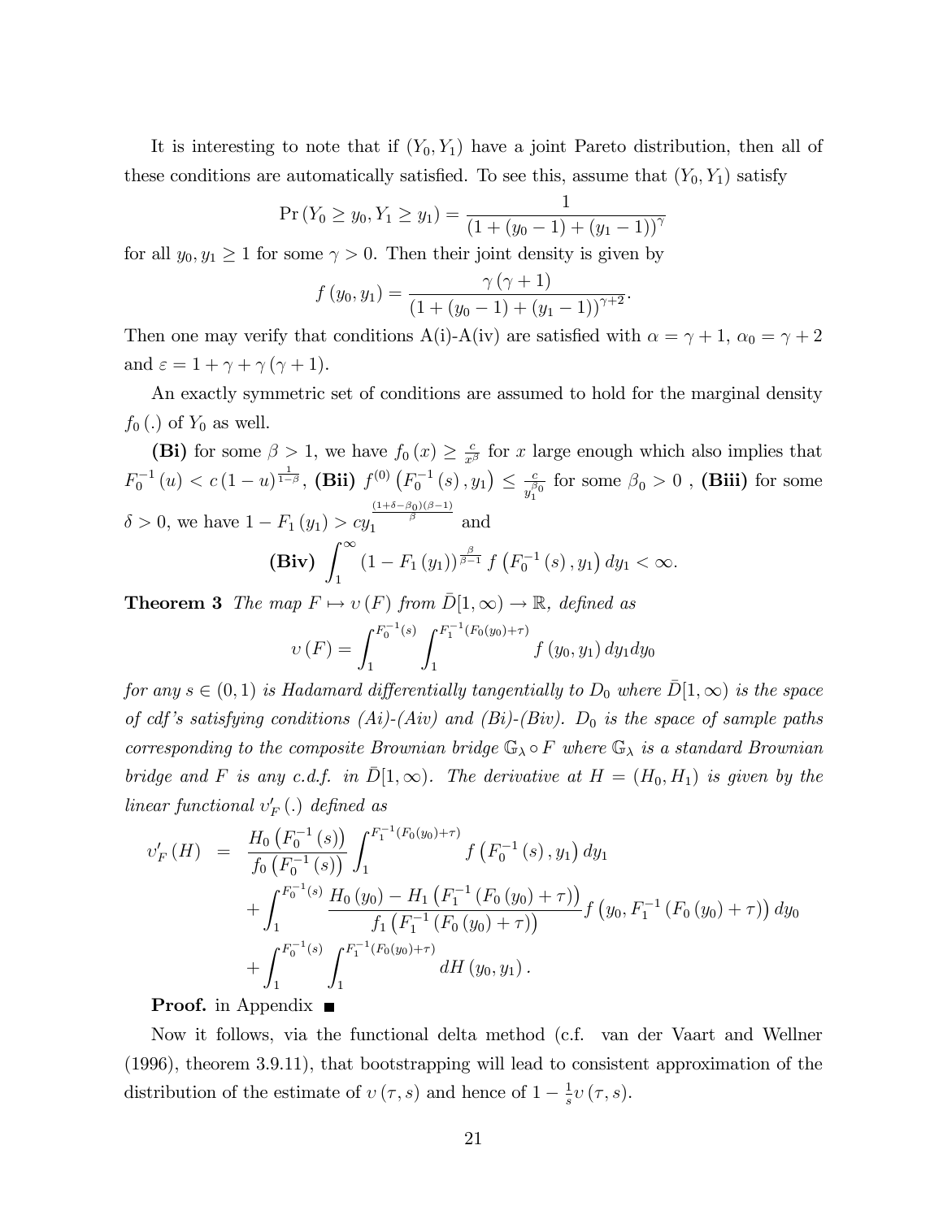It is interesting to note that if $(Y_0, Y_1)$ have a joint Pareto distribution, then all of these conditions are automatically satisfied. To see this, assume that $(Y_0, Y_1)$ satisfy

$$\Pr(Y_0 \geq y_0, Y_1 \geq y_1) = \frac{1}{(1 + (y_0 - 1) + (y_1 - 1))^{\gamma}}$$

for all $y_0, y_1 \geq 1$ for some $\gamma > 0$. Then their joint density is given by

$$f(y_0, y_1) = \frac{\gamma(\gamma + 1)}{(1 + (y_0 - 1) + (y_1 - 1))^{\gamma+2}}.$$

Then one may verify that conditions A(i)-A(iv) are satisfied with $\alpha = \gamma + 1$, $\alpha_0 = \gamma + 2$ and $\varepsilon = 1 + \gamma + \gamma(\gamma + 1)$.

An exactly symmetric set of conditions are assumed to hold for the marginal density $f_0(.)$ of $Y_0$ as well.

**(Bi)** for some $\beta > 1$, we have $f_0(x) \geq \frac{c}{x^{\beta}}$ for $x$ large enough which also implies that $F_0^{-1}(u) < c(1-u)^{\frac{1}{1-\beta}}$, **(Bii)** $f^{(0)}\left(F_0^{-1}(s), y_1\right) \leq \frac{c}{y_1^{\beta_0}}$ for some $\beta_0 > 0$ , **(Biii)** for some $\delta > 0$, we have $1 - F_1(y_1) > c y_1^{\frac{(1+\delta-\beta_0)(\beta-1)}{\beta}}$ and

$$\textbf{(Biv)} \int_1^{\infty} (1 - F_1(y_1))^{\frac{\beta}{\beta-1}} f\left(F_0^{-1}(s), y_1\right) dy_1 < \infty.$$

**Theorem 3** *The map $F \mapsto \upsilon(F)$ from $\bar{D}[1, \infty) \to \mathbb{R}$, defined as*

$$\upsilon(F) = \int_1^{F_0^{-1}(s)} \int_1^{F_1^{-1}(F_0(y_0)+\tau)} f(y_0, y_1)\, dy_1 dy_0$$

*for any $s \in (0,1)$ is Hadamard differentially tangentially to $D_0$ where $\bar{D}[1, \infty)$ is the space of cdf's satisfying conditions (Ai)-(Aiv) and (Bi)-(Biv). $D_0$ is the space of sample paths corresponding to the composite Brownian bridge $\mathbb{G}_{\lambda} \circ F$ where $\mathbb{G}_{\lambda}$ is a standard Brownian bridge and $F$ is any c.d.f. in $\bar{D}[1, \infty)$. The derivative at $H = (H_0, H_1)$ is given by the linear functional $\upsilon_F'(.)$ defined as*

$$\begin{aligned}
\upsilon_F'(H) &= \frac{H_0\left(F_0^{-1}(s)\right)}{f_0\left(F_0^{-1}(s)\right)} \int_1^{F_1^{-1}(F_0(y_0)+\tau)} f\left(F_0^{-1}(s), y_1\right) dy_1 \\
&\quad + \int_1^{F_0^{-1}(s)} \frac{H_0(y_0) - H_1\left(F_1^{-1}(F_0(y_0) + \tau)\right)}{f_1\left(F_1^{-1}(F_0(y_0) + \tau)\right)} f\left(y_0, F_1^{-1}(F_0(y_0) + \tau)\right) dy_0 \\
&\quad + \int_1^{F_0^{-1}(s)} \int_1^{F_1^{-1}(F_0(y_0)+\tau)} dH(y_0, y_1).
\end{aligned}$$

**Proof.** in Appendix ■

Now it follows, via the functional delta method (c.f. van der Vaart and Wellner (1996), theorem 3.9.11), that bootstrapping will lead to consistent approximation of the distribution of the estimate of $\upsilon(\tau, s)$ and hence of $1 - \frac{1}{s}\upsilon(\tau, s)$.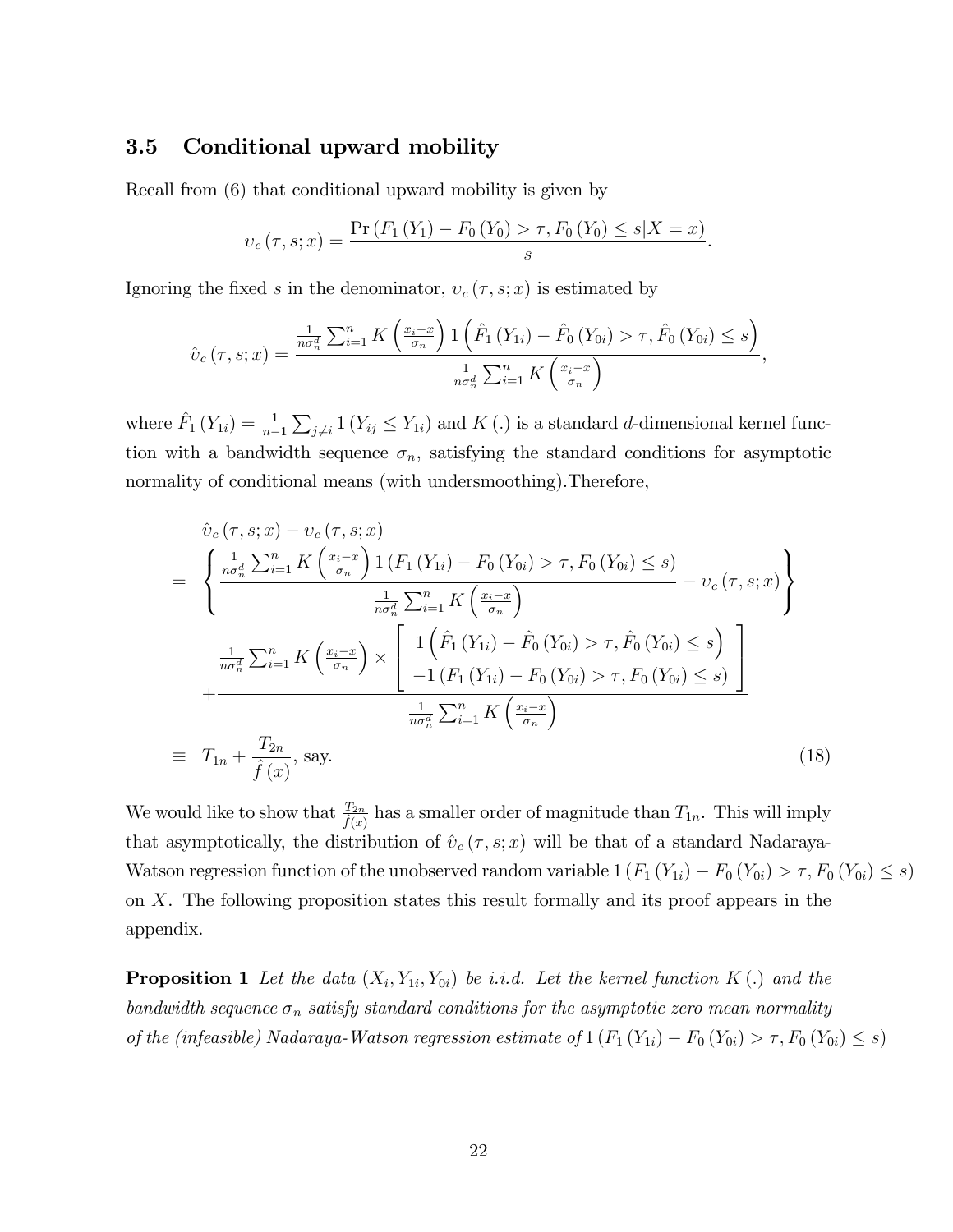### 3.5 Conditional upward mobility

Recall from (6) that conditional upward mobility is given by

$$\upsilon_c(\tau, s; x) = \frac{\Pr\left(F_1(Y_1) - F_0(Y_0) > \tau, F_0(Y_0) \leq s | X = x\right)}{s}.$$

Ignoring the fixed $s$ in the denominator, $\upsilon_c(\tau, s; x)$ is estimated by

$$\hat{\upsilon}_c(\tau, s; x) = \frac{\frac{1}{n\sigma_n^d}\sum_{i=1}^n K\left(\frac{x_i - x}{\sigma_n}\right) 1\left(\hat{F}_1(Y_{1i}) - \hat{F}_0(Y_{0i}) > \tau, \hat{F}_0(Y_{0i}) \leq s\right)}{\frac{1}{n\sigma_n^d}\sum_{i=1}^n K\left(\frac{x_i - x}{\sigma_n}\right)},$$

where $\hat{F}_1(Y_{1i}) = \frac{1}{n-1}\sum_{j \neq i} 1(Y_{ij} \leq Y_{1i})$ and $K(.)$ is a standard $d$-dimensional kernel function with a bandwidth sequence $\sigma_n$, satisfying the standard conditions for asymptotic normality of conditional means (with undersmoothing).Therefore,

$$\begin{aligned}
& \hat{\upsilon}_c(\tau, s; x) - \upsilon_c(\tau, s; x) \\
= & \left\{ \frac{\frac{1}{n\sigma_n^d}\sum_{i=1}^n K\left(\frac{x_i - x}{\sigma_n}\right) 1\left(F_1(Y_{1i}) - F_0(Y_{0i}) > \tau, F_0(Y_{0i}) \leq s\right)}{\frac{1}{n\sigma_n^d}\sum_{i=1}^n K\left(\frac{x_i - x}{\sigma_n}\right)} - \upsilon_c(\tau, s; x) \right\} \\
& + \frac{\frac{1}{n\sigma_n^d}\sum_{i=1}^n K\left(\frac{x_i - x}{\sigma_n}\right) \times \left[\begin{array}{c} 1\left(\hat{F}_1(Y_{1i}) - \hat{F}_0(Y_{0i}) > \tau, \hat{F}_0(Y_{0i}) \leq s\right) \\ -1\left(F_1(Y_{1i}) - F_0(Y_{0i}) > \tau, F_0(Y_{0i}) \leq s\right) \end{array}\right]}{\frac{1}{n\sigma_n^d}\sum_{i=1}^n K\left(\frac{x_i - x}{\sigma_n}\right)} \\
\equiv & \; T_{1n} + \frac{T_{2n}}{\hat{f}(x)}, \text{ say.}
\end{aligned} \tag{18}$$

We would like to show that $\frac{T_{2n}}{\hat{f}(x)}$ has a smaller order of magnitude than $T_{1n}$. This will imply that asymptotically, the distribution of $\hat{\upsilon}_c(\tau, s; x)$ will be that of a standard Nadaraya-Watson regression function of the unobserved random variable $1\left(F_1(Y_{1i}) - F_0(Y_{0i}) > \tau, F_0(Y_{0i}) \leq s\right)$ on $X$. The following proposition states this result formally and its proof appears in the appendix.

**Proposition 1** *Let the data $(X_i, Y_{1i}, Y_{0i})$ be i.i.d. Let the kernel function $K(.)$ and the bandwidth sequence $\sigma_n$ satisfy standard conditions for the asymptotic zero mean normality of the (infeasible) Nadaraya-Watson regression estimate of* $1\left(F_1(Y_{1i}) - F_0(Y_{0i}) > \tau, F_0(Y_{0i}) \leq s\right)$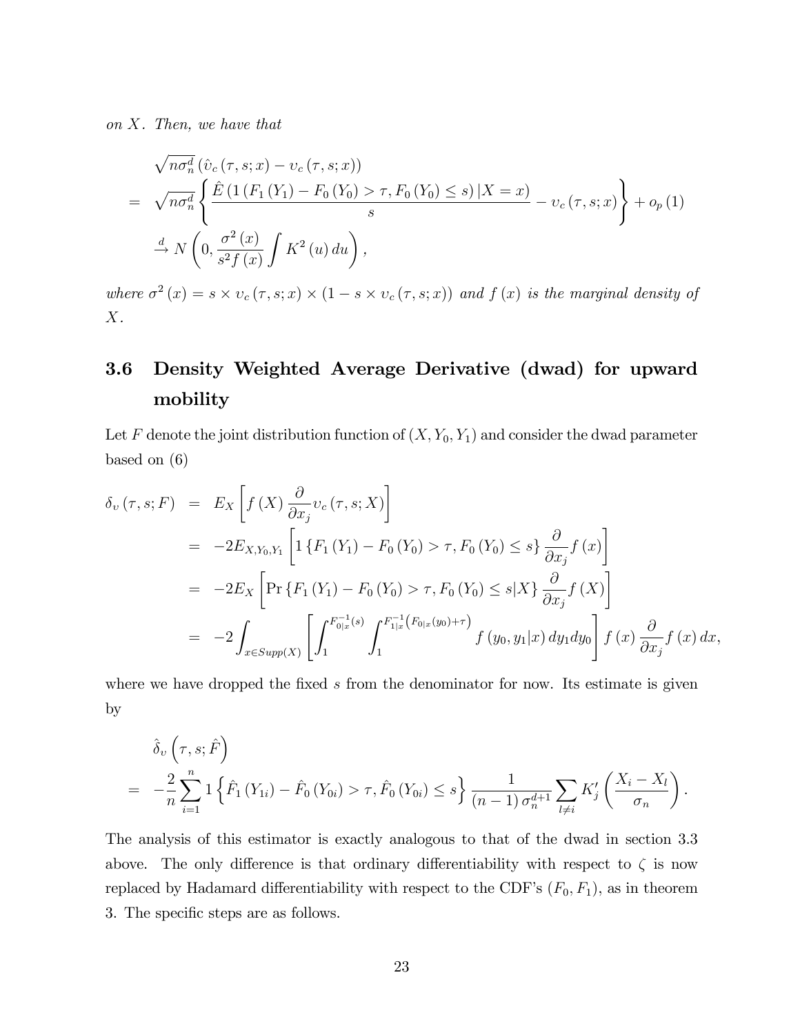*on $X$. Then, we have that*

$$
\begin{aligned}
& \sqrt{n\sigma_n^d}\left(\hat{\upsilon}_c\left(\tau,s;x\right)-\upsilon_c\left(\tau,s;x\right)\right) \\
= \;& \sqrt{n\sigma_n^d}\left\{\frac{\hat{E}\left(1\left(F_1\left(Y_1\right)-F_0\left(Y_0\right)>\tau,F_0\left(Y_0\right)\leq s\right)|X=x\right)}{s}-\upsilon_c\left(\tau,s;x\right)\right\}+o_p\left(1\right) \\
& \xrightarrow{d} N\left(0,\frac{\sigma^2\left(x\right)}{s^2 f\left(x\right)}\int K^2\left(u\right)du\right),
\end{aligned}
$$

*where $\sigma^2\left(x\right)=s\times\upsilon_c\left(\tau,s;x\right)\times\left(1-s\times\upsilon_c\left(\tau,s;x\right)\right)$ and $f\left(x\right)$ is the marginal density of $X$.*

### 3.6 Density Weighted Average Derivative (dwad) for upward mobility

Let $F$ denote the joint distribution function of $(X,Y_0,Y_1)$ and consider the dwad parameter based on (6)

$$
\begin{aligned}
\delta_\upsilon\left(\tau,s;F\right) &= E_X\left[f\left(X\right)\frac{\partial}{\partial x_j}\upsilon_c\left(\tau,s;X\right)\right] \\
&= -2E_{X,Y_0,Y_1}\left[1\left\{F_1\left(Y_1\right)-F_0\left(Y_0\right)>\tau,F_0\left(Y_0\right)\leq s\right\}\frac{\partial}{\partial x_j}f\left(x\right)\right] \\
&= -2E_X\left[\Pr\left\{F_1\left(Y_1\right)-F_0\left(Y_0\right)>\tau,F_0\left(Y_0\right)\leq s|X\right\}\frac{\partial}{\partial x_j}f\left(X\right)\right] \\
&= -2\int_{x\in Supp(X)}\left[\int_1^{F_{0|x}^{-1}(s)}\int_1^{F_{1|x}^{-1}\left(F_{0|x}(y_0)+\tau\right)}f\left(y_0,y_1|x\right)dy_1 dy_0\right]f\left(x\right)\frac{\partial}{\partial x_j}f\left(x\right)dx,
\end{aligned}
$$

where we have dropped the fixed $s$ from the denominator for now. Its estimate is given by

$$
\begin{aligned}
& \hat{\delta}_\upsilon\left(\tau,s;\hat{F}\right) \\
= \;& -\frac{2}{n}\sum_{i=1}^n 1\left\{\hat{F}_1\left(Y_{1i}\right)-\hat{F}_0\left(Y_{0i}\right)>\tau,\hat{F}_0\left(Y_{0i}\right)\leq s\right\}\frac{1}{\left(n-1\right)\sigma_n^{d+1}}\sum_{l\neq i}K_j'\left(\frac{X_i-X_l}{\sigma_n}\right).
\end{aligned}
$$

The analysis of this estimator is exactly analogous to that of the dwad in section 3.3 above. The only difference is that ordinary differentiability with respect to $\zeta$ is now replaced by Hadamard differentiability with respect to the CDF's $(F_0,F_1)$, as in theorem 3. The specific steps are as follows.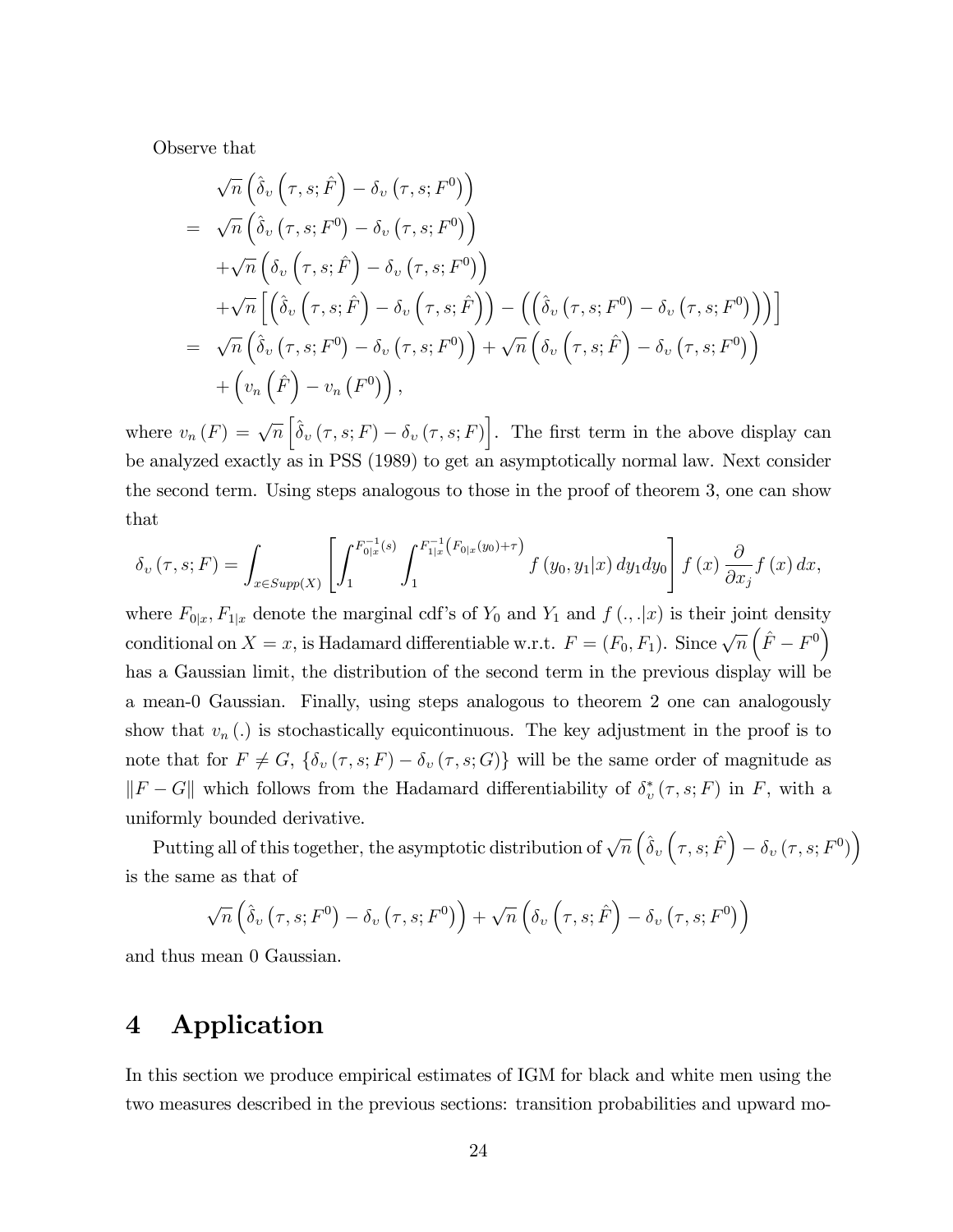Observe that

$$
\begin{aligned}
& \sqrt{n}\left(\hat{\delta}_{\upsilon}\left(\tau, s; \hat{F}\right) - \delta_{\upsilon}\left(\tau, s; F^{0}\right)\right) \\
= \;& \sqrt{n}\left(\hat{\delta}_{\upsilon}\left(\tau, s; F^{0}\right) - \delta_{\upsilon}\left(\tau, s; F^{0}\right)\right) \\
& + \sqrt{n}\left(\delta_{\upsilon}\left(\tau, s; \hat{F}\right) - \delta_{\upsilon}\left(\tau, s; F^{0}\right)\right) \\
& + \sqrt{n}\left[\left(\hat{\delta}_{\upsilon}\left(\tau, s; \hat{F}\right) - \delta_{\upsilon}\left(\tau, s; \hat{F}\right)\right) - \left(\left(\hat{\delta}_{\upsilon}\left(\tau, s; F^{0}\right) - \delta_{\upsilon}\left(\tau, s; F^{0}\right)\right)\right)\right] \\
= \;& \sqrt{n}\left(\hat{\delta}_{\upsilon}\left(\tau, s; F^{0}\right) - \delta_{\upsilon}\left(\tau, s; F^{0}\right)\right) + \sqrt{n}\left(\delta_{\upsilon}\left(\tau, s; \hat{F}\right) - \delta_{\upsilon}\left(\tau, s; F^{0}\right)\right) \\
& + \left(v_{n}\left(\hat{F}\right) - v_{n}\left(F^{0}\right)\right),
\end{aligned}
$$

where $v_n(F) = \sqrt{n}\left[\hat{\delta}_{\upsilon}(\tau, s; F) - \delta_{\upsilon}(\tau, s; F)\right]$. The first term in the above display can be analyzed exactly as in PSS (1989) to get an asymptotically normal law. Next consider the second term. Using steps analogous to those in the proof of theorem 3, one can show that

$$
\delta_{\upsilon}(\tau, s; F) = \int_{x \in Supp(X)} \left[\int_{1}^{F_{0|x}^{-1}(s)} \int_{1}^{F_{1|x}^{-1}\left(F_{0|x}(y_0)+\tau\right)} f\left(y_0, y_1 | x\right) dy_1 dy_0\right] f(x) \frac{\partial}{\partial x_j} f(x)\, dx,
$$

where $F_{0|x}, F_{1|x}$ denote the marginal cdf's of $Y_0$ and $Y_1$ and $f(.,.|x)$ is their joint density conditional on $X = x$, is Hadamard differentiable w.r.t. $F = (F_0, F_1)$. Since $\sqrt{n}\left(\hat{F} - F^0\right)$ has a Gaussian limit, the distribution of the second term in the previous display will be a mean-0 Gaussian. Finally, using steps analogous to theorem 2 one can analogously show that $v_n(.)$ is stochastically equicontinuous. The key adjustment in the proof is to note that for $F \neq G$, $\{\delta_{\upsilon}(\tau, s; F) - \delta_{\upsilon}(\tau, s; G)\}$ will be the same order of magnitude as $\|F - G\|$ which follows from the Hadamard differentiability of $\delta_{\upsilon}^{*}(\tau, s; F)$ in $F$, with a uniformly bounded derivative.

Putting all of this together, the asymptotic distribution of $\sqrt{n}\left(\hat{\delta}_{\upsilon}\left(\tau, s; \hat{F}\right) - \delta_{\upsilon}\left(\tau, s; F^{0}\right)\right)$ is the same as that of

$$
\sqrt{n}\left(\hat{\delta}_{\upsilon}\left(\tau, s; F^{0}\right) - \delta_{\upsilon}\left(\tau, s; F^{0}\right)\right) + \sqrt{n}\left(\delta_{\upsilon}\left(\tau, s; \hat{F}\right) - \delta_{\upsilon}\left(\tau, s; F^{0}\right)\right)
$$

and thus mean 0 Gaussian.

# 4 Application

In this section we produce empirical estimates of IGM for black and white men using the two measures described in the previous sections: transition probabilities and upward mo-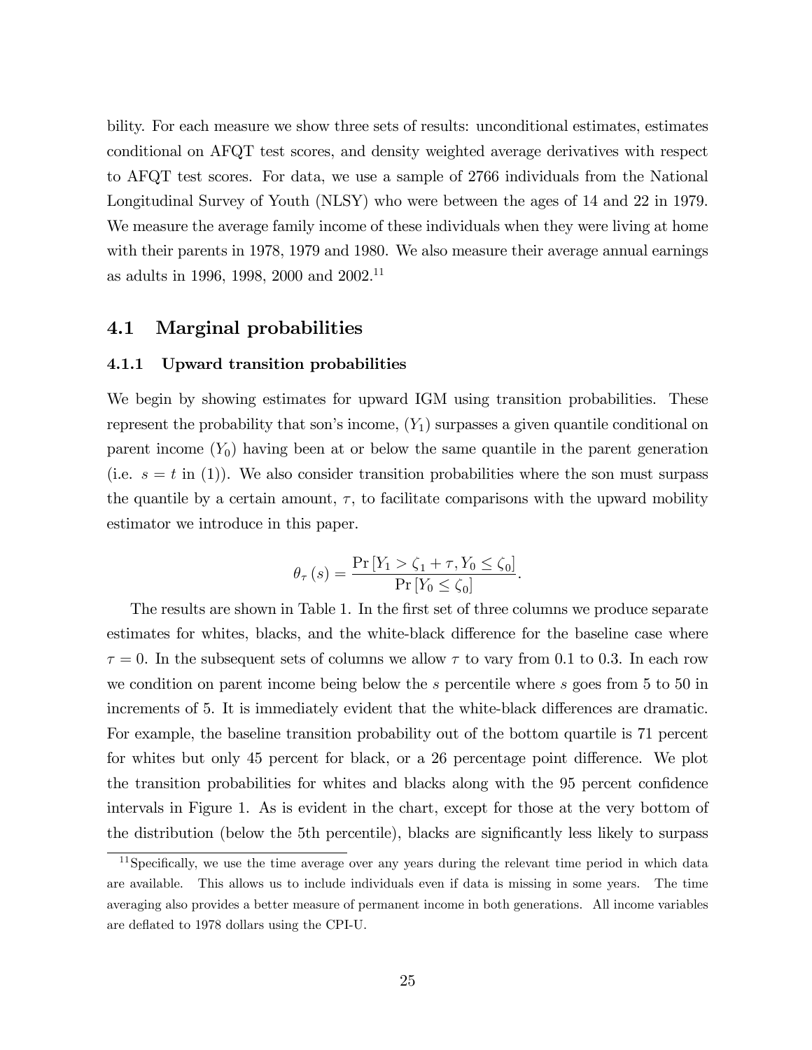bility. For each measure we show three sets of results: unconditional estimates, estimates conditional on AFQT test scores, and density weighted average derivatives with respect to AFQT test scores. For data, we use a sample of 2766 individuals from the National Longitudinal Survey of Youth (NLSY) who were between the ages of 14 and 22 in 1979. We measure the average family income of these individuals when they were living at home with their parents in 1978, 1979 and 1980. We also measure their average annual earnings as adults in 1996, 1998, 2000 and 2002.[11]

## 4.1 Marginal probabilities

### 4.1.1 Upward transition probabilities

We begin by showing estimates for upward IGM using transition probabilities. These represent the probability that son's income, $(Y_1)$ surpasses a given quantile conditional on parent income $(Y_0)$ having been at or below the same quantile in the parent generation (i.e. $s = t$ in (1)). We also consider transition probabilities where the son must surpass the quantile by a certain amount, $\tau$, to facilitate comparisons with the upward mobility estimator we introduce in this paper.

$$\theta_{\tau}(s) = \frac{\Pr[Y_1 > \zeta_1 + \tau, Y_0 \leq \zeta_0]}{\Pr[Y_0 \leq \zeta_0]}.$$

The results are shown in Table 1. In the first set of three columns we produce separate estimates for whites, blacks, and the white-black difference for the baseline case where $\tau = 0$. In the subsequent sets of columns we allow $\tau$ to vary from 0.1 to 0.3. In each row we condition on parent income being below the $s$ percentile where $s$ goes from 5 to 50 in increments of 5. It is immediately evident that the white-black differences are dramatic. For example, the baseline transition probability out of the bottom quartile is 71 percent for whites but only 45 percent for black, or a 26 percentage point difference. We plot the transition probabilities for whites and blacks along with the 95 percent confidence intervals in Figure 1. As is evident in the chart, except for those at the very bottom of the distribution (below the 5th percentile), blacks are significantly less likely to surpass

[11] Specifically, we use the time average over any years during the relevant time period in which data are available. This allows us to include individuals even if data is missing in some years. The time averaging also provides a better measure of permanent income in both generations. All income variables are deflated to 1978 dollars using the CPI-U.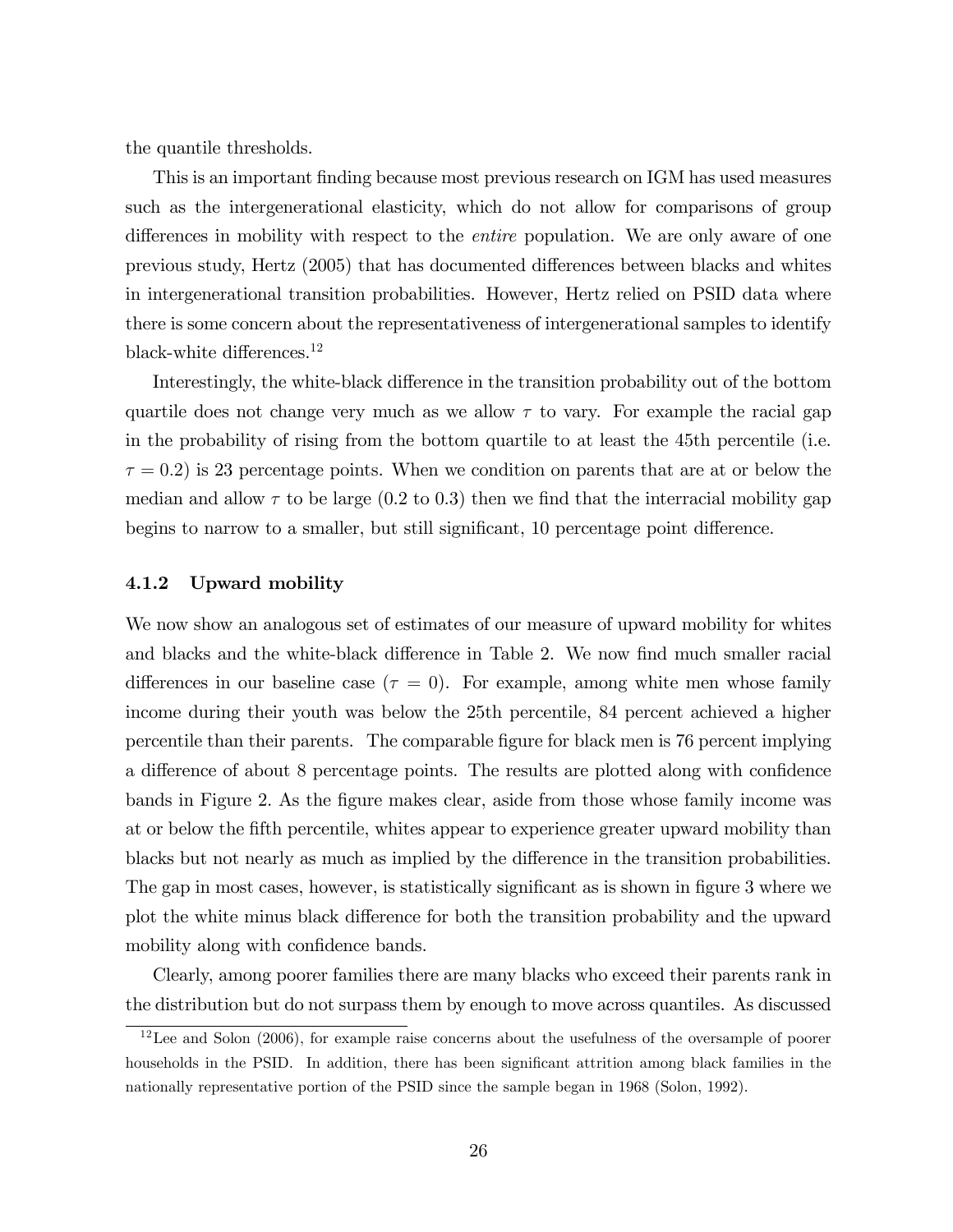the quantile thresholds.

This is an important finding because most previous research on IGM has used measures such as the intergenerational elasticity, which do not allow for comparisons of group differences in mobility with respect to the *entire* population. We are only aware of one previous study, Hertz (2005) that has documented differences between blacks and whites in intergenerational transition probabilities. However, Hertz relied on PSID data where there is some concern about the representativeness of intergenerational samples to identify black-white differences.[12]

Interestingly, the white-black difference in the transition probability out of the bottom quartile does not change very much as we allow $\tau$ to vary. For example the racial gap in the probability of rising from the bottom quartile to at least the 45th percentile (i.e. $\tau = 0.2$) is 23 percentage points. When we condition on parents that are at or below the median and allow $\tau$ to be large (0.2 to 0.3) then we find that the interracial mobility gap begins to narrow to a smaller, but still significant, 10 percentage point difference.

### 4.1.2 Upward mobility

We now show an analogous set of estimates of our measure of upward mobility for whites and blacks and the white-black difference in Table 2. We now find much smaller racial differences in our baseline case ($\tau = 0$). For example, among white men whose family income during their youth was below the 25th percentile, 84 percent achieved a higher percentile than their parents. The comparable figure for black men is 76 percent implying a difference of about 8 percentage points. The results are plotted along with confidence bands in Figure 2. As the figure makes clear, aside from those whose family income was at or below the fifth percentile, whites appear to experience greater upward mobility than blacks but not nearly as much as implied by the difference in the transition probabilities. The gap in most cases, however, is statistically significant as is shown in figure 3 where we plot the white minus black difference for both the transition probability and the upward mobility along with confidence bands.

Clearly, among poorer families there are many blacks who exceed their parents rank in the distribution but do not surpass them by enough to move across quantiles. As discussed

[12] Lee and Solon (2006), for example raise concerns about the usefulness of the oversample of poorer households in the PSID. In addition, there has been significant attrition among black families in the nationally representative portion of the PSID since the sample began in 1968 (Solon, 1992).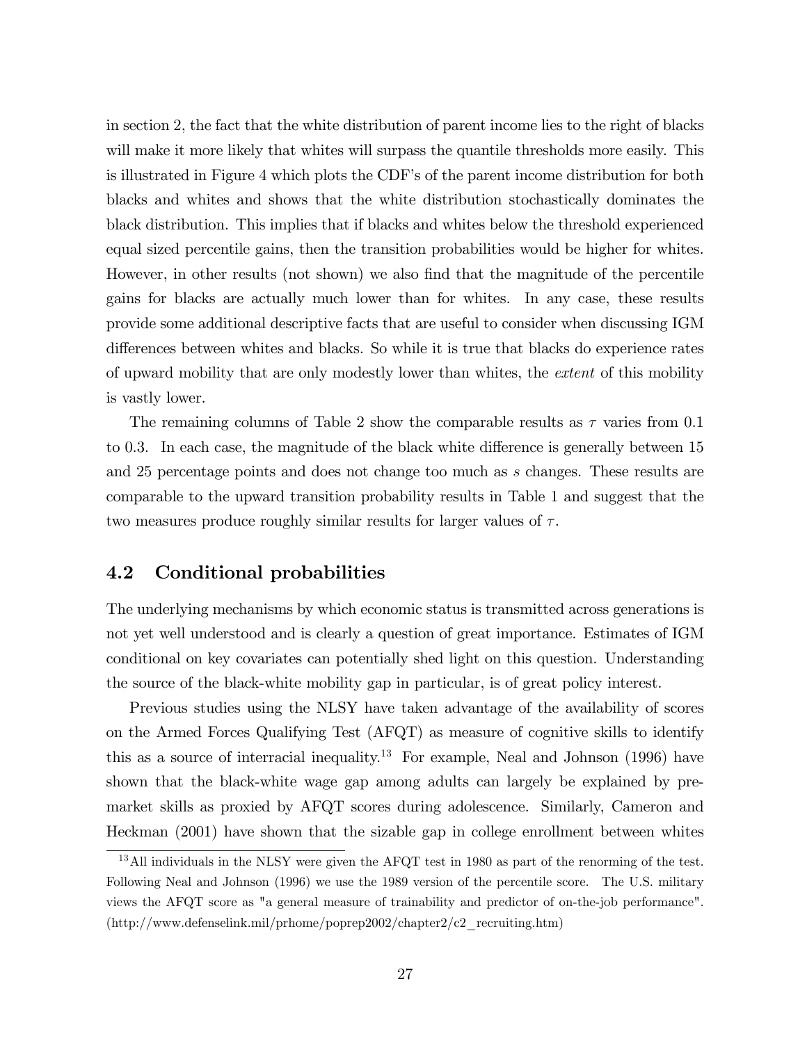in section 2, the fact that the white distribution of parent income lies to the right of blacks will make it more likely that whites will surpass the quantile thresholds more easily. This is illustrated in Figure 4 which plots the CDF's of the parent income distribution for both blacks and whites and shows that the white distribution stochastically dominates the black distribution. This implies that if blacks and whites below the threshold experienced equal sized percentile gains, then the transition probabilities would be higher for whites. However, in other results (not shown) we also find that the magnitude of the percentile gains for blacks are actually much lower than for whites. In any case, these results provide some additional descriptive facts that are useful to consider when discussing IGM differences between whites and blacks. So while it is true that blacks do experience rates of upward mobility that are only modestly lower than whites, the *extent* of this mobility is vastly lower.

The remaining columns of Table 2 show the comparable results as $\tau$ varies from 0.1 to 0.3. In each case, the magnitude of the black white difference is generally between 15 and 25 percentage points and does not change too much as $s$ changes. These results are comparable to the upward transition probability results in Table 1 and suggest that the two measures produce roughly similar results for larger values of $\tau$.

## 4.2 Conditional probabilities

The underlying mechanisms by which economic status is transmitted across generations is not yet well understood and is clearly a question of great importance. Estimates of IGM conditional on key covariates can potentially shed light on this question. Understanding the source of the black-white mobility gap in particular, is of great policy interest.

Previous studies using the NLSY have taken advantage of the availability of scores on the Armed Forces Qualifying Test (AFQT) as measure of cognitive skills to identify this as a source of interracial inequality.[13] For example, Neal and Johnson (1996) have shown that the black-white wage gap among adults can largely be explained by pre-market skills as proxied by AFQT scores during adolescence. Similarly, Cameron and Heckman (2001) have shown that the sizable gap in college enrollment between whites

[13] All individuals in the NLSY were given the AFQT test in 1980 as part of the renorming of the test. Following Neal and Johnson (1996) we use the 1989 version of the percentile score. The U.S. military views the AFQT score as "a general measure of trainability and predictor of on-the-job performance". (http://www.defenselink.mil/prhome/poprep2002/chapter2/c2_recruiting.htm)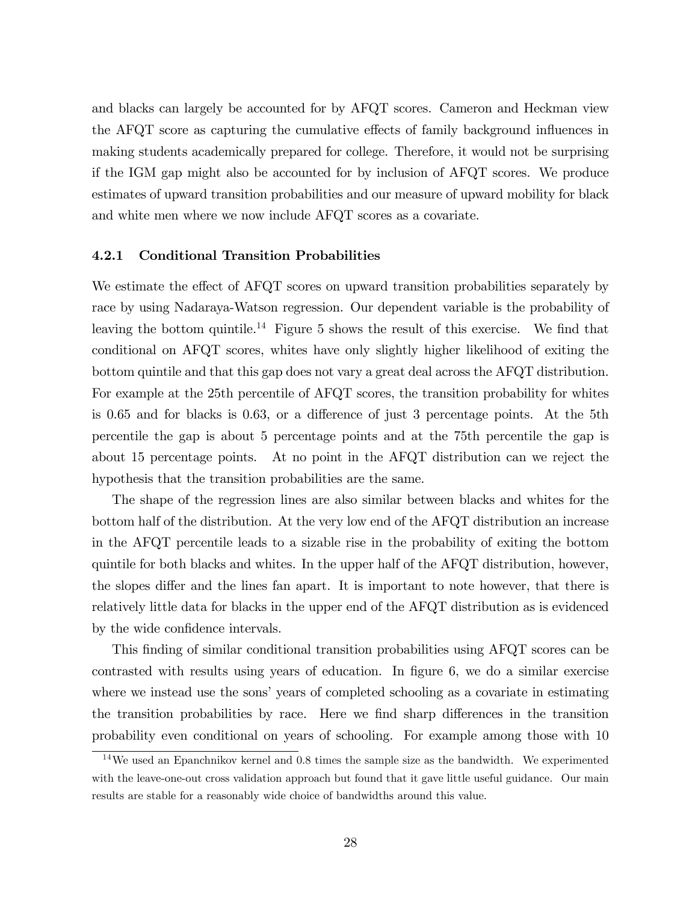and blacks can largely be accounted for by AFQT scores. Cameron and Heckman view the AFQT score as capturing the cumulative effects of family background influences in making students academically prepared for college. Therefore, it would not be surprising if the IGM gap might also be accounted for by inclusion of AFQT scores. We produce estimates of upward transition probabilities and our measure of upward mobility for black and white men where we now include AFQT scores as a covariate.

### 4.2.1 Conditional Transition Probabilities

We estimate the effect of AFQT scores on upward transition probabilities separately by race by using Nadaraya-Watson regression. Our dependent variable is the probability of leaving the bottom quintile.[14] Figure 5 shows the result of this exercise. We find that conditional on AFQT scores, whites have only slightly higher likelihood of exiting the bottom quintile and that this gap does not vary a great deal across the AFQT distribution. For example at the 25th percentile of AFQT scores, the transition probability for whites is 0.65 and for blacks is 0.63, or a difference of just 3 percentage points. At the 5th percentile the gap is about 5 percentage points and at the 75th percentile the gap is about 15 percentage points. At no point in the AFQT distribution can we reject the hypothesis that the transition probabilities are the same.

The shape of the regression lines are also similar between blacks and whites for the bottom half of the distribution. At the very low end of the AFQT distribution an increase in the AFQT percentile leads to a sizable rise in the probability of exiting the bottom quintile for both blacks and whites. In the upper half of the AFQT distribution, however, the slopes differ and the lines fan apart. It is important to note however, that there is relatively little data for blacks in the upper end of the AFQT distribution as is evidenced by the wide confidence intervals.

This finding of similar conditional transition probabilities using AFQT scores can be contrasted with results using years of education. In figure 6, we do a similar exercise where we instead use the sons' years of completed schooling as a covariate in estimating the transition probabilities by race. Here we find sharp differences in the transition probability even conditional on years of schooling. For example among those with 10

[14] We used an Epanchnikov kernel and 0.8 times the sample size as the bandwidth. We experimented with the leave-one-out cross validation approach but found that it gave little useful guidance. Our main results are stable for a reasonably wide choice of bandwidths around this value.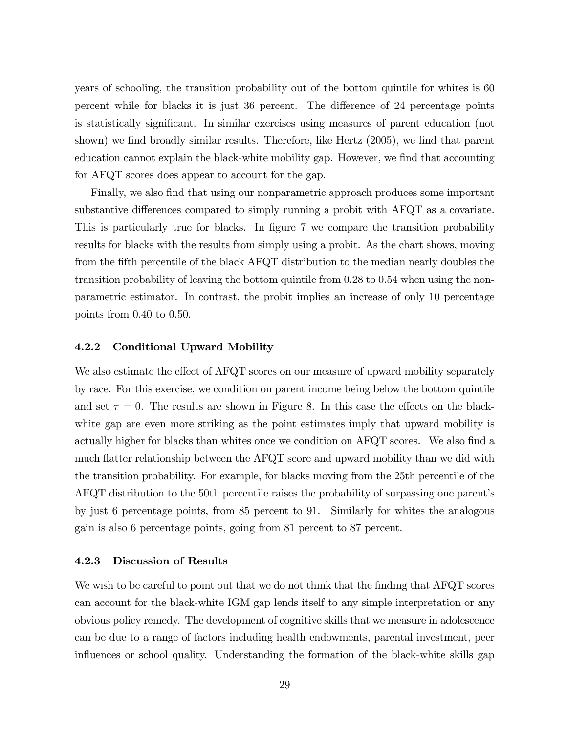years of schooling, the transition probability out of the bottom quintile for whites is 60 percent while for blacks it is just 36 percent. The difference of 24 percentage points is statistically significant. In similar exercises using measures of parent education (not shown) we find broadly similar results. Therefore, like Hertz (2005), we find that parent education cannot explain the black-white mobility gap. However, we find that accounting for AFQT scores does appear to account for the gap.

Finally, we also find that using our nonparametric approach produces some important substantive differences compared to simply running a probit with AFQT as a covariate. This is particularly true for blacks. In figure 7 we compare the transition probability results for blacks with the results from simply using a probit. As the chart shows, moving from the fifth percentile of the black AFQT distribution to the median nearly doubles the transition probability of leaving the bottom quintile from 0.28 to 0.54 when using the nonparametric estimator. In contrast, the probit implies an increase of only 10 percentage points from 0.40 to 0.50.

### 4.2.2 Conditional Upward Mobility

We also estimate the effect of AFQT scores on our measure of upward mobility separately by race. For this exercise, we condition on parent income being below the bottom quintile and set $\tau = 0$. The results are shown in Figure 8. In this case the effects on the black-white gap are even more striking as the point estimates imply that upward mobility is actually higher for blacks than whites once we condition on AFQT scores. We also find a much flatter relationship between the AFQT score and upward mobility than we did with the transition probability. For example, for blacks moving from the 25th percentile of the AFQT distribution to the 50th percentile raises the probability of surpassing one parent's by just 6 percentage points, from 85 percent to 91. Similarly for whites the analogous gain is also 6 percentage points, going from 81 percent to 87 percent.

### 4.2.3 Discussion of Results

We wish to be careful to point out that we do not think that the finding that AFQT scores can account for the black-white IGM gap lends itself to any simple interpretation or any obvious policy remedy. The development of cognitive skills that we measure in adolescence can be due to a range of factors including health endowments, parental investment, peer influences or school quality. Understanding the formation of the black-white skills gap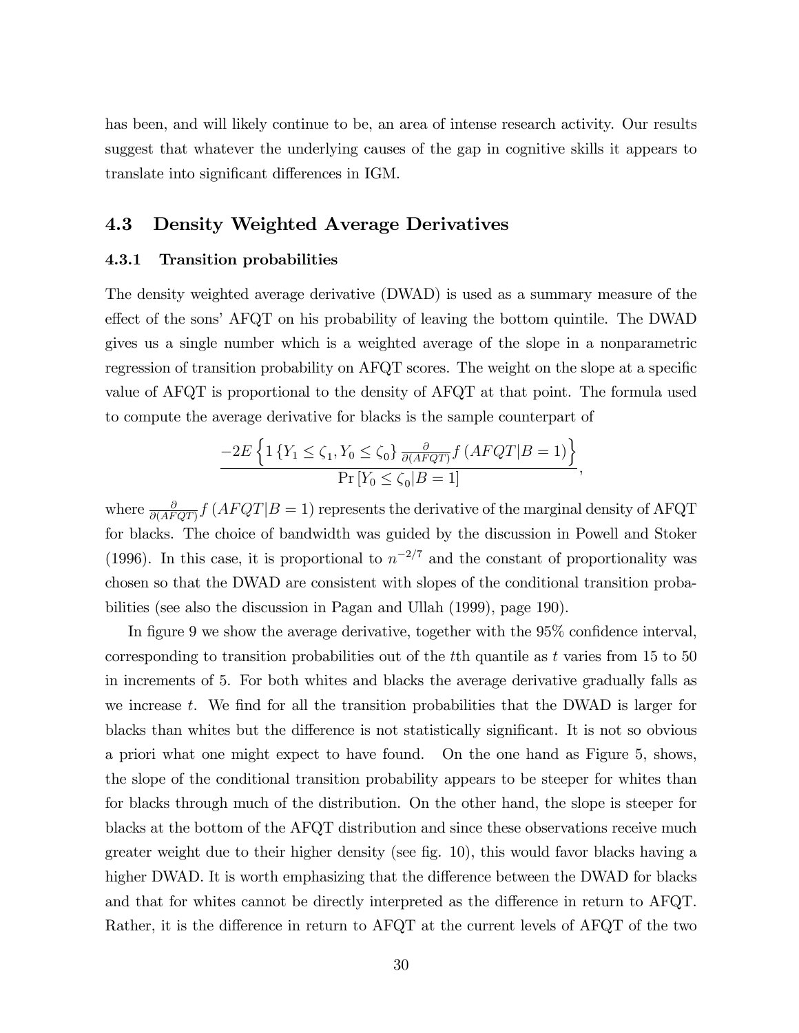has been, and will likely continue to be, an area of intense research activity. Our results suggest that whatever the underlying causes of the gap in cognitive skills it appears to translate into significant differences in IGM.

## 4.3 Density Weighted Average Derivatives

### 4.3.1 Transition probabilities

The density weighted average derivative (DWAD) is used as a summary measure of the effect of the sons' AFQT on his probability of leaving the bottom quintile. The DWAD gives us a single number which is a weighted average of the slope in a nonparametric regression of transition probability on AFQT scores. The weight on the slope at a specific value of AFQT is proportional to the density of AFQT at that point. The formula used to compute the average derivative for blacks is the sample counterpart of

$$\frac{-2E\left\{1\left\{Y_1 \leq \zeta_1, Y_0 \leq \zeta_0\right\} \frac{\partial}{\partial(AFQT)} f\left(AFQT|B=1\right)\right\}}{\Pr\left[Y_0 \leq \zeta_0 | B=1\right]},$$

where $\frac{\partial}{\partial(AFQT)} f\left(AFQT|B=1\right)$ represents the derivative of the marginal density of AFQT for blacks. The choice of bandwidth was guided by the discussion in Powell and Stoker (1996). In this case, it is proportional to $n^{-2/7}$ and the constant of proportionality was chosen so that the DWAD are consistent with slopes of the conditional transition probabilities (see also the discussion in Pagan and Ullah (1999), page 190).

In figure 9 we show the average derivative, together with the 95% confidence interval, corresponding to transition probabilities out of the $t$th quantile as $t$ varies from 15 to 50 in increments of 5. For both whites and blacks the average derivative gradually falls as we increase $t$. We find for all the transition probabilities that the DWAD is larger for blacks than whites but the difference is not statistically significant. It is not so obvious a priori what one might expect to have found. On the one hand as Figure 5, shows, the slope of the conditional transition probability appears to be steeper for whites than for blacks through much of the distribution. On the other hand, the slope is steeper for blacks at the bottom of the AFQT distribution and since these observations receive much greater weight due to their higher density (see fig. 10), this would favor blacks having a higher DWAD. It is worth emphasizing that the difference between the DWAD for blacks and that for whites cannot be directly interpreted as the difference in return to AFQT. Rather, it is the difference in return to AFQT at the current levels of AFQT of the two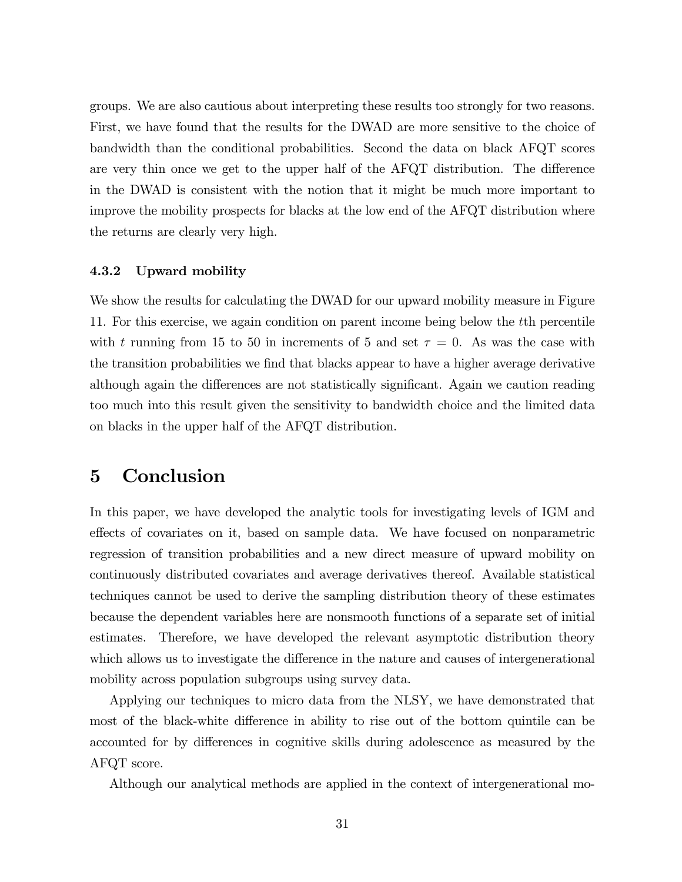groups. We are also cautious about interpreting these results too strongly for two reasons. First, we have found that the results for the DWAD are more sensitive to the choice of bandwidth than the conditional probabilities. Second the data on black AFQT scores are very thin once we get to the upper half of the AFQT distribution. The difference in the DWAD is consistent with the notion that it might be much more important to improve the mobility prospects for blacks at the low end of the AFQT distribution where the returns are clearly very high.

#### 4.3.2 Upward mobility

We show the results for calculating the DWAD for our upward mobility measure in Figure 11. For this exercise, we again condition on parent income being below the $t$th percentile with $t$ running from 15 to 50 in increments of 5 and set $\tau = 0$. As was the case with the transition probabilities we find that blacks appear to have a higher average derivative although again the differences are not statistically significant. Again we caution reading too much into this result given the sensitivity to bandwidth choice and the limited data on blacks in the upper half of the AFQT distribution.

## 5 Conclusion

In this paper, we have developed the analytic tools for investigating levels of IGM and effects of covariates on it, based on sample data. We have focused on nonparametric regression of transition probabilities and a new direct measure of upward mobility on continuously distributed covariates and average derivatives thereof. Available statistical techniques cannot be used to derive the sampling distribution theory of these estimates because the dependent variables here are nonsmooth functions of a separate set of initial estimates. Therefore, we have developed the relevant asymptotic distribution theory which allows us to investigate the difference in the nature and causes of intergenerational mobility across population subgroups using survey data.

Applying our techniques to micro data from the NLSY, we have demonstrated that most of the black-white difference in ability to rise out of the bottom quintile can be accounted for by differences in cognitive skills during adolescence as measured by the AFQT score.

Although our analytical methods are applied in the context of intergenerational mo-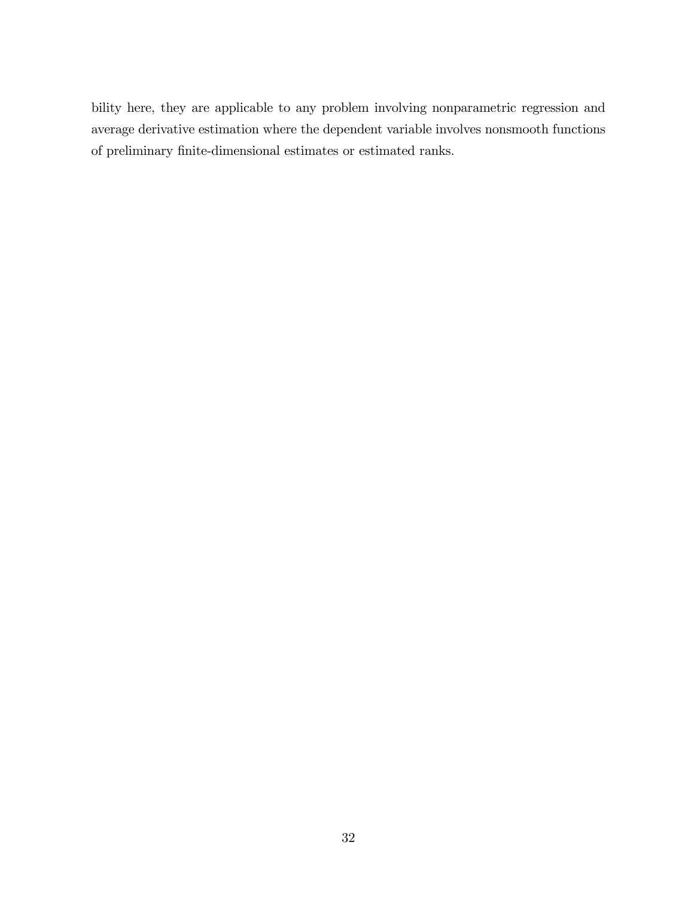bility here, they are applicable to any problem involving nonparametric regression and average derivative estimation where the dependent variable involves nonsmooth functions of preliminary finite-dimensional estimates or estimated ranks.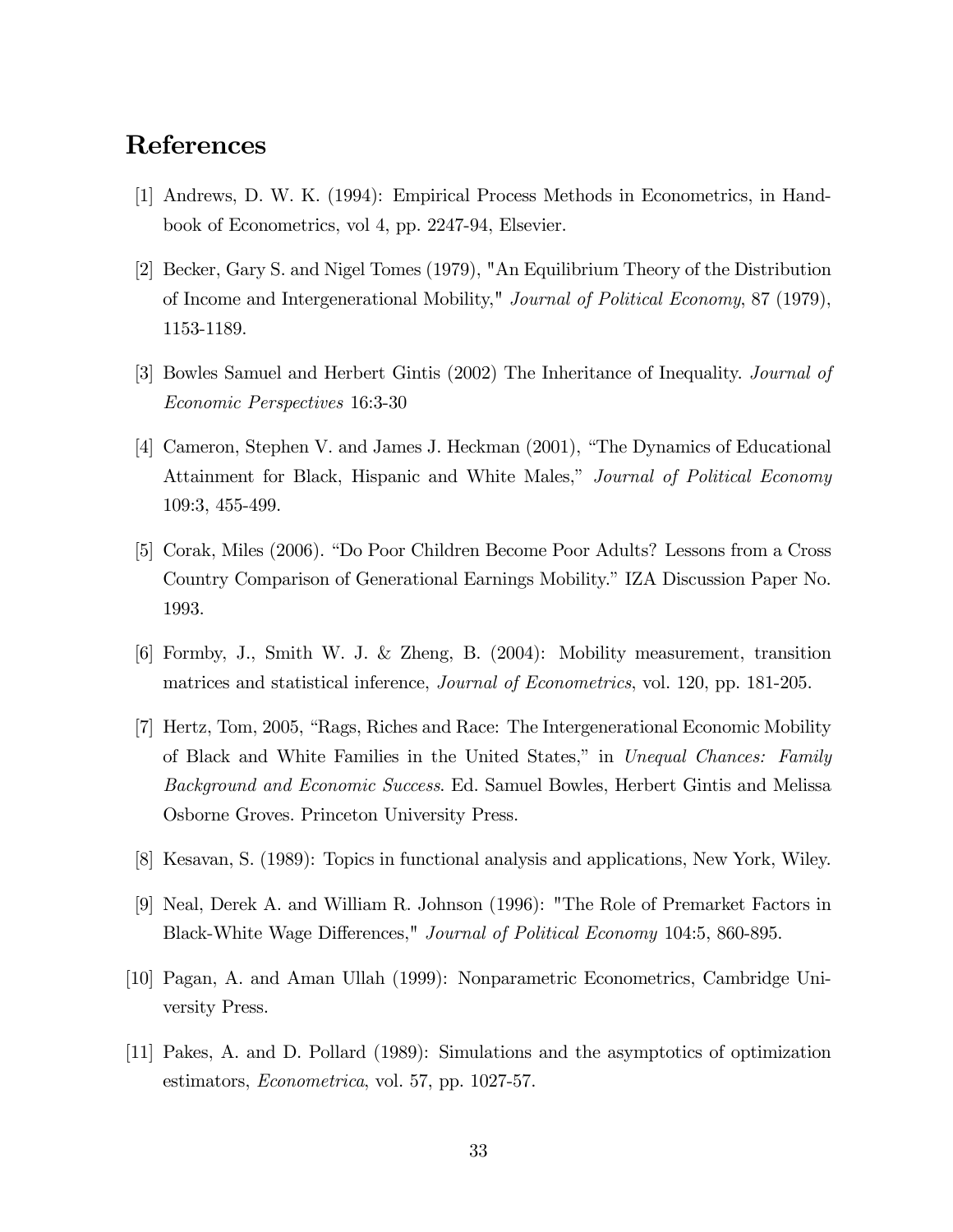## References

[1] Andrews, D. W. K. (1994): Empirical Process Methods in Econometrics, in Handbook of Econometrics, vol 4, pp. 2247-94, Elsevier.

[2] Becker, Gary S. and Nigel Tomes (1979), "An Equilibrium Theory of the Distribution of Income and Intergenerational Mobility," *Journal of Political Economy*, 87 (1979), 1153-1189.

[3] Bowles Samuel and Herbert Gintis (2002) The Inheritance of Inequality. *Journal of Economic Perspectives* 16:3-30

[4] Cameron, Stephen V. and James J. Heckman (2001), "The Dynamics of Educational Attainment for Black, Hispanic and White Males," *Journal of Political Economy* 109:3, 455-499.

[5] Corak, Miles (2006). "Do Poor Children Become Poor Adults? Lessons from a Cross Country Comparison of Generational Earnings Mobility." IZA Discussion Paper No. 1993.

[6] Formby, J., Smith W. J. & Zheng, B. (2004): Mobility measurement, transition matrices and statistical inference, *Journal of Econometrics*, vol. 120, pp. 181-205.

[7] Hertz, Tom, 2005, "Rags, Riches and Race: The Intergenerational Economic Mobility of Black and White Families in the United States," in *Unequal Chances: Family Background and Economic Success*. Ed. Samuel Bowles, Herbert Gintis and Melissa Osborne Groves. Princeton University Press.

[8] Kesavan, S. (1989): Topics in functional analysis and applications, New York, Wiley.

[9] Neal, Derek A. and William R. Johnson (1996): "The Role of Premarket Factors in Black-White Wage Differences," *Journal of Political Economy* 104:5, 860-895.

[10] Pagan, A. and Aman Ullah (1999): Nonparametric Econometrics, Cambridge University Press.

[11] Pakes, A. and D. Pollard (1989): Simulations and the asymptotics of optimization estimators, *Econometrica*, vol. 57, pp. 1027-57.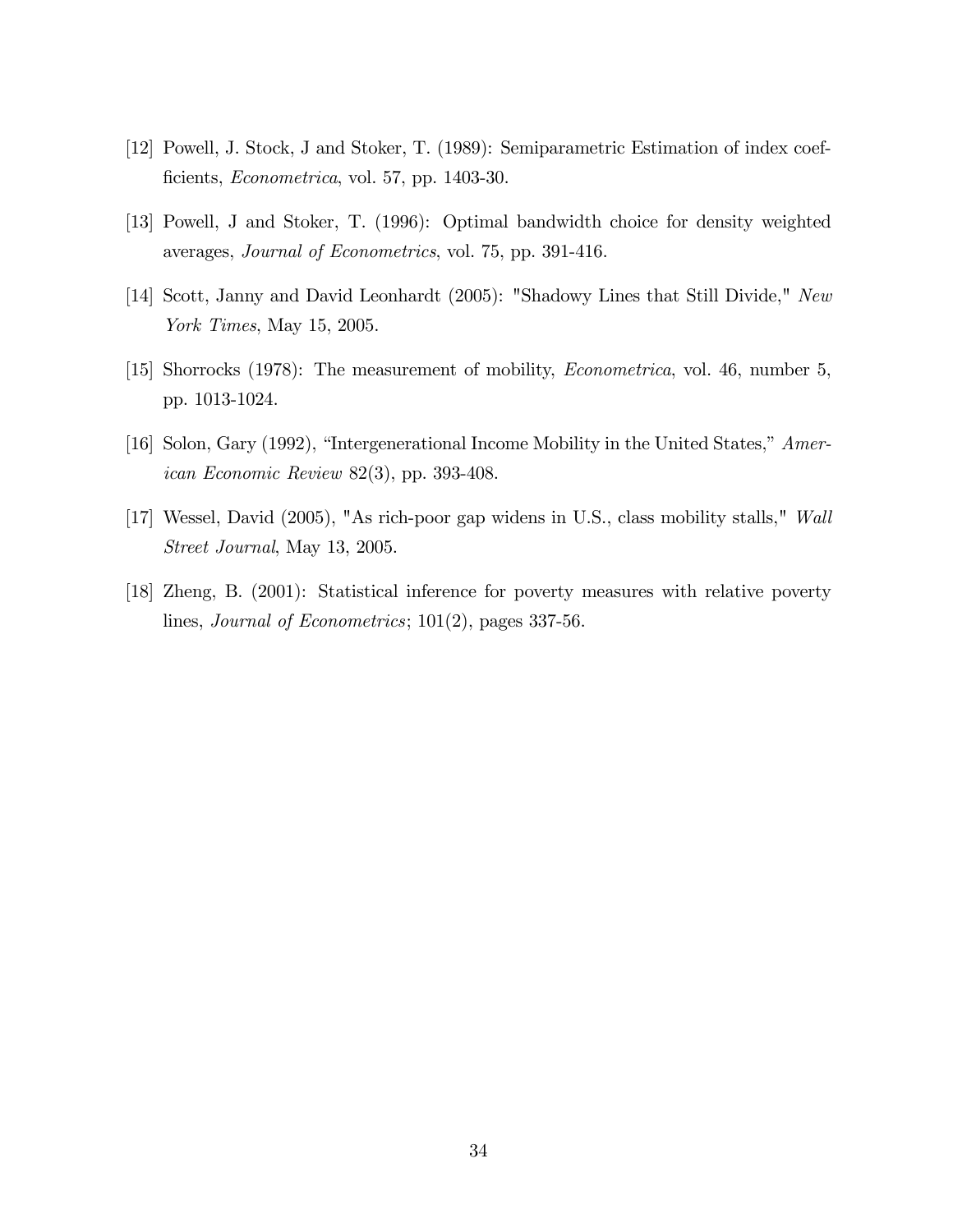[12] Powell, J. Stock, J and Stoker, T. (1989): Semiparametric Estimation of index coefficients, *Econometrica*, vol. 57, pp. 1403-30.

[13] Powell, J and Stoker, T. (1996): Optimal bandwidth choice for density weighted averages, *Journal of Econometrics*, vol. 75, pp. 391-416.

[14] Scott, Janny and David Leonhardt (2005): "Shadowy Lines that Still Divide," *New York Times*, May 15, 2005.

[15] Shorrocks (1978): The measurement of mobility, *Econometrica*, vol. 46, number 5, pp. 1013-1024.

[16] Solon, Gary (1992), "Intergenerational Income Mobility in the United States," *American Economic Review* 82(3), pp. 393-408.

[17] Wessel, David (2005), "As rich-poor gap widens in U.S., class mobility stalls," *Wall Street Journal*, May 13, 2005.

[18] Zheng, B. (2001): Statistical inference for poverty measures with relative poverty lines, *Journal of Econometrics*; 101(2), pages 337-56.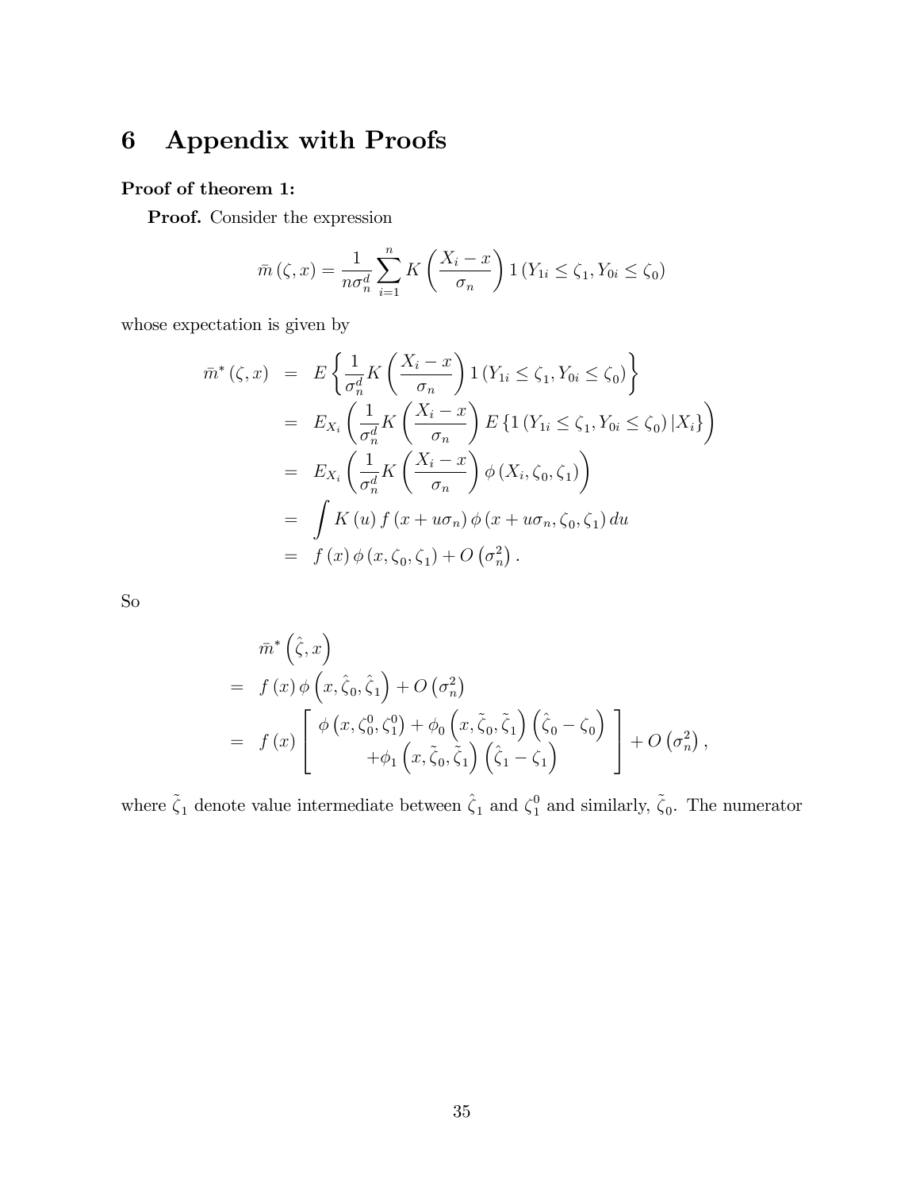# 6 Appendix with Proofs

**Proof of theorem 1:**

**Proof.** Consider the expression

$$\bar{m}(\zeta, x) = \frac{1}{n\sigma_n^d} \sum_{i=1}^{n} K\left(\frac{X_i - x}{\sigma_n}\right) 1(Y_{1i} \leq \zeta_1, Y_{0i} \leq \zeta_0)$$

whose expectation is given by

$$\begin{aligned}
\bar{m}^*(\zeta, x) &= E\left\{\frac{1}{\sigma_n^d} K\left(\frac{X_i - x}{\sigma_n}\right) 1(Y_{1i} \leq \zeta_1, Y_{0i} \leq \zeta_0)\right\} \\
&= E_{X_i}\left(\frac{1}{\sigma_n^d} K\left(\frac{X_i - x}{\sigma_n}\right) E\left\{1(Y_{1i} \leq \zeta_1, Y_{0i} \leq \zeta_0) | X_i\right\}\right) \\
&= E_{X_i}\left(\frac{1}{\sigma_n^d} K\left(\frac{X_i - x}{\sigma_n}\right) \phi(X_i, \zeta_0, \zeta_1)\right) \\
&= \int K(u) f(x + u\sigma_n) \phi(x + u\sigma_n, \zeta_0, \zeta_1) du \\
&= f(x) \phi(x, \zeta_0, \zeta_1) + O(\sigma_n^2).
\end{aligned}$$

So

$$\begin{aligned}
&\bar{m}^*\left(\hat{\zeta}, x\right) \\
= \ & f(x) \phi\left(x, \hat{\zeta}_0, \hat{\zeta}_1\right) + O(\sigma_n^2) \\
= \ & f(x) \left[\begin{array}{c} \phi(x, \zeta_0^0, \zeta_1^0) + \phi_0\left(x, \tilde{\zeta}_0, \tilde{\zeta}_1\right)\left(\hat{\zeta}_0 - \zeta_0\right) \\ +\phi_1\left(x, \tilde{\zeta}_0, \tilde{\zeta}_1\right)\left(\hat{\zeta}_1 - \zeta_1\right) \end{array}\right] + O(\sigma_n^2),
\end{aligned}$$

where $\tilde{\zeta}_1$ denote value intermediate between $\hat{\zeta}_1$ and $\zeta_1^0$ and similarly, $\tilde{\zeta}_0$. The numerator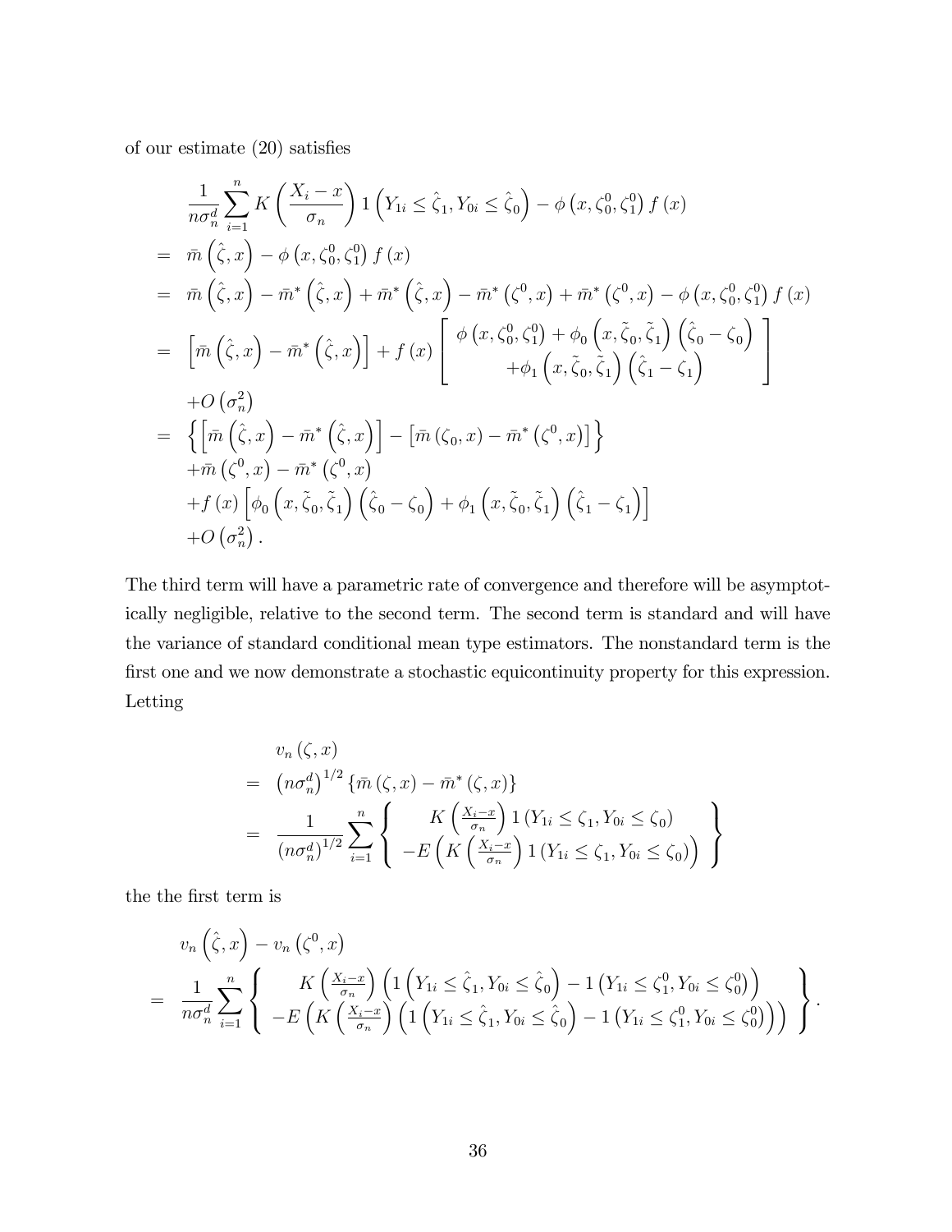of our estimate (20) satisfies

$$
\begin{aligned}
& \frac{1}{n\sigma_n^d}\sum_{i=1}^n K\left(\frac{X_i - x}{\sigma_n}\right) 1\left(Y_{1i} \leq \hat{\zeta}_1, Y_{0i} \leq \hat{\zeta}_0\right) - \phi\left(x, \zeta_0^0, \zeta_1^0\right) f(x) \\
= \;& \bar{m}\left(\hat{\zeta}, x\right) - \phi\left(x, \zeta_0^0, \zeta_1^0\right) f(x) \\
= \;& \bar{m}\left(\hat{\zeta}, x\right) - \bar{m}^*\left(\hat{\zeta}, x\right) + \bar{m}^*\left(\hat{\zeta}, x\right) - \bar{m}^*\left(\zeta^0, x\right) + \bar{m}^*\left(\zeta^0, x\right) - \phi\left(x, \zeta_0^0, \zeta_1^0\right) f(x) \\
= \;& \left[\bar{m}\left(\hat{\zeta}, x\right) - \bar{m}^*\left(\hat{\zeta}, x\right)\right] + f(x)\left[\begin{array}{c} \phi\left(x, \zeta_0^0, \zeta_1^0\right) + \phi_0\left(x, \tilde{\zeta}_0, \tilde{\zeta}_1\right)\left(\hat{\zeta}_0 - \zeta_0\right) \\ +\phi_1\left(x, \tilde{\zeta}_0, \tilde{\zeta}_1\right)\left(\hat{\zeta}_1 - \zeta_1\right) \end{array}\right] \\
& + O\left(\sigma_n^2\right) \\
= \;& \left\{\left[\bar{m}\left(\hat{\zeta}, x\right) - \bar{m}^*\left(\hat{\zeta}, x\right)\right] - \left[\bar{m}\left(\zeta_0, x\right) - \bar{m}^*\left(\zeta^0, x\right)\right]\right\} \\
& + \bar{m}\left(\zeta^0, x\right) - \bar{m}^*\left(\zeta^0, x\right) \\
& + f(x)\left[\phi_0\left(x, \tilde{\zeta}_0, \tilde{\zeta}_1\right)\left(\hat{\zeta}_0 - \zeta_0\right) + \phi_1\left(x, \tilde{\zeta}_0, \tilde{\zeta}_1\right)\left(\hat{\zeta}_1 - \zeta_1\right)\right] \\
& + O\left(\sigma_n^2\right).
\end{aligned}
$$

The third term will have a parametric rate of convergence and therefore will be asymptotically negligible, relative to the second term. The second term is standard and will have the variance of standard conditional mean type estimators. The nonstandard term is the first one and we now demonstrate a stochastic equicontinuity property for this expression. Letting

$$
\begin{aligned}
& v_n(\zeta, x) \\
= \;& \left(n\sigma_n^d\right)^{1/2}\left\{\bar{m}(\zeta, x) - \bar{m}^*(\zeta, x)\right\} \\
= \;& \frac{1}{\left(n\sigma_n^d\right)^{1/2}}\sum_{i=1}^n \left\{\begin{array}{c} K\left(\frac{X_i - x}{\sigma_n}\right) 1\left(Y_{1i} \leq \zeta_1, Y_{0i} \leq \zeta_0\right) \\ -E\left(K\left(\frac{X_i - x}{\sigma_n}\right) 1\left(Y_{1i} \leq \zeta_1, Y_{0i} \leq \zeta_0\right)\right) \end{array}\right\}
\end{aligned}
$$

the the first term is

$$
\begin{aligned}
& v_n\left(\hat{\zeta}, x\right) - v_n\left(\zeta^0, x\right) \\
= \;& \frac{1}{n\sigma_n^d}\sum_{i=1}^n \left\{\begin{array}{c} K\left(\frac{X_i - x}{\sigma_n}\right)\left(1\left(Y_{1i} \leq \hat{\zeta}_1, Y_{0i} \leq \hat{\zeta}_0\right) - 1\left(Y_{1i} \leq \zeta_1^0, Y_{0i} \leq \zeta_0^0\right)\right) \\ -E\left(K\left(\frac{X_i - x}{\sigma_n}\right)\left(1\left(Y_{1i} \leq \hat{\zeta}_1, Y_{0i} \leq \hat{\zeta}_0\right) - 1\left(Y_{1i} \leq \zeta_1^0, Y_{0i} \leq \zeta_0^0\right)\right)\right) \end{array}\right\}.
\end{aligned}
$$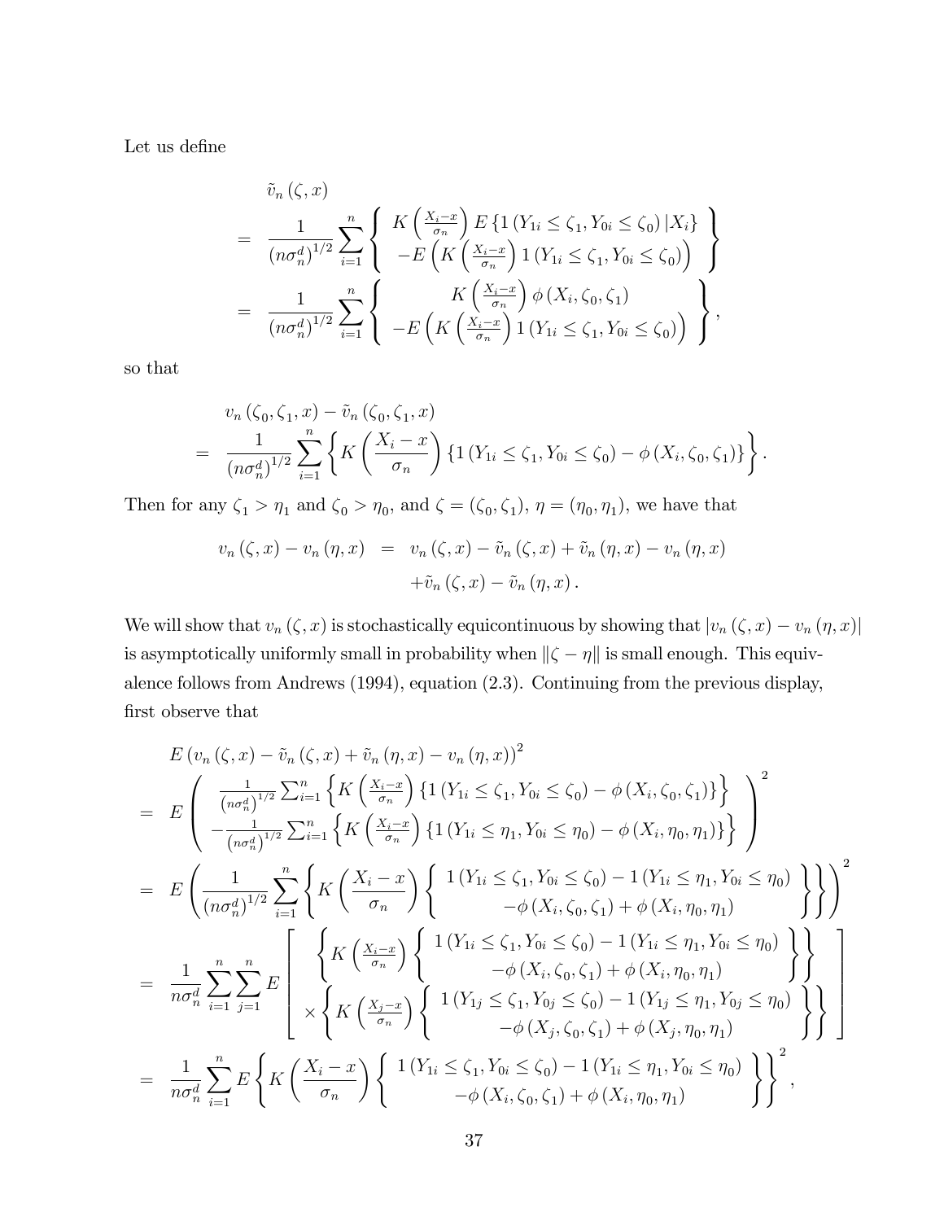Let us define

$$
\begin{aligned}
& \tilde{v}_n(\zeta, x) \\
= & \frac{1}{\left(n\sigma_n^d\right)^{1/2}} \sum_{i=1}^n \left\{ \begin{array}{c} K\left(\frac{X_i - x}{\sigma_n}\right) E\left\{1\left(Y_{1i} \leq \zeta_1, Y_{0i} \leq \zeta_0\right) | X_i\right\} \\ -E\left(K\left(\frac{X_i - x}{\sigma_n}\right) 1\left(Y_{1i} \leq \zeta_1, Y_{0i} \leq \zeta_0\right)\right) \end{array} \right\} \\
= & \frac{1}{\left(n\sigma_n^d\right)^{1/2}} \sum_{i=1}^n \left\{ \begin{array}{c} K\left(\frac{X_i - x}{\sigma_n}\right) \phi\left(X_i, \zeta_0, \zeta_1\right) \\ -E\left(K\left(\frac{X_i - x}{\sigma_n}\right) 1\left(Y_{1i} \leq \zeta_1, Y_{0i} \leq \zeta_0\right)\right) \end{array} \right\},
\end{aligned}
$$

so that

$$
\begin{aligned}
& v_n(\zeta_0, \zeta_1, x) - \tilde{v}_n(\zeta_0, \zeta_1, x) \\
= & \frac{1}{\left(n\sigma_n^d\right)^{1/2}} \sum_{i=1}^n \left\{ K\left(\frac{X_i - x}{\sigma_n}\right) \left\{1\left(Y_{1i} \leq \zeta_1, Y_{0i} \leq \zeta_0\right) - \phi\left(X_i, \zeta_0, \zeta_1\right)\right\} \right\}.
\end{aligned}
$$

Then for any $\zeta_1 > \eta_1$ and $\zeta_0 > \eta_0$, and $\zeta = (\zeta_0, \zeta_1)$, $\eta = (\eta_0, \eta_1)$, we have that

$$
\begin{aligned}
v_n(\zeta, x) - v_n(\eta, x) = & \; v_n(\zeta, x) - \tilde{v}_n(\zeta, x) + \tilde{v}_n(\eta, x) - v_n(\eta, x) \\
& + \tilde{v}_n(\zeta, x) - \tilde{v}_n(\eta, x).
\end{aligned}
$$

We will show that $v_n(\zeta, x)$ is stochastically equicontinuous by showing that $|v_n(\zeta, x) - v_n(\eta, x)|$ is asymptotically uniformly small in probability when $\|\zeta - \eta\|$ is small enough. This equivalence follows from Andrews (1994), equation (2.3). Continuing from the previous display, first observe that

$$
\begin{aligned}
& E\left(v_n(\zeta, x) - \tilde{v}_n(\zeta, x) + \tilde{v}_n(\eta, x) - v_n(\eta, x)\right)^2 \\
= & E\left( \begin{array}{c} \frac{1}{\left(n\sigma_n^d\right)^{1/2}} \sum_{i=1}^n \left\{ K\left(\frac{X_i - x}{\sigma_n}\right) \left\{1\left(Y_{1i} \leq \zeta_1, Y_{0i} \leq \zeta_0\right) - \phi\left(X_i, \zeta_0, \zeta_1\right)\right\} \right\} \\ -\frac{1}{\left(n\sigma_n^d\right)^{1/2}} \sum_{i=1}^n \left\{ K\left(\frac{X_i - x}{\sigma_n}\right) \left\{1\left(Y_{1i} \leq \eta_1, Y_{0i} \leq \eta_0\right) - \phi\left(X_i, \eta_0, \eta_1\right)\right\} \right\} \end{array} \right)^2 \\
= & E\left( \frac{1}{\left(n\sigma_n^d\right)^{1/2}} \sum_{i=1}^n \left\{ K\left(\frac{X_i - x}{\sigma_n}\right) \left\{ \begin{array}{c} 1\left(Y_{1i} \leq \zeta_1, Y_{0i} \leq \zeta_0\right) - 1\left(Y_{1i} \leq \eta_1, Y_{0i} \leq \eta_0\right) \\ -\phi\left(X_i, \zeta_0, \zeta_1\right) + \phi\left(X_i, \eta_0, \eta_1\right) \end{array} \right\} \right\} \right)^2 \\
= & \frac{1}{n\sigma_n^d} \sum_{i=1}^n \sum_{j=1}^n E\left[ \begin{array}{c} \left\{ K\left(\frac{X_i - x}{\sigma_n}\right) \left\{ \begin{array}{c} 1\left(Y_{1i} \leq \zeta_1, Y_{0i} \leq \zeta_0\right) - 1\left(Y_{1i} \leq \eta_1, Y_{0i} \leq \eta_0\right) \\ -\phi\left(X_i, \zeta_0, \zeta_1\right) + \phi\left(X_i, \eta_0, \eta_1\right) \end{array} \right\} \right\} \\ \times \left\{ K\left(\frac{X_j - x}{\sigma_n}\right) \left\{ \begin{array}{c} 1\left(Y_{1j} \leq \zeta_1, Y_{0j} \leq \zeta_0\right) - 1\left(Y_{1j} \leq \eta_1, Y_{0j} \leq \eta_0\right) \\ -\phi\left(X_j, \zeta_0, \zeta_1\right) + \phi\left(X_j, \eta_0, \eta_1\right) \end{array} \right\} \right\} \end{array} \right] \\
= & \frac{1}{n\sigma_n^d} \sum_{i=1}^n E\left\{ K\left(\frac{X_i - x}{\sigma_n}\right) \left\{ \begin{array}{c} 1\left(Y_{1i} \leq \zeta_1, Y_{0i} \leq \zeta_0\right) - 1\left(Y_{1i} \leq \eta_1, Y_{0i} \leq \eta_0\right) \\ -\phi\left(X_i, \zeta_0, \zeta_1\right) + \phi\left(X_i, \eta_0, \eta_1\right) \end{array} \right\} \right\}^2,
\end{aligned}
$$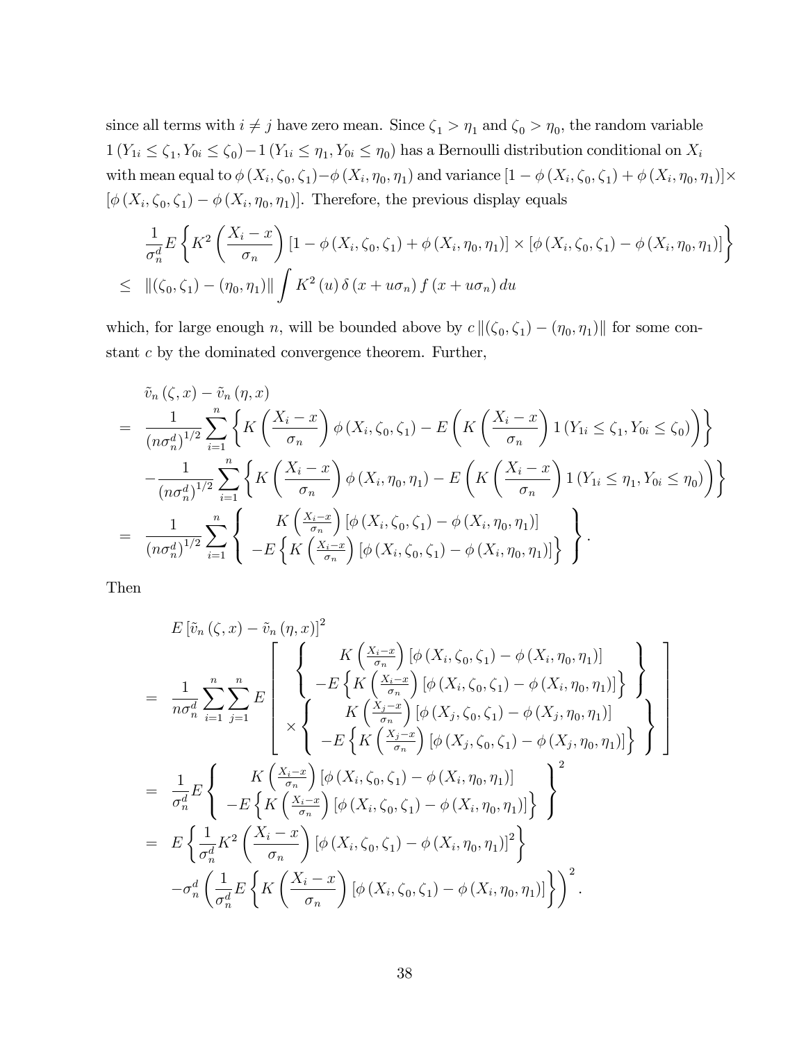since all terms with $i \neq j$ have zero mean. Since $\zeta_1 > \eta_1$ and $\zeta_0 > \eta_0$, the random variable $1(Y_{1i} \leq \zeta_1, Y_{0i} \leq \zeta_0) - 1(Y_{1i} \leq \eta_1, Y_{0i} \leq \eta_0)$ has a Bernoulli distribution conditional on $X_i$ with mean equal to $\phi(X_i, \zeta_0, \zeta_1) - \phi(X_i, \eta_0, \eta_1)$ and variance $[1 - \phi(X_i, \zeta_0, \zeta_1) + \phi(X_i, \eta_0, \eta_1)] \times [\phi(X_i, \zeta_0, \zeta_1) - \phi(X_i, \eta_0, \eta_1)]$. Therefore, the previous display equals

$$
\begin{aligned}
& \frac{1}{\sigma_n^d} E\left\{ K^2\left(\frac{X_i - x}{\sigma_n}\right) [1 - \phi(X_i, \zeta_0, \zeta_1) + \phi(X_i, \eta_0, \eta_1)] \times [\phi(X_i, \zeta_0, \zeta_1) - \phi(X_i, \eta_0, \eta_1)] \right\} \\
\leq \; & \|(\zeta_0, \zeta_1) - (\eta_0, \eta_1)\| \int K^2(u)\, \delta(x + u\sigma_n)\, f(x + u\sigma_n)\, du
\end{aligned}
$$

which, for large enough $n$, will be bounded above by $c\,\|(\zeta_0, \zeta_1) - (\eta_0, \eta_1)\|$ for some constant $c$ by the dominated convergence theorem. Further,

$$
\begin{aligned}
& \tilde{v}_n(\zeta, x) - \tilde{v}_n(\eta, x) \\
= \; & \frac{1}{(n\sigma_n^d)^{1/2}} \sum_{i=1}^{n} \left\{ K\left(\frac{X_i - x}{\sigma_n}\right) \phi(X_i, \zeta_0, \zeta_1) - E\left( K\left(\frac{X_i - x}{\sigma_n}\right) 1(Y_{1i} \leq \zeta_1, Y_{0i} \leq \zeta_0) \right) \right\} \\
& - \frac{1}{(n\sigma_n^d)^{1/2}} \sum_{i=1}^{n} \left\{ K\left(\frac{X_i - x}{\sigma_n}\right) \phi(X_i, \eta_0, \eta_1) - E\left( K\left(\frac{X_i - x}{\sigma_n}\right) 1(Y_{1i} \leq \eta_1, Y_{0i} \leq \eta_0) \right) \right\} \\
= \; & \frac{1}{(n\sigma_n^d)^{1/2}} \sum_{i=1}^{n} \left\{ \begin{array}{c} K\left(\frac{X_i - x}{\sigma_n}\right) [\phi(X_i, \zeta_0, \zeta_1) - \phi(X_i, \eta_0, \eta_1)] \\ -E\left\{ K\left(\frac{X_i - x}{\sigma_n}\right) [\phi(X_i, \zeta_0, \zeta_1) - \phi(X_i, \eta_0, \eta_1)] \right\} \end{array} \right\}.
\end{aligned}
$$

Then

$$
\begin{aligned}
& E\left[\tilde{v}_n(\zeta, x) - \tilde{v}_n(\eta, x)\right]^2 \\
= \; & \frac{1}{n\sigma_n^d} \sum_{i=1}^{n} \sum_{j=1}^{n} E\left[ \begin{array}{c} \left\{ \begin{array}{c} K\left(\frac{X_i - x}{\sigma_n}\right) [\phi(X_i, \zeta_0, \zeta_1) - \phi(X_i, \eta_0, \eta_1)] \\ -E\left\{ K\left(\frac{X_i - x}{\sigma_n}\right) [\phi(X_i, \zeta_0, \zeta_1) - \phi(X_i, \eta_0, \eta_1)] \right\} \end{array} \right\} \\ \times \left\{ \begin{array}{c} K\left(\frac{X_j - x}{\sigma_n}\right) [\phi(X_j, \zeta_0, \zeta_1) - \phi(X_j, \eta_0, \eta_1)] \\ -E\left\{ K\left(\frac{X_j - x}{\sigma_n}\right) [\phi(X_j, \zeta_0, \zeta_1) - \phi(X_j, \eta_0, \eta_1)] \right\} \end{array} \right\} \end{array} \right] \\
= \; & \frac{1}{\sigma_n^d} E\left\{ \begin{array}{c} K\left(\frac{X_i - x}{\sigma_n}\right) [\phi(X_i, \zeta_0, \zeta_1) - \phi(X_i, \eta_0, \eta_1)] \\ -E\left\{ K\left(\frac{X_i - x}{\sigma_n}\right) [\phi(X_i, \zeta_0, \zeta_1) - \phi(X_i, \eta_0, \eta_1)] \right\} \end{array} \right\}^2 \\
= \; & E\left\{ \frac{1}{\sigma_n^d} K^2\left(\frac{X_i - x}{\sigma_n}\right) [\phi(X_i, \zeta_0, \zeta_1) - \phi(X_i, \eta_0, \eta_1)]^2 \right\} \\
& - \sigma_n^d \left( \frac{1}{\sigma_n^d} E\left\{ K\left(\frac{X_i - x}{\sigma_n}\right) [\phi(X_i, \zeta_0, \zeta_1) - \phi(X_i, \eta_0, \eta_1)] \right\} \right)^2.
\end{aligned}
$$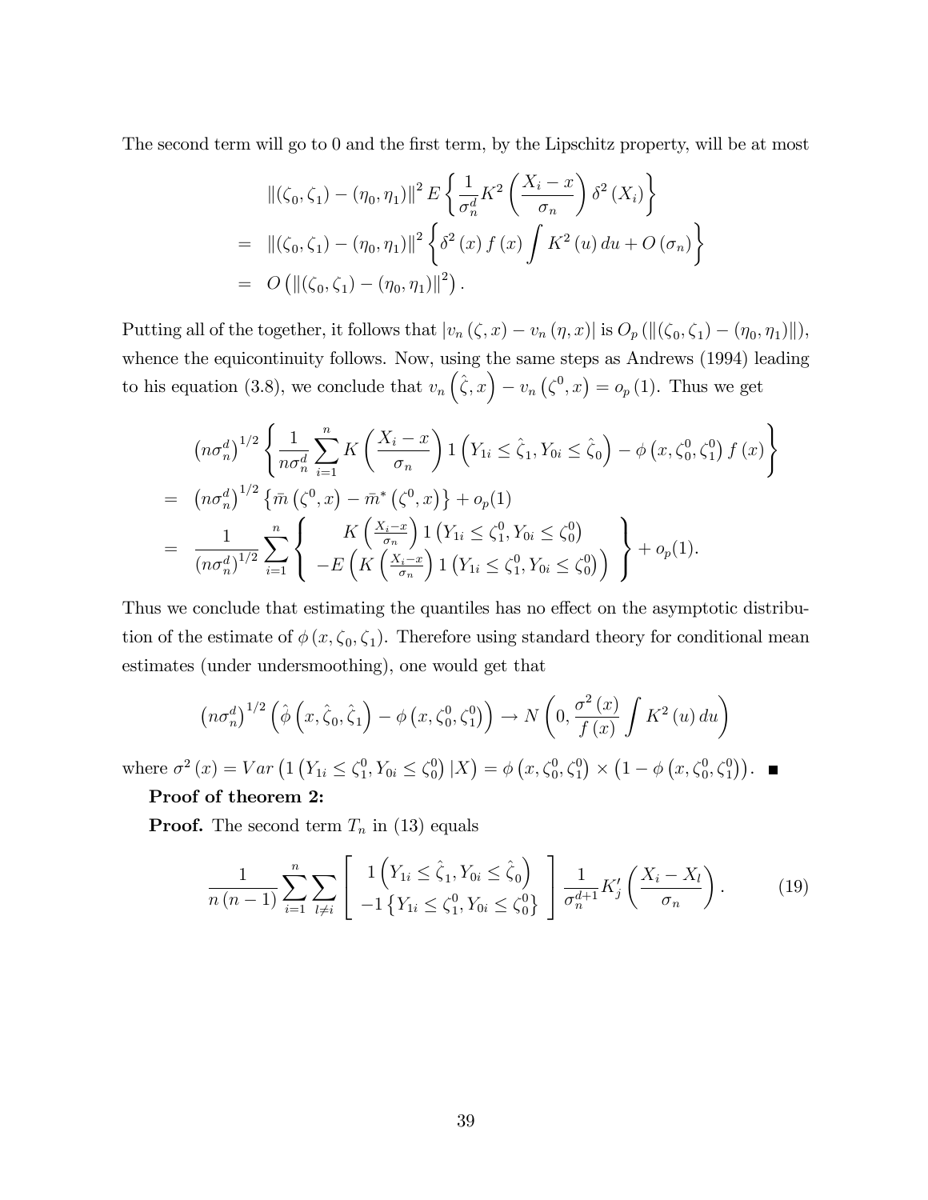The second term will go to 0 and the first term, by the Lipschitz property, will be at most

$$
\begin{aligned}
& \|(\zeta_0, \zeta_1) - (\eta_0, \eta_1)\|^2 E\left\{ \frac{1}{\sigma_n^d} K^2\left(\frac{X_i - x}{\sigma_n}\right) \delta^2(X_i) \right\} \\
= \; & \|(\zeta_0, \zeta_1) - (\eta_0, \eta_1)\|^2 \left\{ \delta^2(x) f(x) \int K^2(u)\, du + O(\sigma_n) \right\} \\
= \; & O\left(\|(\zeta_0, \zeta_1) - (\eta_0, \eta_1)\|^2\right).
\end{aligned}
$$

Putting all of the together, it follows that $|v_n(\zeta, x) - v_n(\eta, x)|$ is $O_p(\|(\zeta_0, \zeta_1) - (\eta_0, \eta_1)\|)$, whence the equicontinuity follows. Now, using the same steps as Andrews (1994) leading to his equation (3.8), we conclude that $v_n\left(\hat{\zeta}, x\right) - v_n\left(\zeta^0, x\right) = o_p(1)$. Thus we get

$$
\begin{aligned}
& \left(n\sigma_n^d\right)^{1/2} \left\{ \frac{1}{n\sigma_n^d} \sum_{i=1}^{n} K\left(\frac{X_i - x}{\sigma_n}\right) 1\left(Y_{1i} \le \hat{\zeta}_1, Y_{0i} \le \hat{\zeta}_0\right) - \phi\left(x, \zeta_0^0, \zeta_1^0\right) f(x) \right\} \\
= \; & \left(n\sigma_n^d\right)^{1/2} \left\{ \bar{m}\left(\zeta^0, x\right) - \bar{m}^*\left(\zeta^0, x\right) \right\} + o_p(1) \\
= \; & \frac{1}{\left(n\sigma_n^d\right)^{1/2}} \sum_{i=1}^{n} \left\{ \begin{array}{c} K\left(\frac{X_i - x}{\sigma_n}\right) 1\left(Y_{1i} \le \zeta_1^0, Y_{0i} \le \zeta_0^0\right) \\ -E\left(K\left(\frac{X_i - x}{\sigma_n}\right) 1\left(Y_{1i} \le \zeta_1^0, Y_{0i} \le \zeta_0^0\right)\right) \end{array} \right\} + o_p(1).
\end{aligned}
$$

Thus we conclude that estimating the quantiles has no effect on the asymptotic distribution of the estimate of $\phi(x, \zeta_0, \zeta_1)$. Therefore using standard theory for conditional mean estimates (under undersmoothing), one would get that

$$
\left(n\sigma_n^d\right)^{1/2} \left(\hat{\phi}\left(x, \hat{\zeta}_0, \hat{\zeta}_1\right) - \phi\left(x, \zeta_0^0, \zeta_1^0\right)\right) \to N\left(0, \frac{\sigma^2(x)}{f(x)} \int K^2(u)\, du\right)
$$

where $\sigma^2(x) = Var\left(1\left(Y_{1i} \le \zeta_1^0, Y_{0i} \le \zeta_0^0\right) | X\right) = \phi\left(x, \zeta_0^0, \zeta_1^0\right) \times \left(1 - \phi\left(x, \zeta_0^0, \zeta_1^0\right)\right)$. ∎

**Proof of theorem 2:**

**Proof.** The second term $T_n$ in (13) equals

$$
\frac{1}{n(n-1)} \sum_{i=1}^{n} \sum_{l \neq i} \left[ \begin{array}{c} 1\left(Y_{1i} \le \hat{\zeta}_1, Y_{0i} \le \hat{\zeta}_0\right) \\ -1\left\{Y_{1i} \le \zeta_1^0, Y_{0i} \le \zeta_0^0\right\} \end{array} \right] \frac{1}{\sigma_n^{d+1}} K_j'\left(\frac{X_i - X_l}{\sigma_n}\right). \tag{19}
$$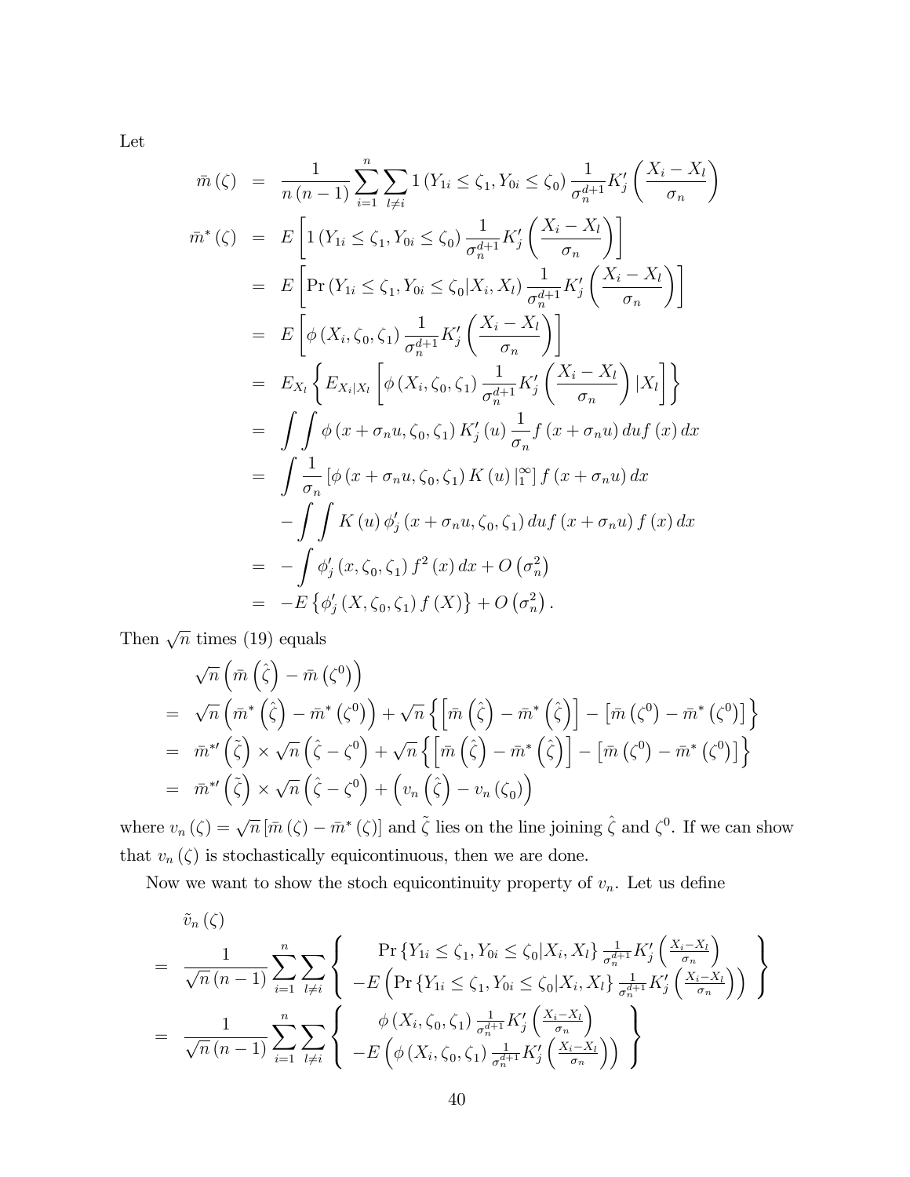Let

$$
\begin{aligned}
\bar{m}(\zeta) &= \frac{1}{n(n-1)}\sum_{i=1}^{n}\sum_{l\neq i} 1\left(Y_{1i}\leq \zeta_1, Y_{0i}\leq \zeta_0\right)\frac{1}{\sigma_n^{d+1}}K_j'\left(\frac{X_i-X_l}{\sigma_n}\right) \\
\bar{m}^*(\zeta) &= E\left[1\left(Y_{1i}\leq \zeta_1, Y_{0i}\leq \zeta_0\right)\frac{1}{\sigma_n^{d+1}}K_j'\left(\frac{X_i-X_l}{\sigma_n}\right)\right] \\
&= E\left[\Pr\left(Y_{1i}\leq \zeta_1, Y_{0i}\leq \zeta_0|X_i,X_l\right)\frac{1}{\sigma_n^{d+1}}K_j'\left(\frac{X_i-X_l}{\sigma_n}\right)\right] \\
&= E\left[\phi\left(X_i,\zeta_0,\zeta_1\right)\frac{1}{\sigma_n^{d+1}}K_j'\left(\frac{X_i-X_l}{\sigma_n}\right)\right] \\
&= E_{X_l}\left\{E_{X_i|X_l}\left[\phi\left(X_i,\zeta_0,\zeta_1\right)\frac{1}{\sigma_n^{d+1}}K_j'\left(\frac{X_i-X_l}{\sigma_n}\right)|X_l\right]\right\} \\
&= \int\int \phi\left(x+\sigma_n u,\zeta_0,\zeta_1\right)K_j'(u)\frac{1}{\sigma_n}f\left(x+\sigma_n u\right)du f(x)\,dx \\
&= \int \frac{1}{\sigma_n}\left[\phi\left(x+\sigma_n u,\zeta_0,\zeta_1\right)K(u)\,|_1^{\infty}\right]f\left(x+\sigma_n u\right)dx \\
&\quad -\int\int K(u)\,\phi_j'\left(x+\sigma_n u,\zeta_0,\zeta_1\right)du f\left(x+\sigma_n u\right)f(x)\,dx \\
&= -\int \phi_j'\left(x,\zeta_0,\zeta_1\right)f^2(x)\,dx + O\left(\sigma_n^2\right) \\
&= -E\left\{\phi_j'\left(X,\zeta_0,\zeta_1\right)f(X)\right\}+O\left(\sigma_n^2\right).
\end{aligned}
$$

Then $\sqrt{n}$ times (19) equals

$$
\begin{aligned}
&\sqrt{n}\left(\bar{m}\left(\hat{\zeta}\right)-\bar{m}\left(\zeta^0\right)\right) \\
=\ &\sqrt{n}\left(\bar{m}^*\left(\hat{\zeta}\right)-\bar{m}^*\left(\zeta^0\right)\right)+\sqrt{n}\left\{\left[\bar{m}\left(\hat{\zeta}\right)-\bar{m}^*\left(\hat{\zeta}\right)\right]-\left[\bar{m}\left(\zeta^0\right)-\bar{m}^*\left(\zeta^0\right)\right]\right\} \\
=\ &\bar{m}^{*\prime}\left(\tilde{\zeta}\right)\times\sqrt{n}\left(\hat{\zeta}-\zeta^0\right)+\sqrt{n}\left\{\left[\bar{m}\left(\hat{\zeta}\right)-\bar{m}^*\left(\hat{\zeta}\right)\right]-\left[\bar{m}\left(\zeta^0\right)-\bar{m}^*\left(\zeta^0\right)\right]\right\} \\
=\ &\bar{m}^{*\prime}\left(\tilde{\zeta}\right)\times\sqrt{n}\left(\hat{\zeta}-\zeta^0\right)+\left(v_n\left(\hat{\zeta}\right)-v_n\left(\zeta_0\right)\right)
\end{aligned}
$$

where $v_n(\zeta)=\sqrt{n}\left[\bar{m}(\zeta)-\bar{m}^*(\zeta)\right]$ and $\tilde{\zeta}$ lies on the line joining $\hat{\zeta}$ and $\zeta^0$. If we can show that $v_n(\zeta)$ is stochastically equicontinuous, then we are done.

Now we want to show the stoch equicontinuity property of $v_n$. Let us define

$$
\begin{aligned}
&\tilde{v}_n(\zeta) \\
=\ &\frac{1}{\sqrt{n}(n-1)}\sum_{i=1}^{n}\sum_{l\neq i}\left\{\begin{array}{c}\Pr\left\{Y_{1i}\leq\zeta_1,Y_{0i}\leq\zeta_0|X_i,X_l\right\}\frac{1}{\sigma_n^{d+1}}K_j'\left(\frac{X_i-X_l}{\sigma_n}\right) \\ -E\left(\Pr\left\{Y_{1i}\leq\zeta_1,Y_{0i}\leq\zeta_0|X_i,X_l\right\}\frac{1}{\sigma_n^{d+1}}K_j'\left(\frac{X_i-X_l}{\sigma_n}\right)\right)\end{array}\right\} \\
=\ &\frac{1}{\sqrt{n}(n-1)}\sum_{i=1}^{n}\sum_{l\neq i}\left\{\begin{array}{c}\phi\left(X_i,\zeta_0,\zeta_1\right)\frac{1}{\sigma_n^{d+1}}K_j'\left(\frac{X_i-X_l}{\sigma_n}\right) \\ -E\left(\phi\left(X_i,\zeta_0,\zeta_1\right)\frac{1}{\sigma_n^{d+1}}K_j'\left(\frac{X_i-X_l}{\sigma_n}\right)\right)\end{array}\right\}
\end{aligned}
$$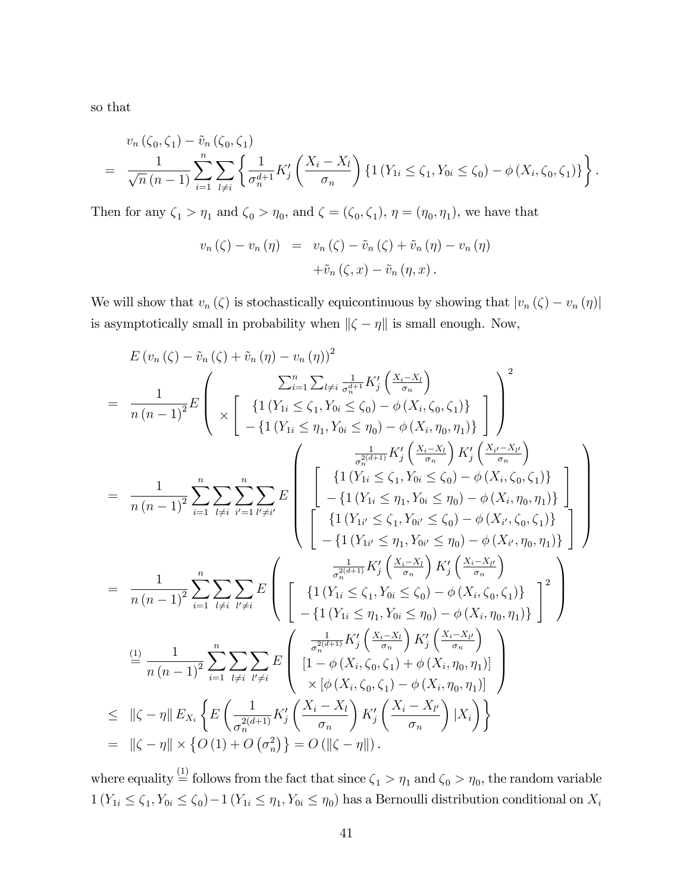so that

$$
\begin{aligned}
& v_n\left(\zeta_0, \zeta_1\right)-\tilde{v}_n\left(\zeta_0, \zeta_1\right) \\
= & \frac{1}{\sqrt{n}(n-1)} \sum_{i=1}^n \sum_{l \neq i}\left\{\frac{1}{\sigma_n^{d+1}} K_j^{\prime}\left(\frac{X_i-X_l}{\sigma_n}\right)\left\{1\left(Y_{1 i} \leq \zeta_1, Y_{0 i} \leq \zeta_0\right)-\phi\left(X_i, \zeta_0, \zeta_1\right)\right\}\right\} .
\end{aligned}
$$

Then for any $\zeta_1>\eta_1$ and $\zeta_0>\eta_0$, and $\zeta=\left(\zeta_0, \zeta_1\right)$, $\eta=\left(\eta_0, \eta_1\right)$, we have that

$$
\begin{aligned}
v_n(\zeta)-v_n(\eta) = & \; v_n(\zeta)-\tilde{v}_n(\zeta)+\tilde{v}_n(\eta)-v_n(\eta) \\
& +\tilde{v}_n(\zeta, x)-\tilde{v}_n(\eta, x) .
\end{aligned}
$$

We will show that $v_n(\zeta)$ is stochastically equicontinuous by showing that $\left|v_n(\zeta)-v_n(\eta)\right|$ is asymptotically small in probability when $\|\zeta-\eta\|$ is small enough. Now,

$$
\begin{aligned}
& E\left(v_n(\zeta)-\tilde{v}_n(\zeta)+\tilde{v}_n(\eta)-v_n(\eta)\right)^2 \\
= & \frac{1}{n(n-1)^2} E\left(\begin{array}{c}
\sum_{i=1}^n \sum_{l \neq i} \frac{1}{\sigma_n^{d+1}} K_j^{\prime}\left(\frac{X_i-X_l}{\sigma_n}\right) \\
\times\left[\begin{array}{c}
\left\{1\left(Y_{1 i} \leq \zeta_1, Y_{0 i} \leq \zeta_0\right)-\phi\left(X_i, \zeta_0, \zeta_1\right)\right\} \\
-\left\{1\left(Y_{1 i} \leq \eta_1, Y_{0 i} \leq \eta_0\right)-\phi\left(X_i, \eta_0, \eta_1\right)\right\}
\end{array}\right]
\end{array}\right)^2 \\
= & \frac{1}{n(n-1)^2} \sum_{i=1}^n \sum_{l \neq i} \sum_{i^{\prime}=1}^n \sum_{l^{\prime} \neq i^{\prime}} E\left(\begin{array}{c}
\frac{1}{\sigma_n^{2(d+1)}} K_j^{\prime}\left(\frac{X_i-X_l}{\sigma_n}\right) K_j^{\prime}\left(\frac{X_{i^{\prime}}-X_{l^{\prime}}}{\sigma_n}\right) \\
{\left[\begin{array}{c}
\left\{1\left(Y_{1 i} \leq \zeta_1, Y_{0 i} \leq \zeta_0\right)-\phi\left(X_i, \zeta_0, \zeta_1\right)\right\} \\
-\left\{1\left(Y_{1 i} \leq \eta_1, Y_{0 i} \leq \eta_0\right)-\phi\left(X_i, \eta_0, \eta_1\right)\right\}
\end{array}\right]} \\
{\left[\begin{array}{c}
\left\{1\left(Y_{1 i^{\prime}} \leq \zeta_1, Y_{0 i^{\prime}} \leq \zeta_0\right)-\phi\left(X_{i^{\prime}}, \zeta_0, \zeta_1\right)\right\} \\
-\left\{1\left(Y_{1 i^{\prime}} \leq \eta_1, Y_{0 i^{\prime}} \leq \eta_0\right)-\phi\left(X_{i^{\prime}}, \eta_0, \eta_1\right)\right\}
\end{array}\right]}
\end{array}\right) \\
= & \frac{1}{n(n-1)^2} \sum_{i=1}^n \sum_{l \neq i} \sum_{l^{\prime} \neq i} E\left(\begin{array}{c}
\frac{1}{\sigma_n^{2(d+1)}} K_j^{\prime}\left(\frac{X_i-X_l}{\sigma_n}\right) K_j^{\prime}\left(\frac{X_i-X_{l^{\prime}}}{\sigma_n}\right) \\
{\left[\begin{array}{c}
\left\{1\left(Y_{1 i} \leq \zeta_1, Y_{0 i} \leq \zeta_0\right)-\phi\left(X_i, \zeta_0, \zeta_1\right)\right\} \\
-\left\{1\left(Y_{1 i} \leq \eta_1, Y_{0 i} \leq \eta_0\right)-\phi\left(X_i, \eta_0, \eta_1\right)\right\}
\end{array}\right]^2}
\end{array}\right) \\
\stackrel{(1)}{=} & \frac{1}{n(n-1)^2} \sum_{i=1}^n \sum_{l \neq i} \sum_{l^{\prime} \neq i} E\left(\begin{array}{c}
\frac{1}{\sigma_n^{2(d+1)}} K_j^{\prime}\left(\frac{X_i-X_l}{\sigma_n}\right) K_j^{\prime}\left(\frac{X_i-X_{l^{\prime}}}{\sigma_n}\right) \\
{\left[1-\phi\left(X_i, \zeta_0, \zeta_1\right)+\phi\left(X_i, \eta_0, \eta_1\right)\right]} \\
\times\left[\phi\left(X_i, \zeta_0, \zeta_1\right)-\phi\left(X_i, \eta_0, \eta_1\right)\right]
\end{array}\right) \\
\leq & \|\zeta-\eta\| E_{X_i}\left\{E\left(\frac{1}{\sigma_n^{2(d+1)}} K_j^{\prime}\left(\frac{X_i-X_l}{\sigma_n}\right) K_j^{\prime}\left(\frac{X_i-X_{l^{\prime}}}{\sigma_n}\right) \mid X_i\right)\right\} \\
= & \|\zeta-\eta\| \times\left\{O(1)+O\left(\sigma_n^2\right)\right\}=O(\|\zeta-\eta\|) .
\end{aligned}
$$

where equality $\stackrel{(1)}{=}$ follows from the fact that since $\zeta_1>\eta_1$ and $\zeta_0>\eta_0$, the random variable $1\left(Y_{1 i} \leq \zeta_1, Y_{0 i} \leq \zeta_0\right)-1\left(Y_{1 i} \leq \eta_1, Y_{0 i} \leq \eta_0\right)$ has a Bernoulli distribution conditional on $X_i$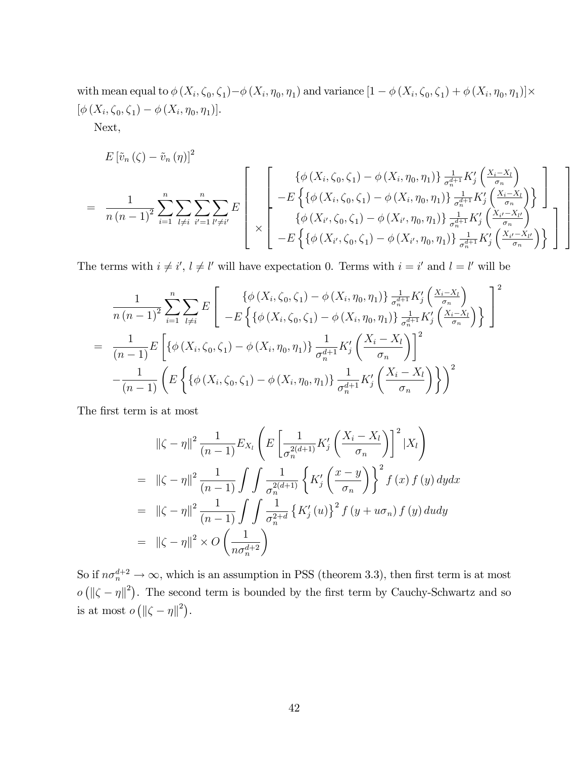with mean equal to $\phi(X_i, \zeta_0, \zeta_1) - \phi(X_i, \eta_0, \eta_1)$ and variance $[1 - \phi(X_i, \zeta_0, \zeta_1) + \phi(X_i, \eta_0, \eta_1)] \times [\phi(X_i, \zeta_0, \zeta_1) - \phi(X_i, \eta_0, \eta_1)]$.

Next,

$$
\begin{aligned}
& E\left[\tilde{v}_n(\zeta) - \tilde{v}_n(\eta)\right]^2 \\
= \; & \frac{1}{n(n-1)^2} \sum_{i=1}^{n} \sum_{l \neq i} \sum_{i'=1}^{n} \sum_{l' \neq i'} E \left[ \begin{array}{c} \left[ \begin{array}{c} \left\{\phi(X_i, \zeta_0, \zeta_1) - \phi(X_i, \eta_0, \eta_1)\right\} \frac{1}{\sigma_n^{d+1}} K_j'\left(\frac{X_i - X_l}{\sigma_n}\right) \\ -E\left\{\left\{\phi(X_i, \zeta_0, \zeta_1) - \phi(X_i, \eta_0, \eta_1)\right\} \frac{1}{\sigma_n^{d+1}} K_j'\left(\frac{X_i - X_l}{\sigma_n}\right)\right\} \end{array} \right] \\ \times \left[ \begin{array}{c} \left\{\phi(X_{i'}, \zeta_0, \zeta_1) - \phi(X_{i'}, \eta_0, \eta_1)\right\} \frac{1}{\sigma_n^{d+1}} K_j'\left(\frac{X_{i'} - X_{l'}}{\sigma_n}\right) \\ -E\left\{\left\{\phi(X_{i'}, \zeta_0, \zeta_1) - \phi(X_{i'}, \eta_0, \eta_1)\right\} \frac{1}{\sigma_n^{d+1}} K_j'\left(\frac{X_{i'} - X_{l'}}{\sigma_n}\right)\right\} \end{array} \right] \end{array} \right]
\end{aligned}
$$

The terms with $i \neq i'$, $l \neq l'$ will have expectation 0. Terms with $i = i'$ and $l = l'$ will be

$$
\begin{aligned}
& \frac{1}{n(n-1)^2} \sum_{i=1}^{n} \sum_{l \neq i} E \left[ \begin{array}{c} \left\{\phi(X_i, \zeta_0, \zeta_1) - \phi(X_i, \eta_0, \eta_1)\right\} \frac{1}{\sigma_n^{d+1}} K_j'\left(\frac{X_i - X_l}{\sigma_n}\right) \\ -E\left\{\left\{\phi(X_i, \zeta_0, \zeta_1) - \phi(X_i, \eta_0, \eta_1)\right\} \frac{1}{\sigma_n^{d+1}} K_j'\left(\frac{X_i - X_l}{\sigma_n}\right)\right\} \end{array} \right]^2 \\
= \; & \frac{1}{(n-1)} E\left[\left\{\phi(X_i, \zeta_0, \zeta_1) - \phi(X_i, \eta_0, \eta_1)\right\} \frac{1}{\sigma_n^{d+1}} K_j'\left(\frac{X_i - X_l}{\sigma_n}\right)\right]^2 \\
& - \frac{1}{(n-1)} \left(E\left\{\left\{\phi(X_i, \zeta_0, \zeta_1) - \phi(X_i, \eta_0, \eta_1)\right\} \frac{1}{\sigma_n^{d+1}} K_j'\left(\frac{X_i - X_l}{\sigma_n}\right)\right\}\right)^2
\end{aligned}
$$

The first term is at most

$$
\begin{aligned}
& \|\zeta - \eta\|^2 \frac{1}{(n-1)} E_{X_l}\left(E\left[\frac{1}{\sigma_n^{2(d+1)}} K_j'\left(\frac{X_i - X_l}{\sigma_n}\right)\right]^2 |X_l\right) \\
= \; & \|\zeta - \eta\|^2 \frac{1}{(n-1)} \int \int \frac{1}{\sigma_n^{2(d+1)}} \left\{K_j'\left(\frac{x - y}{\sigma_n}\right)\right\}^2 f(x) f(y)\, dy dx \\
= \; & \|\zeta - \eta\|^2 \frac{1}{(n-1)} \int \int \frac{1}{\sigma_n^{2+d}} \left\{K_j'(u)\right\}^2 f(y + u\sigma_n) f(y)\, du dy \\
= \; & \|\zeta - \eta\|^2 \times O\left(\frac{1}{n\sigma_n^{d+2}}\right)
\end{aligned}
$$

So if $n\sigma_n^{d+2} \to \infty$, which is an assumption in PSS (theorem 3.3), then first term is at most $o\left(\|\zeta - \eta\|^2\right)$. The second term is bounded by the first term by Cauchy-Schwartz and so is at most $o\left(\|\zeta - \eta\|^2\right)$.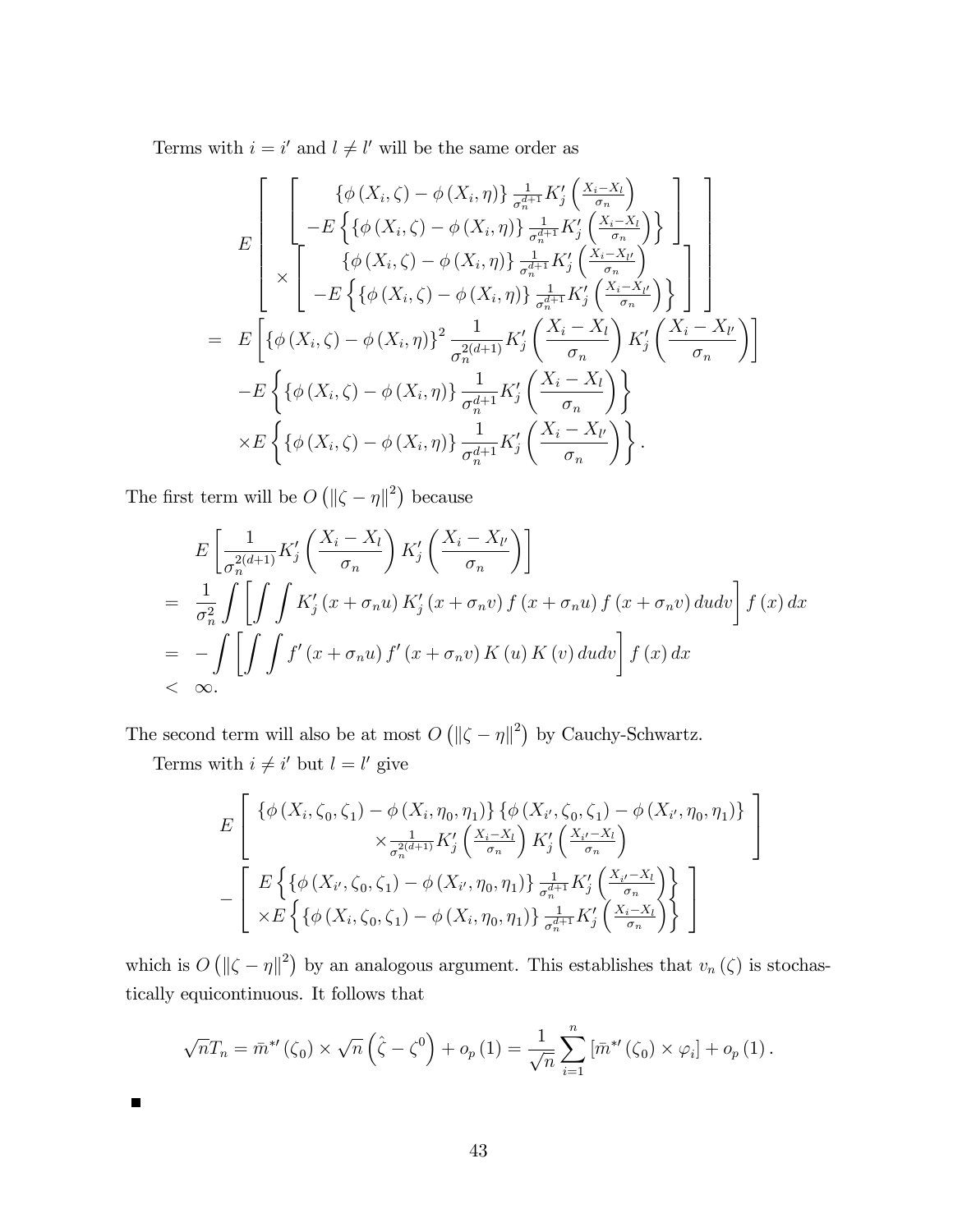Terms with $i = i'$ and $l \neq l'$ will be the same order as

$$
\begin{aligned}
& E\left[\begin{array}{c}
\left[\begin{array}{c}
\left\{\phi\left(X_i,\zeta\right)-\phi\left(X_i,\eta\right)\right\}\frac{1}{\sigma_n^{d+1}}K_j'\left(\frac{X_i-X_l}{\sigma_n}\right) \\
-E\left\{\left\{\phi\left(X_i,\zeta\right)-\phi\left(X_i,\eta\right)\right\}\frac{1}{\sigma_n^{d+1}}K_j'\left(\frac{X_i-X_l}{\sigma_n}\right)\right\}
\end{array}\right] \\
\times\left[\begin{array}{c}
\left\{\phi\left(X_i,\zeta\right)-\phi\left(X_i,\eta\right)\right\}\frac{1}{\sigma_n^{d+1}}K_j'\left(\frac{X_i-X_{l'}}{\sigma_n}\right) \\
-E\left\{\left\{\phi\left(X_i,\zeta\right)-\phi\left(X_i,\eta\right)\right\}\frac{1}{\sigma_n^{d+1}}K_j'\left(\frac{X_i-X_{l'}}{\sigma_n}\right)\right\}
\end{array}\right]
\end{array}\right] \\
= \; & E\left[\left\{\phi\left(X_i,\zeta\right)-\phi\left(X_i,\eta\right)\right\}^2\frac{1}{\sigma_n^{2(d+1)}}K_j'\left(\frac{X_i-X_l}{\sigma_n}\right)K_j'\left(\frac{X_i-X_{l'}}{\sigma_n}\right)\right] \\
& -E\left\{\left\{\phi\left(X_i,\zeta\right)-\phi\left(X_i,\eta\right)\right\}\frac{1}{\sigma_n^{d+1}}K_j'\left(\frac{X_i-X_l}{\sigma_n}\right)\right\} \\
& \times E\left\{\left\{\phi\left(X_i,\zeta\right)-\phi\left(X_i,\eta\right)\right\}\frac{1}{\sigma_n^{d+1}}K_j'\left(\frac{X_i-X_{l'}}{\sigma_n}\right)\right\}.
\end{aligned}
$$

The first term will be $O\left(\|\zeta-\eta\|^2\right)$ because

$$
\begin{aligned}
& E\left[\frac{1}{\sigma_n^{2(d+1)}}K_j'\left(\frac{X_i-X_l}{\sigma_n}\right)K_j'\left(\frac{X_i-X_{l'}}{\sigma_n}\right)\right] \\
= \; & \frac{1}{\sigma_n^2}\int\left[\int\int K_j'\left(x+\sigma_n u\right)K_j'\left(x+\sigma_n v\right)f\left(x+\sigma_n u\right)f\left(x+\sigma_n v\right)dudv\right]f(x)\,dx \\
= \; & -\int\left[\int\int f'\left(x+\sigma_n u\right)f'\left(x+\sigma_n v\right)K(u)\,K(v)\,dudv\right]f(x)\,dx \\
< \; & \infty.
\end{aligned}
$$

The second term will also be at most $O\left(\|\zeta-\eta\|^2\right)$ by Cauchy-Schwartz.

Terms with $i \neq i'$ but $l = l'$ give

$$
\begin{aligned}
& E\left[\begin{array}{c}
\left\{\phi\left(X_i,\zeta_0,\zeta_1\right)-\phi\left(X_i,\eta_0,\eta_1\right)\right\}\left\{\phi\left(X_{i'},\zeta_0,\zeta_1\right)-\phi\left(X_{i'},\eta_0,\eta_1\right)\right\} \\
\times\frac{1}{\sigma_n^{2(d+1)}}K_j'\left(\frac{X_i-X_l}{\sigma_n}\right)K_j'\left(\frac{X_{i'}-X_l}{\sigma_n}\right)
\end{array}\right] \\
& -\left[\begin{array}{c}
E\left\{\left\{\phi\left(X_{i'},\zeta_0,\zeta_1\right)-\phi\left(X_{i'},\eta_0,\eta_1\right)\right\}\frac{1}{\sigma_n^{d+1}}K_j'\left(\frac{X_{i'}-X_l}{\sigma_n}\right)\right\} \\
\times E\left\{\left\{\phi\left(X_i,\zeta_0,\zeta_1\right)-\phi\left(X_i,\eta_0,\eta_1\right)\right\}\frac{1}{\sigma_n^{d+1}}K_j'\left(\frac{X_i-X_l}{\sigma_n}\right)\right\}
\end{array}\right]
\end{aligned}
$$

which is $O\left(\|\zeta-\eta\|^2\right)$ by an analogous argument. This establishes that $v_n(\zeta)$ is stochastically equicontinuous. It follows that

$$
\sqrt{n}T_n = \bar{m}^{*\prime}\left(\zeta_0\right)\times\sqrt{n}\left(\hat{\zeta}-\zeta^0\right)+o_p(1) = \frac{1}{\sqrt{n}}\sum_{i=1}^n\left[\bar{m}^{*\prime}\left(\zeta_0\right)\times\varphi_i\right]+o_p(1).
$$

■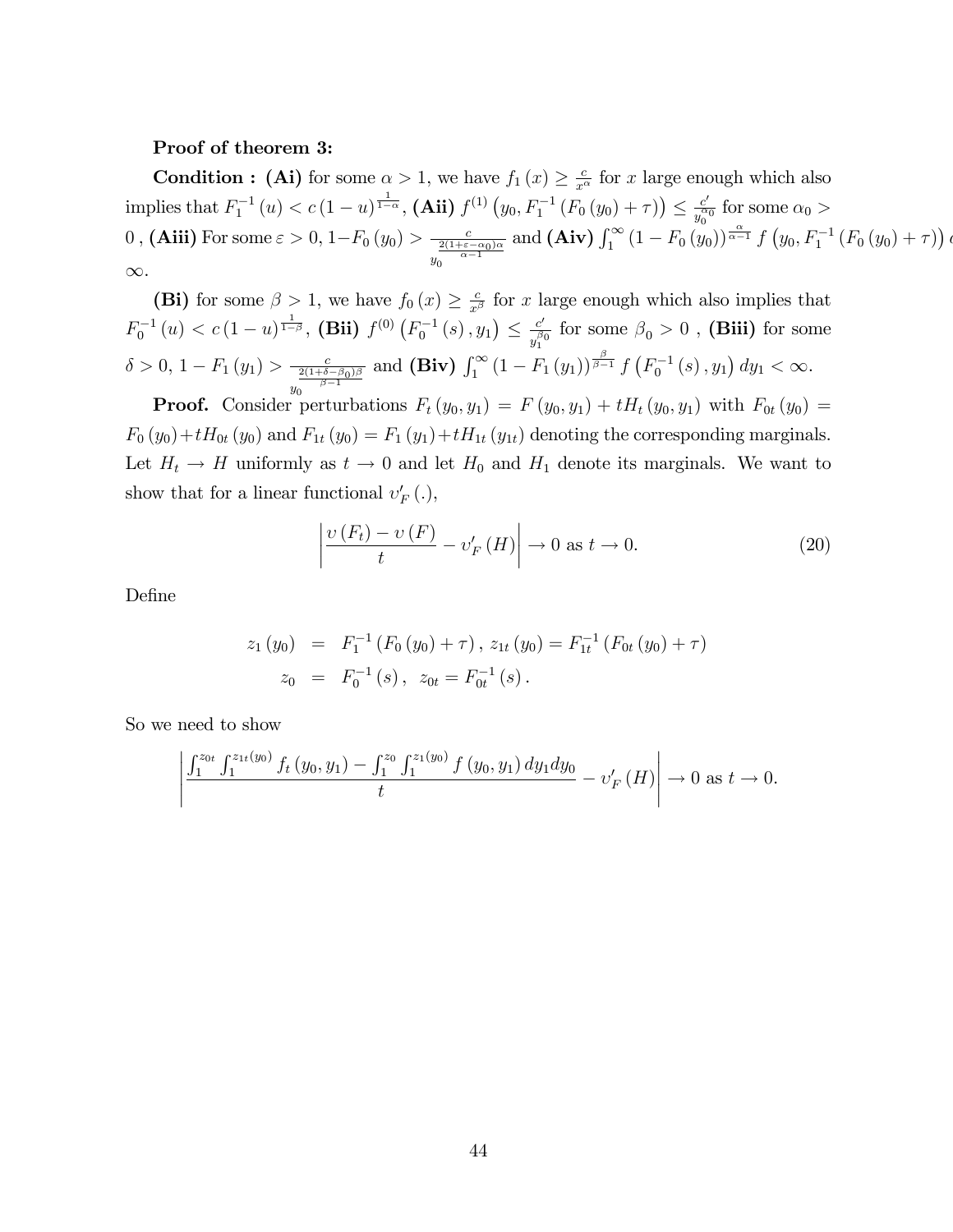**Proof of theorem 3:**

**Condition : (Ai)** for some $\alpha > 1$, we have $f_1(x) \geq \frac{c}{x^{\alpha}}$ for $x$ large enough which also implies that $F_1^{-1}(u) < c(1-u)^{\frac{1}{1-\alpha}}$, **(Aii)** $f^{(1)}\left(y_0, F_1^{-1}(F_0(y_0)+\tau)\right) \leq \frac{c'}{y_0^{\alpha_0}}$ for some $\alpha_0 > 0$ , **(Aiii)** For some $\varepsilon > 0$, $1-F_0(y_0) > \frac{c}{y_0^{\frac{2(1+\varepsilon-\alpha_0)\alpha}{\alpha-1}}}$ and **(Aiv)** $\int_1^{\infty}(1-F_0(y_0))^{\frac{\alpha}{\alpha-1}} f\left(y_0, F_1^{-1}(F_0(y_0)+\tau)\right) d$ $\infty$.

**(Bi)** for some $\beta > 1$, we have $f_0(x) \geq \frac{c}{x^{\beta}}$ for $x$ large enough which also implies that $F_0^{-1}(u) < c(1-u)^{\frac{1}{1-\beta}}$, **(Bii)** $f^{(0)}\left(F_0^{-1}(s), y_1\right) \leq \frac{c'}{y_1^{\beta_0}}$ for some $\beta_0 > 0$ , **(Biii)** for some $\delta > 0$, $1-F_1(y_1) > \frac{c}{y_0^{\frac{2(1+\delta-\beta_0)\beta}{\beta-1}}}$ and **(Biv)** $\int_1^{\infty}(1-F_1(y_1))^{\frac{\beta}{\beta-1}} f\left(F_0^{-1}(s), y_1\right) dy_1 < \infty$.

**Proof.** Consider perturbations $F_t(y_0, y_1) = F(y_0, y_1) + tH_t(y_0, y_1)$ with $F_{0t}(y_0) = F_0(y_0) + tH_{0t}(y_0)$ and $F_{1t}(y_0) = F_1(y_1) + tH_{1t}(y_{1t})$ denoting the corresponding marginals. Let $H_t \to H$ uniformly as $t \to 0$ and let $H_0$ and $H_1$ denote its marginals. We want to show that for a linear functional $\upsilon'_F(.)$,

$$\left|\frac{\upsilon(F_t) - \upsilon(F)}{t} - \upsilon'_F(H)\right| \to 0 \text{ as } t \to 0. \tag{20}$$

Define

$$\begin{aligned}
z_1(y_0) &= F_1^{-1}(F_0(y_0)+\tau),\ z_{1t}(y_0) = F_{1t}^{-1}(F_{0t}(y_0)+\tau) \\
z_0 &= F_0^{-1}(s),\ z_{0t} = F_{0t}^{-1}(s).
\end{aligned}$$

So we need to show

$$\left|\frac{\int_1^{z_{0t}}\int_1^{z_{1t}(y_0)} f_t(y_0, y_1) - \int_1^{z_0}\int_1^{z_1(y_0)} f(y_0, y_1)\, dy_1 dy_0}{t} - \upsilon'_F(H)\right| \to 0 \text{ as } t \to 0.$$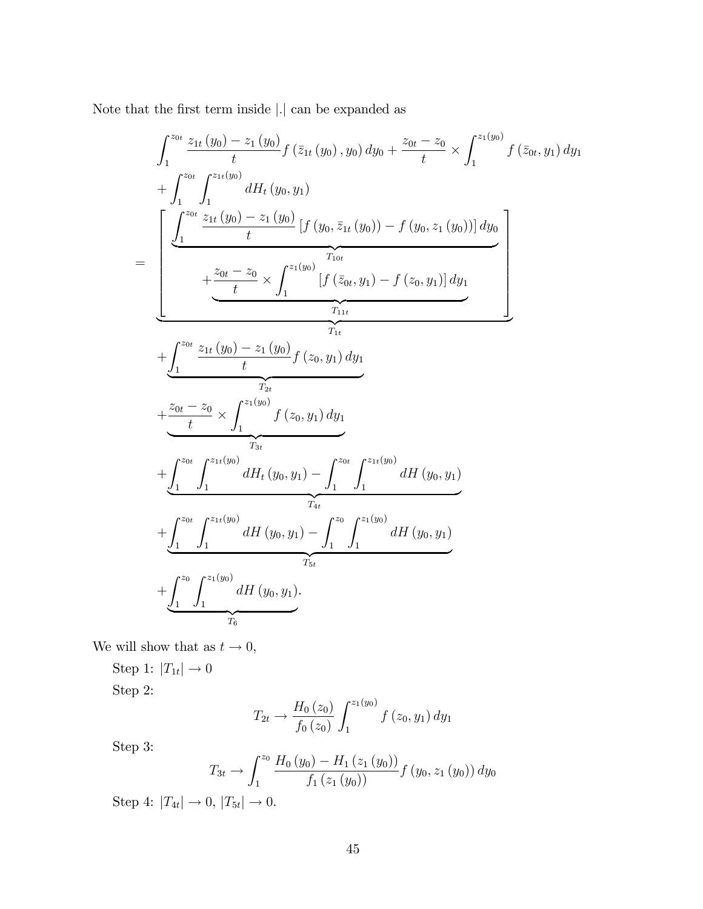Note that the first term inside $|.|$ can be expanded as

$$
\begin{aligned}
&\int_1^{z_{0t}} \frac{z_{1t}(y_0) - z_1(y_0)}{t} f(\bar{z}_{1t}(y_0), y_0)\, dy_0 + \frac{z_{0t} - z_0}{t} \times \int_1^{z_1(y_0)} f(\bar{z}_{0t}, y_1)\, dy_1 \\
&+ \int_1^{z_{0t}} \int_1^{z_{1t}(y_0)} dH_t(y_0, y_1) \\
= &\underbrace{\left[ \begin{array}{c} \underbrace{\int_1^{z_{0t}} \frac{z_{1t}(y_0) - z_1(y_0)}{t} \left[ f(y_0, \bar{z}_{1t}(y_0)) - f(y_0, z_1(y_0)) \right] dy_0}_{T_{10t}} \\ + \underbrace{\frac{z_{0t} - z_0}{t} \times \int_1^{z_1(y_0)} \left[ f(\bar{z}_{0t}, y_1) - f(z_0, y_1) \right] dy_1}_{T_{11t}} \end{array} \right]}_{T_{1t}} \\
&+ \underbrace{\int_1^{z_{0t}} \frac{z_{1t}(y_0) - z_1(y_0)}{t} f(z_0, y_1)\, dy_1}_{T_{2t}} \\
&+ \underbrace{\frac{z_{0t} - z_0}{t} \times \int_1^{z_1(y_0)} f(z_0, y_1)\, dy_1}_{T_{3t}} \\
&+ \underbrace{\int_1^{z_{0t}} \int_1^{z_{1t}(y_0)} dH_t(y_0, y_1) - \int_1^{z_{0t}} \int_1^{z_{1t}(y_0)} dH(y_0, y_1)}_{T_{4t}} \\
&+ \underbrace{\int_1^{z_{0t}} \int_1^{z_{1t}(y_0)} dH(y_0, y_1) - \int_1^{z_0} \int_1^{z_1(y_0)} dH(y_0, y_1)}_{T_{5t}} \\
&+ \underbrace{\int_1^{z_0} \int_1^{z_1(y_0)} dH(y_0, y_1)}_{T_6}.
\end{aligned}
$$

We will show that as $t \to 0$,

Step 1: $|T_{1t}| \to 0$

Step 2:

$$T_{2t} \to \frac{H_0(z_0)}{f_0(z_0)} \int_1^{z_1(y_0)} f(z_0, y_1)\, dy_1$$

Step 3:

$$T_{3t} \to \int_1^{z_0} \frac{H_0(y_0) - H_1(z_1(y_0))}{f_1(z_1(y_0))} f(y_0, z_1(y_0))\, dy_0$$

Step 4: $|T_{4t}| \to 0$, $|T_{5t}| \to 0$.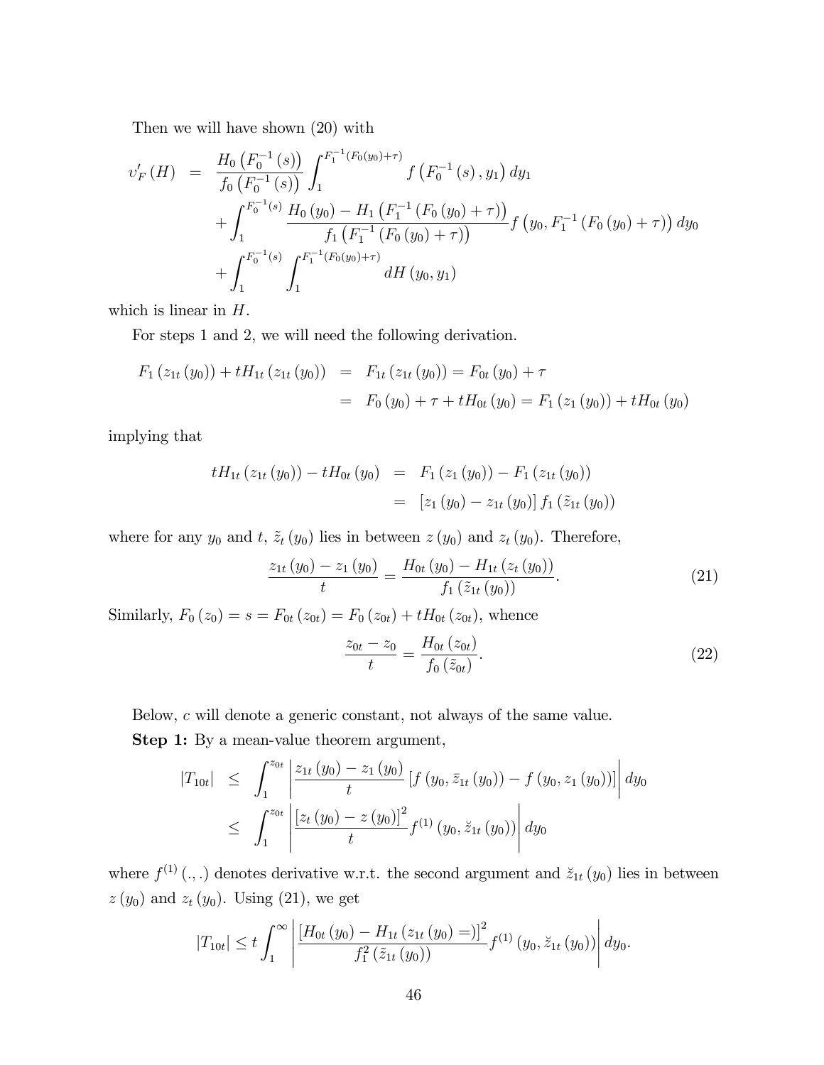Then we will have shown (20) with

$$
\begin{aligned}
\upsilon_F'(H) &= \frac{H_0\left(F_0^{-1}(s)\right)}{f_0\left(F_0^{-1}(s)\right)} \int_1^{F_1^{-1}(F_0(y_0)+\tau)} f\left(F_0^{-1}(s), y_1\right) dy_1 \\
&\quad + \int_1^{F_0^{-1}(s)} \frac{H_0(y_0) - H_1\left(F_1^{-1}(F_0(y_0)+\tau)\right)}{f_1\left(F_1^{-1}(F_0(y_0)+\tau)\right)} f\left(y_0, F_1^{-1}(F_0(y_0)+\tau)\right) dy_0 \\
&\quad + \int_1^{F_0^{-1}(s)} \int_1^{F_1^{-1}(F_0(y_0)+\tau)} dH(y_0, y_1)
\end{aligned}
$$

which is linear in $H$.

For steps 1 and 2, we will need the following derivation.

$$
\begin{aligned}
F_1(z_{1t}(y_0)) + tH_{1t}(z_{1t}(y_0)) &= F_{1t}(z_{1t}(y_0)) = F_{0t}(y_0) + \tau \\
&= F_0(y_0) + \tau + tH_{0t}(y_0) = F_1(z_1(y_0)) + tH_{0t}(y_0)
\end{aligned}
$$

implying that

$$
\begin{aligned}
tH_{1t}(z_{1t}(y_0)) - tH_{0t}(y_0) &= F_1(z_1(y_0)) - F_1(z_{1t}(y_0)) \\
&= [z_1(y_0) - z_{1t}(y_0)] f_1(\tilde{z}_{1t}(y_0))
\end{aligned}
$$

where for any $y_0$ and $t$, $\tilde{z}_t(y_0)$ lies in between $z(y_0)$ and $z_t(y_0)$. Therefore,

$$
\frac{z_{1t}(y_0) - z_1(y_0)}{t} = \frac{H_{0t}(y_0) - H_{1t}(z_t(y_0))}{f_1(\tilde{z}_{1t}(y_0))}. \tag{21}
$$

Similarly, $F_0(z_0) = s = F_{0t}(z_{0t}) = F_0(z_{0t}) + tH_{0t}(z_{0t})$, whence

$$
\frac{z_{0t} - z_0}{t} = \frac{H_{0t}(z_{0t})}{f_0(\tilde{z}_{0t})}. \tag{22}
$$

Below, $c$ will denote a generic constant, not always of the same value.

**Step 1:** By a mean-value theorem argument,

$$
\begin{aligned}
|T_{10t}| &\leq \int_1^{z_{0t}} \left| \frac{z_{1t}(y_0) - z_1(y_0)}{t} \left[ f(y_0, \bar{z}_{1t}(y_0)) - f(y_0, z_1(y_0)) \right] \right| dy_0 \\
&\leq \int_1^{z_{0t}} \left| \frac{[z_t(y_0) - z(y_0)]^2}{t} f^{(1)}(y_0, \breve{z}_{1t}(y_0)) \right| dy_0
\end{aligned}
$$

where $f^{(1)}(.,.)$ denotes derivative w.r.t. the second argument and $\breve{z}_{1t}(y_0)$ lies in between $z(y_0)$ and $z_t(y_0)$. Using (21), we get

$$
|T_{10t}| \leq t \int_1^{\infty} \left| \frac{[H_{0t}(y_0) - H_{1t}(z_{1t}(y_0) =)]^2}{f_1^2(\tilde{z}_{1t}(y_0))} f^{(1)}(y_0, \breve{z}_{1t}(y_0)) \right| dy_0.
$$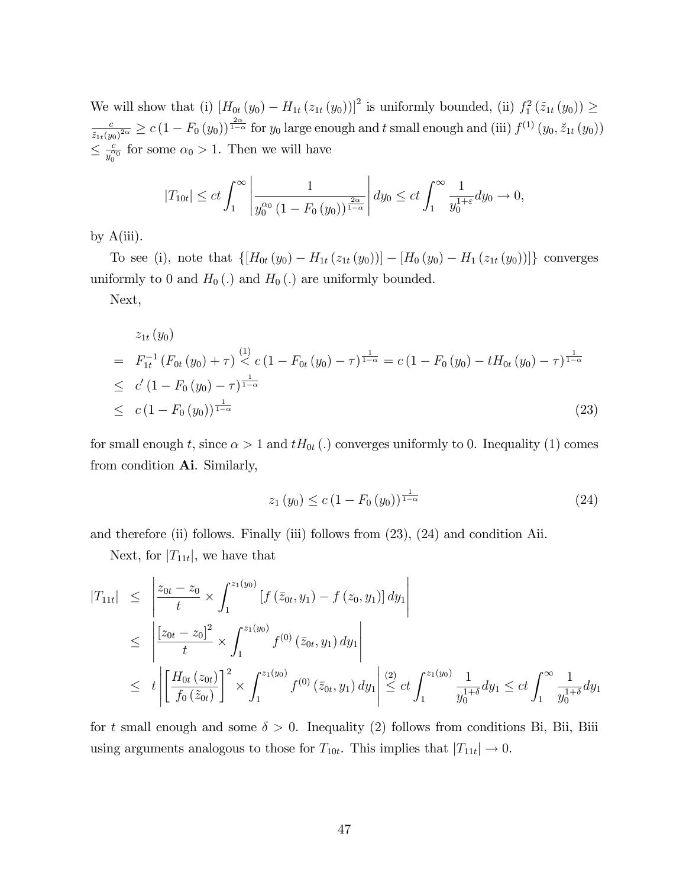We will show that (i) $[H_{0t}(y_0) - H_{1t}(z_{1t}(y_0))]^2$ is uniformly bounded, (ii) $f_1^2(\tilde{z}_{1t}(y_0)) \geq \frac{c}{\tilde{z}_{1t}(y_0)^{2\alpha}} \geq c(1 - F_0(y_0))^{\frac{2\alpha}{1-\alpha}}$ for $y_0$ large enough and $t$ small enough and (iii) $f^{(1)}(y_0, \breve{z}_{1t}(y_0)) \leq \frac{c}{y_0^{\alpha_0}}$ for some $\alpha_0 > 1$. Then we will have

$$|T_{10t}| \leq ct \int_1^\infty \left| \frac{1}{y_0^{\alpha_0} (1 - F_0(y_0))^{\frac{2\alpha}{1-\alpha}}} \right| dy_0 \leq ct \int_1^\infty \frac{1}{y_0^{1+\varepsilon}} dy_0 \to 0,$$

by A(iii).

To see (i), note that $\{[H_{0t}(y_0) - H_{1t}(z_{1t}(y_0))] - [H_0(y_0) - H_1(z_{1t}(y_0))]\}$ converges uniformly to 0 and $H_0(.)$ and $H_0(.)$ are uniformly bounded.

Next,

$$\begin{aligned}
& z_{1t}(y_0) \\
= \;& F_{1t}^{-1}(F_{0t}(y_0) + \tau) \overset{(1)}{<} c(1 - F_{0t}(y_0) - \tau)^{\frac{1}{1-\alpha}} = c(1 - F_0(y_0) - tH_{0t}(y_0) - \tau)^{\frac{1}{1-\alpha}} \\
\leq \;& c'(1 - F_0(y_0) - \tau)^{\frac{1}{1-\alpha}} \\
\leq \;& c(1 - F_0(y_0))^{\frac{1}{1-\alpha}} \qquad (23)
\end{aligned}$$

for small enough $t$, since $\alpha > 1$ and $tH_{0t}(.)$ converges uniformly to 0. Inequality (1) comes from condition **Ai**. Similarly,

$$z_1(y_0) \leq c(1 - F_0(y_0))^{\frac{1}{1-\alpha}} \qquad (24)$$

and therefore (ii) follows. Finally (iii) follows from (23), (24) and condition Aii.

Next, for $|T_{11t}|$, we have that

$$\begin{aligned}
|T_{11t}| \;&\leq\; \left| \frac{z_{0t} - z_0}{t} \times \int_1^{z_1(y_0)} [f(\bar{z}_{0t}, y_1) - f(z_0, y_1)] \, dy_1 \right| \\
&\leq\; \left| \frac{[z_{0t} - z_0]^2}{t} \times \int_1^{z_1(y_0)} f^{(0)}(\bar{z}_{0t}, y_1) \, dy_1 \right| \\
&\leq\; t \left| \left[ \frac{H_{0t}(z_{0t})}{f_0(\tilde{z}_{0t})} \right]^2 \times \int_1^{z_1(y_0)} f^{(0)}(\bar{z}_{0t}, y_1) \, dy_1 \right| \overset{(2)}{\leq} ct \int_1^{z_1(y_0)} \frac{1}{y_0^{1+\delta}} dy_1 \leq ct \int_1^\infty \frac{1}{y_0^{1+\delta}} dy_1
\end{aligned}$$

for $t$ small enough and some $\delta > 0$. Inequality (2) follows from conditions Bi, Bii, Biii using arguments analogous to those for $T_{10t}$. This implies that $|T_{11t}| \to 0$.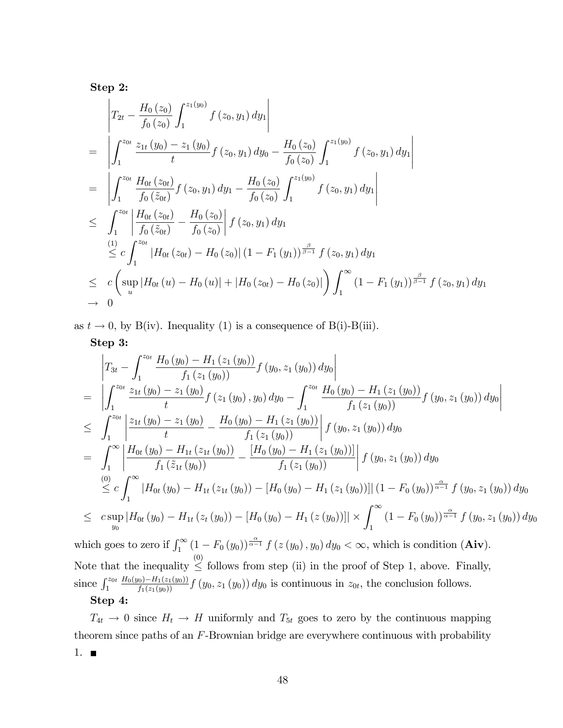**Step 2:**

$$
\begin{aligned}
& \left| T_{2t} - \frac{H_0(z_0)}{f_0(z_0)} \int_1^{z_1(y_0)} f(z_0, y_1)\, dy_1 \right| \\
= & \left| \int_1^{z_{0t}} \frac{z_{1t}(y_0) - z_1(y_0)}{t} f(z_0, y_1)\, dy_0 - \frac{H_0(z_0)}{f_0(z_0)} \int_1^{z_1(y_0)} f(z_0, y_1)\, dy_1 \right| \\
= & \left| \int_1^{z_{0t}} \frac{H_{0t}(z_{0t})}{f_0(\tilde{z}_{0t})} f(z_0, y_1)\, dy_1 - \frac{H_0(z_0)}{f_0(z_0)} \int_1^{z_1(y_0)} f(z_0, y_1)\, dy_1 \right| \\
\leq & \int_1^{z_{0t}} \left| \frac{H_{0t}(z_{0t})}{f_0(\tilde{z}_{0t})} - \frac{H_0(z_0)}{f_0(z_0)} \right| f(z_0, y_1)\, dy_1 \\
\overset{(1)}{\leq} & \; c \int_1^{z_{0t}} |H_{0t}(z_{0t}) - H_0(z_0)| (1 - F_1(y_1))^{\frac{\beta}{\beta - 1}} f(z_0, y_1)\, dy_1 \\
\leq & \; c \left( \sup_u |H_{0t}(u) - H_0(u)| + |H_0(z_{0t}) - H_0(z_0)| \right) \int_1^{\infty} (1 - F_1(y_1))^{\frac{\beta}{\beta - 1}} f(z_0, y_1)\, dy_1 \\
\to & \; 0
\end{aligned}
$$

as $t \to 0$, by B(iv). Inequality (1) is a consequence of B(i)-B(iii).

**Step 3:**

$$
\begin{aligned}
& \left| T_{3t} - \int_1^{z_{0t}} \frac{H_0(y_0) - H_1(z_1(y_0))}{f_1(z_1(y_0))} f(y_0, z_1(y_0))\, dy_0 \right| \\
= & \left| \int_1^{z_{0t}} \frac{z_{1t}(y_0) - z_1(y_0)}{t} f(z_1(y_0), y_0)\, dy_0 - \int_1^{z_{0t}} \frac{H_0(y_0) - H_1(z_1(y_0))}{f_1(z_1(y_0))} f(y_0, z_1(y_0))\, dy_0 \right| \\
\leq & \int_1^{z_{0t}} \left| \frac{z_{1t}(y_0) - z_1(y_0)}{t} - \frac{H_0(y_0) - H_1(z_1(y_0))}{f_1(z_1(y_0))} \right| f(y_0, z_1(y_0))\, dy_0 \\
= & \int_1^{\infty} \left| \frac{H_{0t}(y_0) - H_{1t}(z_{1t}(y_0))}{f_1(\tilde{z}_{1t}(y_0))} - \frac{[H_0(y_0) - H_1(z_1(y_0))]}{f_1(z_1(y_0))} \right| f(y_0, z_1(y_0))\, dy_0 \\
\overset{(0)}{\leq} & \; c \int_1^{\infty} |H_{0t}(y_0) - H_{1t}(z_{1t}(y_0)) - [H_0(y_0) - H_1(z_1(y_0))]| (1 - F_0(y_0))^{\frac{\alpha}{\alpha - 1}} f(y_0, z_1(y_0))\, dy_0 \\
\leq & \; c \sup_{y_0} |H_{0t}(y_0) - H_{1t}(z_t(y_0)) - [H_0(y_0) - H_1(z(y_0))]| \times \int_1^{\infty} (1 - F_0(y_0))^{\frac{\alpha}{\alpha - 1}} f(y_0, z_1(y_0))\, dy_0
\end{aligned}
$$

which goes to zero if $\int_1^{\infty} (1 - F_0(y_0))^{\frac{\alpha}{\alpha-1}} f(z(y_0), y_0)\, dy_0 < \infty$, which is condition (**Aiv**). Note that the inequality $\overset{(0)}{\leq}$ follows from step (ii) in the proof of Step 1, above. Finally, since $\int_1^{z_{0t}} \frac{H_0(y_0) - H_1(z_1(y_0))}{f_1(z_1(y_0))} f(y_0, z_1(y_0))\, dy_0$ is continuous in $z_{0t}$, the conclusion follows.

**Step 4:**

$T_{4t} \to 0$ since $H_t \to H$ uniformly and $T_{5t}$ goes to zero by the continuous mapping theorem since paths of an $F$-Brownian bridge are everywhere continuous with probability 1. ■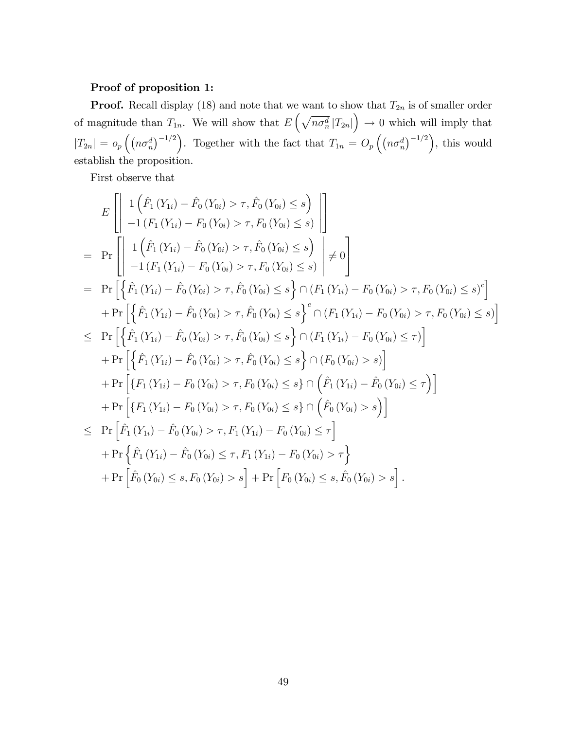**Proof of proposition 1:**

**Proof.** Recall display (18) and note that we want to show that $T_{2n}$ is of smaller order of magnitude than $T_{1n}$. We will show that $E\left(\sqrt{n\sigma_n^d}\,|T_{2n}|\right) \to 0$ which will imply that $|T_{2n}| = o_p\left(\left(n\sigma_n^d\right)^{-1/2}\right)$. Together with the fact that $T_{1n} = O_p\left(\left(n\sigma_n^d\right)^{-1/2}\right)$, this would establish the proposition.

First observe that

$$
\begin{aligned}
& E\left[\left|\begin{array}{c} 1\left(\hat{F}_1(Y_{1i}) - \hat{F}_0(Y_{0i}) > \tau, \hat{F}_0(Y_{0i}) \leq s\right) \\ -1\left(F_1(Y_{1i}) - F_0(Y_{0i}) > \tau, F_0(Y_{0i}) \leq s\right) \end{array}\right|\right] \\
= & \Pr\left[\left|\begin{array}{c} 1\left(\hat{F}_1(Y_{1i}) - \hat{F}_0(Y_{0i}) > \tau, \hat{F}_0(Y_{0i}) \leq s\right) \\ -1\left(F_1(Y_{1i}) - F_0(Y_{0i}) > \tau, F_0(Y_{0i}) \leq s\right) \end{array}\right| \neq 0\right] \\
= & \Pr\left[\left\{\hat{F}_1(Y_{1i}) - \hat{F}_0(Y_{0i}) > \tau, \hat{F}_0(Y_{0i}) \leq s\right\} \cap \left(F_1(Y_{1i}) - F_0(Y_{0i}) > \tau, F_0(Y_{0i}) \leq s\right)^c\right] \\
& + \Pr\left[\left\{\hat{F}_1(Y_{1i}) - \hat{F}_0(Y_{0i}) > \tau, \hat{F}_0(Y_{0i}) \leq s\right\}^c \cap \left(F_1(Y_{1i}) - F_0(Y_{0i}) > \tau, F_0(Y_{0i}) \leq s\right)\right] \\
\leq & \Pr\left[\left\{\hat{F}_1(Y_{1i}) - \hat{F}_0(Y_{0i}) > \tau, \hat{F}_0(Y_{0i}) \leq s\right\} \cap \left(F_1(Y_{1i}) - F_0(Y_{0i}) \leq \tau\right)\right] \\
& + \Pr\left[\left\{\hat{F}_1(Y_{1i}) - \hat{F}_0(Y_{0i}) > \tau, \hat{F}_0(Y_{0i}) \leq s\right\} \cap \left(F_0(Y_{0i}) > s\right)\right] \\
& + \Pr\left[\left\{F_1(Y_{1i}) - F_0(Y_{0i}) > \tau, F_0(Y_{0i}) \leq s\right\} \cap \left(\hat{F}_1(Y_{1i}) - \hat{F}_0(Y_{0i}) \leq \tau\right)\right] \\
& + \Pr\left[\left\{F_1(Y_{1i}) - F_0(Y_{0i}) > \tau, F_0(Y_{0i}) \leq s\right\} \cap \left(\hat{F}_0(Y_{0i}) > s\right)\right] \\
\leq & \Pr\left[\hat{F}_1(Y_{1i}) - \hat{F}_0(Y_{0i}) > \tau, F_1(Y_{1i}) - F_0(Y_{0i}) \leq \tau\right] \\
& + \Pr\left\{\hat{F}_1(Y_{1i}) - \hat{F}_0(Y_{0i}) \leq \tau, F_1(Y_{1i}) - F_0(Y_{0i}) > \tau\right\} \\
& + \Pr\left[\hat{F}_0(Y_{0i}) \leq s, F_0(Y_{0i}) > s\right] + \Pr\left[F_0(Y_{0i}) \leq s, \hat{F}_0(Y_{0i}) > s\right].
\end{aligned}
$$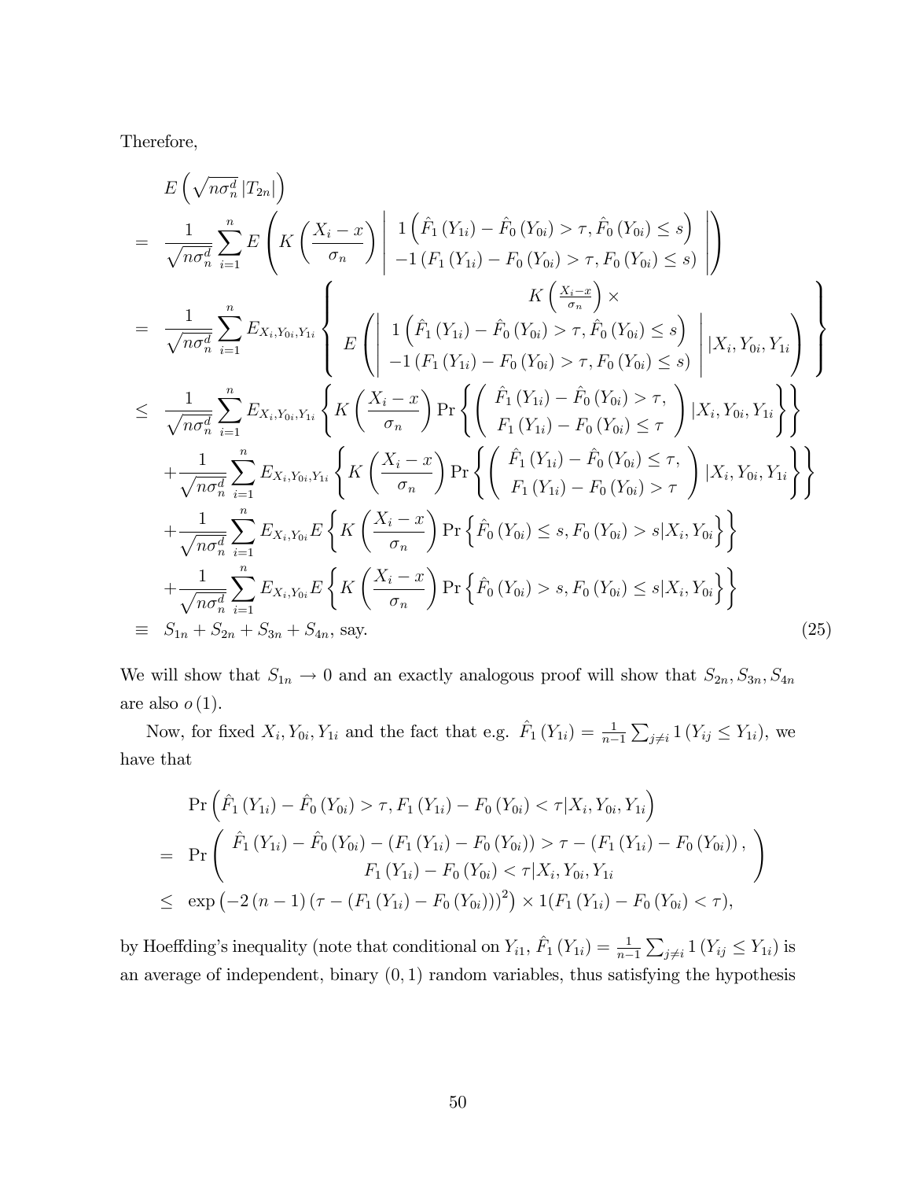Therefore,

$$
\begin{aligned}
& E\left(\sqrt{n\sigma_n^d}\,|T_{2n}|\right) \\
= & \frac{1}{\sqrt{n\sigma_n^d}} \sum_{i=1}^{n} E\left(K\left(\frac{X_i-x}{\sigma_n}\right)\left|\begin{array}{c} 1\left(\hat{F}_1\left(Y_{1i}\right)-\hat{F}_0\left(Y_{0i}\right)>\tau, \hat{F}_0\left(Y_{0i}\right)\le s\right) \\ -1\left(F_1\left(Y_{1i}\right)-F_0\left(Y_{0i}\right)>\tau, F_0\left(Y_{0i}\right)\le s\right) \end{array}\right|\right) \\
= & \frac{1}{\sqrt{n\sigma_n^d}} \sum_{i=1}^{n} E_{X_i,Y_{0i},Y_{1i}}\left\{\begin{array}{c} K\left(\frac{X_i-x}{\sigma_n}\right)\times \\ E\left(\left|\begin{array}{c} 1\left(\hat{F}_1\left(Y_{1i}\right)-\hat{F}_0\left(Y_{0i}\right)>\tau, \hat{F}_0\left(Y_{0i}\right)\le s\right) \\ -1\left(F_1\left(Y_{1i}\right)-F_0\left(Y_{0i}\right)>\tau, F_0\left(Y_{0i}\right)\le s\right) \end{array}\right| |X_i, Y_{0i}, Y_{1i}\right) \end{array}\right\} \\
\le & \frac{1}{\sqrt{n\sigma_n^d}} \sum_{i=1}^{n} E_{X_i,Y_{0i},Y_{1i}}\left\{K\left(\frac{X_i-x}{\sigma_n}\right)\Pr\left\{\left(\begin{array}{c} \hat{F}_1\left(Y_{1i}\right)-\hat{F}_0\left(Y_{0i}\right)>\tau, \\ F_1\left(Y_{1i}\right)-F_0\left(Y_{0i}\right)\le\tau \end{array}\right)|X_i, Y_{0i}, Y_{1i}\right\}\right\} \\
& +\frac{1}{\sqrt{n\sigma_n^d}} \sum_{i=1}^{n} E_{X_i,Y_{0i},Y_{1i}}\left\{K\left(\frac{X_i-x}{\sigma_n}\right)\Pr\left\{\left(\begin{array}{c} \hat{F}_1\left(Y_{1i}\right)-\hat{F}_0\left(Y_{0i}\right)\le\tau, \\ F_1\left(Y_{1i}\right)-F_0\left(Y_{0i}\right)>\tau \end{array}\right)|X_i, Y_{0i}, Y_{1i}\right\}\right\} \\
& +\frac{1}{\sqrt{n\sigma_n^d}} \sum_{i=1}^{n} E_{X_i,Y_{0i}}E\left\{K\left(\frac{X_i-x}{\sigma_n}\right)\Pr\left\{\hat{F}_0\left(Y_{0i}\right)\le s, F_0\left(Y_{0i}\right)>s|X_i, Y_{0i}\right\}\right\} \\
& +\frac{1}{\sqrt{n\sigma_n^d}} \sum_{i=1}^{n} E_{X_i,Y_{0i}}E\left\{K\left(\frac{X_i-x}{\sigma_n}\right)\Pr\left\{\hat{F}_0\left(Y_{0i}\right)>s, F_0\left(Y_{0i}\right)\le s|X_i, Y_{0i}\right\}\right\} \\
\equiv & S_{1n}+S_{2n}+S_{3n}+S_{4n}, \text{ say.}
\end{aligned}
\tag{25}
$$

We will show that $S_{1n}\to 0$ and an exactly analogous proof will show that $S_{2n}, S_{3n}, S_{4n}$ are also $o(1)$.

Now, for fixed $X_i, Y_{0i}, Y_{1i}$ and the fact that e.g. $\hat{F}_1(Y_{1i}) = \frac{1}{n-1}\sum_{j\neq i} 1(Y_{ij}\le Y_{1i})$, we have that

$$
\begin{aligned}
& \Pr\left(\hat{F}_1\left(Y_{1i}\right)-\hat{F}_0\left(Y_{0i}\right)>\tau, F_1\left(Y_{1i}\right)-F_0\left(Y_{0i}\right)<\tau|X_i, Y_{0i}, Y_{1i}\right) \\
= & \Pr\left(\begin{array}{c} \hat{F}_1\left(Y_{1i}\right)-\hat{F}_0\left(Y_{0i}\right)-\left(F_1\left(Y_{1i}\right)-F_0\left(Y_{0i}\right)\right)>\tau-\left(F_1\left(Y_{1i}\right)-F_0\left(Y_{0i}\right)\right), \\ F_1\left(Y_{1i}\right)-F_0\left(Y_{0i}\right)<\tau|X_i, Y_{0i}, Y_{1i} \end{array}\right) \\
\le & \exp\left(-2\left(n-1\right)\left(\tau-\left(F_1\left(Y_{1i}\right)-F_0\left(Y_{0i}\right)\right)\right)^2\right)\times 1(F_1\left(Y_{1i}\right)-F_0\left(Y_{0i}\right)<\tau),
\end{aligned}
$$

by Hoeffding's inequality (note that conditional on $Y_{i1}$, $\hat{F}_1(Y_{1i}) = \frac{1}{n-1}\sum_{j\neq i} 1(Y_{ij}\le Y_{1i})$ is an average of independent, binary $(0,1)$ random variables, thus satisfying the hypothesis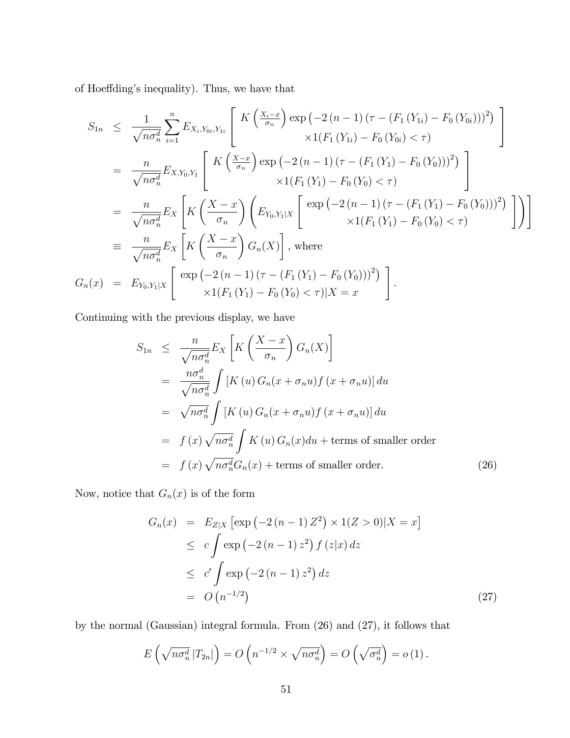of Hoeffding's inequality). Thus, we have that

$$
\begin{aligned}
S_{1n} &\leq \frac{1}{\sqrt{n\sigma_n^d}} \sum_{i=1}^{n} E_{X_i,Y_{0i},Y_{1i}} \left[ \begin{array}{c} K\left(\frac{X_i - x}{\sigma_n}\right) \exp\left(-2\left(n-1\right)\left(\tau - \left(F_1\left(Y_{1i}\right) - F_0\left(Y_{0i}\right)\right)\right)^2\right) \\ \times 1(F_1\left(Y_{1i}\right) - F_0\left(Y_{0i}\right) < \tau) \end{array} \right] \\
&= \frac{n}{\sqrt{n\sigma_n^d}} E_{X,Y_0,Y_1} \left[ \begin{array}{c} K\left(\frac{X - x}{\sigma_n}\right) \exp\left(-2\left(n-1\right)\left(\tau - \left(F_1\left(Y_1\right) - F_0\left(Y_0\right)\right)\right)^2\right) \\ \times 1(F_1\left(Y_1\right) - F_0\left(Y_0\right) < \tau) \end{array} \right] \\
&= \frac{n}{\sqrt{n\sigma_n^d}} E_X \left[ K\left(\frac{X - x}{\sigma_n}\right) \left( E_{Y_0,Y_1|X} \left[ \begin{array}{c} \exp\left(-2\left(n-1\right)\left(\tau - \left(F_1\left(Y_1\right) - F_0\left(Y_0\right)\right)\right)^2\right) \\ \times 1(F_1\left(Y_1\right) - F_0\left(Y_0\right) < \tau) \end{array} \right] \right) \right] \\
&\equiv \frac{n}{\sqrt{n\sigma_n^d}} E_X \left[ K\left(\frac{X - x}{\sigma_n}\right) G_n(X) \right], \text{ where} \\
G_n(x) &= E_{Y_0,Y_1|X} \left[ \begin{array}{c} \exp\left(-2\left(n-1\right)\left(\tau - \left(F_1\left(Y_1\right) - F_0\left(Y_0\right)\right)\right)^2\right) \\ \times 1(F_1\left(Y_1\right) - F_0\left(Y_0\right) < \tau) | X = x \end{array} \right].
\end{aligned}
$$

Continuing with the previous display, we have

$$
\begin{aligned}
S_{1n} &\leq \frac{n}{\sqrt{n\sigma_n^d}} E_X \left[ K\left(\frac{X - x}{\sigma_n}\right) G_n(X) \right] \\
&= \frac{n\sigma_n^d}{\sqrt{n\sigma_n^d}} \int \left[ K\left(u\right) G_n(x + \sigma_n u) f\left(x + \sigma_n u\right) \right] du \\
&= \sqrt{n\sigma_n^d} \int \left[ K\left(u\right) G_n(x + \sigma_n u) f\left(x + \sigma_n u\right) \right] du \\
&= f\left(x\right) \sqrt{n\sigma_n^d} \int K\left(u\right) G_n(x) du + \text{terms of smaller order} \\
&= f\left(x\right) \sqrt{n\sigma_n^d} G_n(x) + \text{terms of smaller order.}
\end{aligned} \tag{26}
$$

Now, notice that $G_n(x)$ is of the form

$$
\begin{aligned}
G_n(x) &= E_{Z|X} \left[ \exp\left(-2\left(n-1\right) Z^2\right) \times 1(Z > 0) | X = x \right] \\
&\leq c \int \exp\left(-2\left(n-1\right) z^2\right) f\left(z|x\right) dz \\
&\leq c' \int \exp\left(-2\left(n-1\right) z^2\right) dz \\
&= O\left(n^{-1/2}\right)
\end{aligned} \tag{27}
$$

by the normal (Gaussian) integral formula. From (26) and (27), it follows that

$$
E\left(\sqrt{n\sigma_n^d} \left|T_{2n}\right|\right) = O\left(n^{-1/2} \times \sqrt{n\sigma_n^d}\right) = O\left(\sqrt{\sigma_n^d}\right) = o\left(1\right).
$$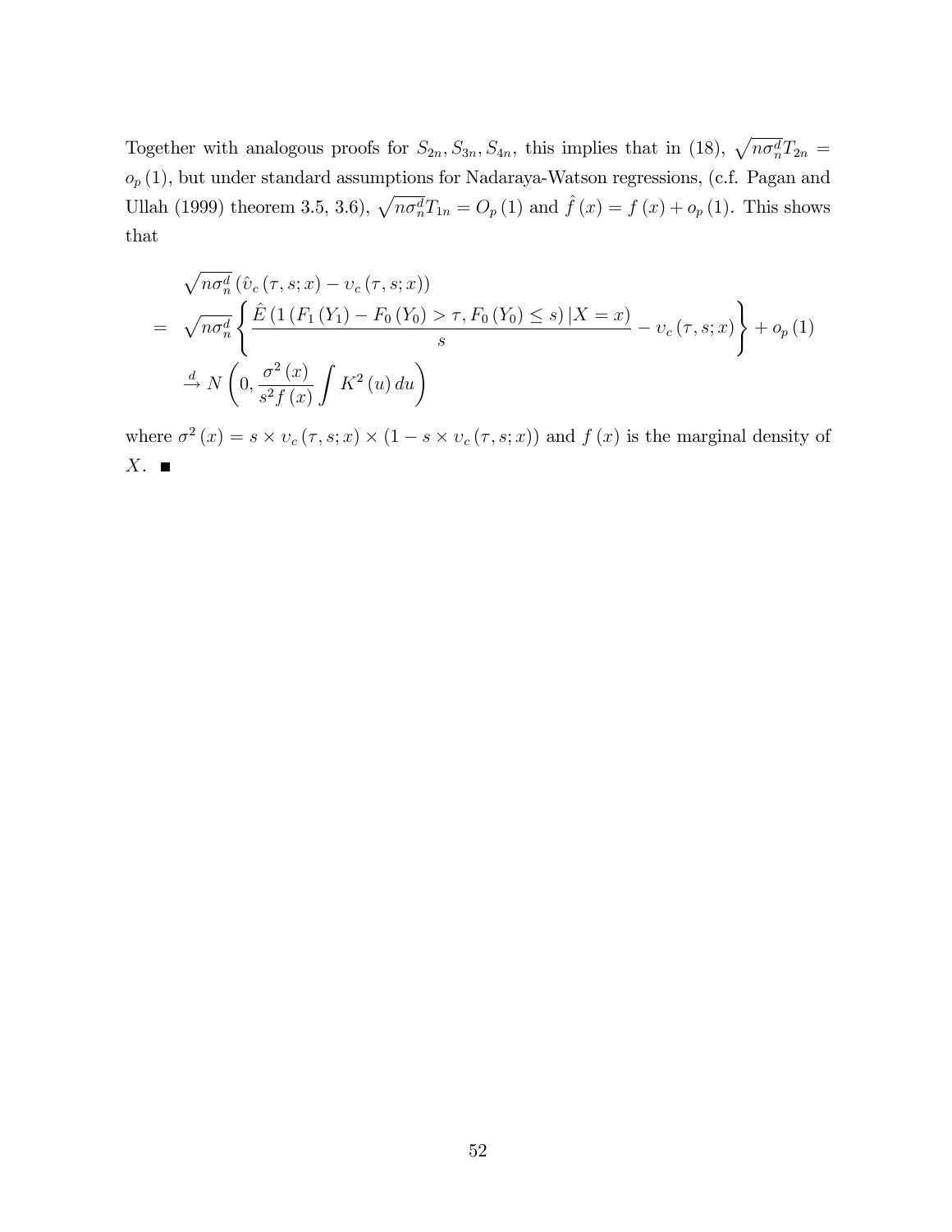Together with analogous proofs for $S_{2n}, S_{3n}, S_{4n}$, this implies that in (18), $\sqrt{n\sigma_n^d}T_{2n} = o_p(1)$, but under standard assumptions for Nadaraya-Watson regressions, (c.f. Pagan and Ullah (1999) theorem 3.5, 3.6), $\sqrt{n\sigma_n^d}T_{1n} = O_p(1)$ and $\hat{f}(x) = f(x) + o_p(1)$. This shows that

$$
\begin{aligned}
& \sqrt{n\sigma_n^d}\left(\hat{\upsilon}_c(\tau, s; x) - \upsilon_c(\tau, s; x)\right) \\
= \; & \sqrt{n\sigma_n^d}\left\{\frac{\hat{E}\left(1\left(F_1(Y_1) - F_0(Y_0) > \tau, F_0(Y_0) \leq s\right)|X = x\right)}{s} - \upsilon_c(\tau, s; x)\right\} + o_p(1) \\
& \xrightarrow{d} N\left(0, \frac{\sigma^2(x)}{s^2 f(x)} \int K^2(u)\, du\right)
\end{aligned}
$$

where $\sigma^2(x) = s \times \upsilon_c(\tau, s; x) \times (1 - s \times \upsilon_c(\tau, s; x))$ and $f(x)$ is the marginal density of $X$. ■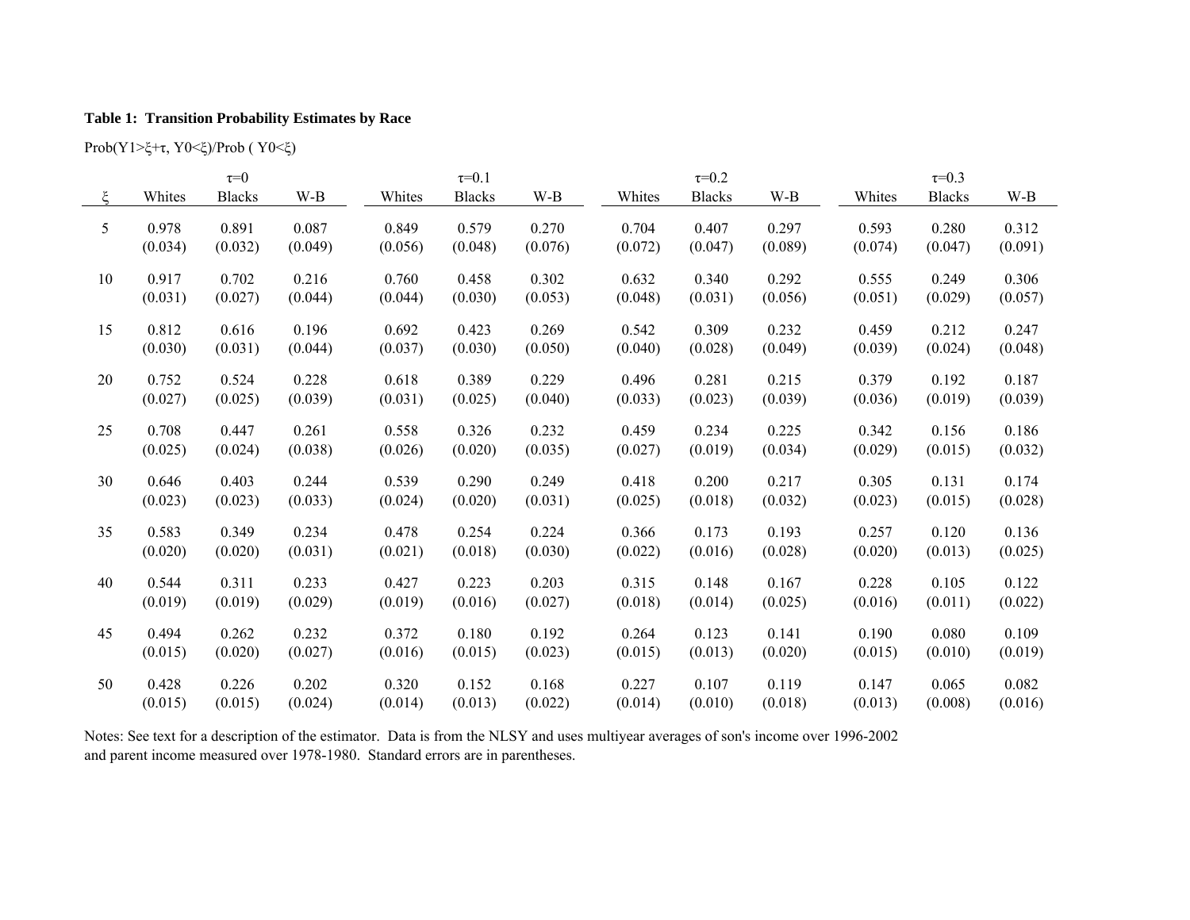**Table 1: Transition Probability Estimates by Race**

Prob(Y1>ξ+τ, Y0<ξ)/Prob ( Y0<ξ)

| | τ=0 | | | τ=0.1 | | | τ=0.2 | | | τ=0.3 | | |
|---|---|---|---|---|---|---|---|---|---|---|---|---|
| ξ | Whites | Blacks | W-B | Whites | Blacks | W-B | Whites | Blacks | W-B | Whites | Blacks | W-B |
| 5 | 0.978 | 0.891 | 0.087 | 0.849 | 0.579 | 0.270 | 0.704 | 0.407 | 0.297 | 0.593 | 0.280 | 0.312 |
| | (0.034) | (0.032) | (0.049) | (0.056) | (0.048) | (0.076) | (0.072) | (0.047) | (0.089) | (0.074) | (0.047) | (0.091) |
| 10 | 0.917 | 0.702 | 0.216 | 0.760 | 0.458 | 0.302 | 0.632 | 0.340 | 0.292 | 0.555 | 0.249 | 0.306 |
| | (0.031) | (0.027) | (0.044) | (0.044) | (0.030) | (0.053) | (0.048) | (0.031) | (0.056) | (0.051) | (0.029) | (0.057) |
| 15 | 0.812 | 0.616 | 0.196 | 0.692 | 0.423 | 0.269 | 0.542 | 0.309 | 0.232 | 0.459 | 0.212 | 0.247 |
| | (0.030) | (0.031) | (0.044) | (0.037) | (0.030) | (0.050) | (0.040) | (0.028) | (0.049) | (0.039) | (0.024) | (0.048) |
| 20 | 0.752 | 0.524 | 0.228 | 0.618 | 0.389 | 0.229 | 0.496 | 0.281 | 0.215 | 0.379 | 0.192 | 0.187 |
| | (0.027) | (0.025) | (0.039) | (0.031) | (0.025) | (0.040) | (0.033) | (0.023) | (0.039) | (0.036) | (0.019) | (0.039) |
| 25 | 0.708 | 0.447 | 0.261 | 0.558 | 0.326 | 0.232 | 0.459 | 0.234 | 0.225 | 0.342 | 0.156 | 0.186 |
| | (0.025) | (0.024) | (0.038) | (0.026) | (0.020) | (0.035) | (0.027) | (0.019) | (0.034) | (0.029) | (0.015) | (0.032) |
| 30 | 0.646 | 0.403 | 0.244 | 0.539 | 0.290 | 0.249 | 0.418 | 0.200 | 0.217 | 0.305 | 0.131 | 0.174 |
| | (0.023) | (0.023) | (0.033) | (0.024) | (0.020) | (0.031) | (0.025) | (0.018) | (0.032) | (0.023) | (0.015) | (0.028) |
| 35 | 0.583 | 0.349 | 0.234 | 0.478 | 0.254 | 0.224 | 0.366 | 0.173 | 0.193 | 0.257 | 0.120 | 0.136 |
| | (0.020) | (0.020) | (0.031) | (0.021) | (0.018) | (0.030) | (0.022) | (0.016) | (0.028) | (0.020) | (0.013) | (0.025) |
| 40 | 0.544 | 0.311 | 0.233 | 0.427 | 0.223 | 0.203 | 0.315 | 0.148 | 0.167 | 0.228 | 0.105 | 0.122 |
| | (0.019) | (0.019) | (0.029) | (0.019) | (0.016) | (0.027) | (0.018) | (0.014) | (0.025) | (0.016) | (0.011) | (0.022) |
| 45 | 0.494 | 0.262 | 0.232 | 0.372 | 0.180 | 0.192 | 0.264 | 0.123 | 0.141 | 0.190 | 0.080 | 0.109 |
| | (0.015) | (0.020) | (0.027) | (0.016) | (0.015) | (0.023) | (0.015) | (0.013) | (0.020) | (0.015) | (0.010) | (0.019) |
| 50 | 0.428 | 0.226 | 0.202 | 0.320 | 0.152 | 0.168 | 0.227 | 0.107 | 0.119 | 0.147 | 0.065 | 0.082 |
| | (0.015) | (0.015) | (0.024) | (0.014) | (0.013) | (0.022) | (0.014) | (0.010) | (0.018) | (0.013) | (0.008) | (0.016) |

Notes: See text for a description of the estimator. Data is from the NLSY and uses multiyear averages of son's income over 1996-2002 and parent income measured over 1978-1980. Standard errors are in parentheses.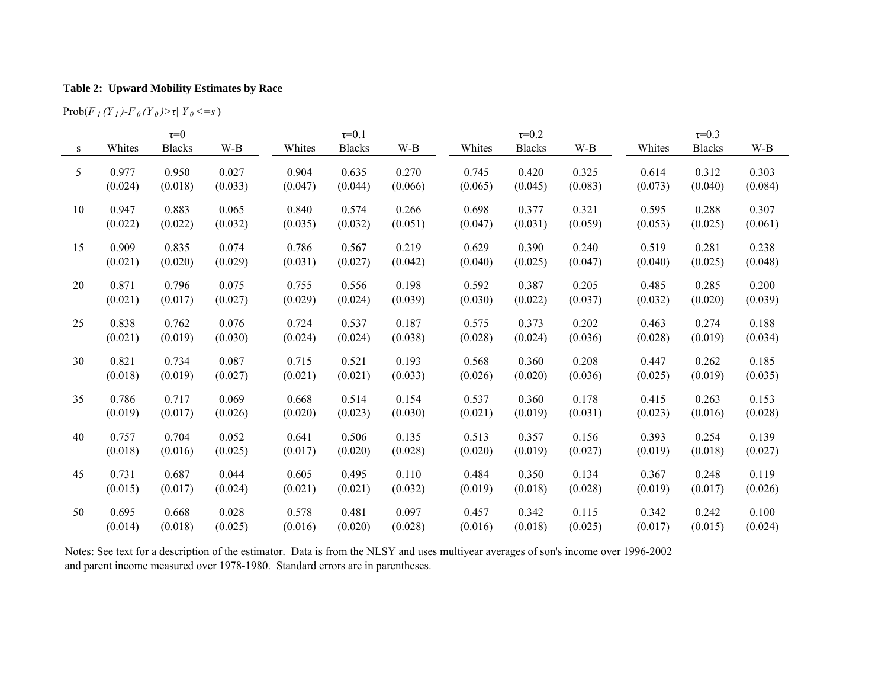**Table 2: Upward Mobility Estimates by Race**

Prob($F_1(Y_1)$-$F_0(Y_0)$>$\tau$| $Y_0$<=$s$)

| | τ=0 | | | τ=0.1 | | | τ=0.2 | | | τ=0.3 | | |
|---|---|---|---|---|---|---|---|---|---|---|---|---|
| s | Whites | Blacks | W-B | Whites | Blacks | W-B | Whites | Blacks | W-B | Whites | Blacks | W-B |
| 5 | 0.977 | 0.950 | 0.027 | 0.904 | 0.635 | 0.270 | 0.745 | 0.420 | 0.325 | 0.614 | 0.312 | 0.303 |
| | (0.024) | (0.018) | (0.033) | (0.047) | (0.044) | (0.066) | (0.065) | (0.045) | (0.083) | (0.073) | (0.040) | (0.084) |
| 10 | 0.947 | 0.883 | 0.065 | 0.840 | 0.574 | 0.266 | 0.698 | 0.377 | 0.321 | 0.595 | 0.288 | 0.307 |
| | (0.022) | (0.022) | (0.032) | (0.035) | (0.032) | (0.051) | (0.047) | (0.031) | (0.059) | (0.053) | (0.025) | (0.061) |
| 15 | 0.909 | 0.835 | 0.074 | 0.786 | 0.567 | 0.219 | 0.629 | 0.390 | 0.240 | 0.519 | 0.281 | 0.238 |
| | (0.021) | (0.020) | (0.029) | (0.031) | (0.027) | (0.042) | (0.040) | (0.025) | (0.047) | (0.040) | (0.025) | (0.048) |
| 20 | 0.871 | 0.796 | 0.075 | 0.755 | 0.556 | 0.198 | 0.592 | 0.387 | 0.205 | 0.485 | 0.285 | 0.200 |
| | (0.021) | (0.017) | (0.027) | (0.029) | (0.024) | (0.039) | (0.030) | (0.022) | (0.037) | (0.032) | (0.020) | (0.039) |
| 25 | 0.838 | 0.762 | 0.076 | 0.724 | 0.537 | 0.187 | 0.575 | 0.373 | 0.202 | 0.463 | 0.274 | 0.188 |
| | (0.021) | (0.019) | (0.030) | (0.024) | (0.024) | (0.038) | (0.028) | (0.024) | (0.036) | (0.028) | (0.019) | (0.034) |
| 30 | 0.821 | 0.734 | 0.087 | 0.715 | 0.521 | 0.193 | 0.568 | 0.360 | 0.208 | 0.447 | 0.262 | 0.185 |
| | (0.018) | (0.019) | (0.027) | (0.021) | (0.021) | (0.033) | (0.026) | (0.020) | (0.036) | (0.025) | (0.019) | (0.035) |
| 35 | 0.786 | 0.717 | 0.069 | 0.668 | 0.514 | 0.154 | 0.537 | 0.360 | 0.178 | 0.415 | 0.263 | 0.153 |
| | (0.019) | (0.017) | (0.026) | (0.020) | (0.023) | (0.030) | (0.021) | (0.019) | (0.031) | (0.023) | (0.016) | (0.028) |
| 40 | 0.757 | 0.704 | 0.052 | 0.641 | 0.506 | 0.135 | 0.513 | 0.357 | 0.156 | 0.393 | 0.254 | 0.139 |
| | (0.018) | (0.016) | (0.025) | (0.017) | (0.020) | (0.028) | (0.020) | (0.019) | (0.027) | (0.019) | (0.018) | (0.027) |
| 45 | 0.731 | 0.687 | 0.044 | 0.605 | 0.495 | 0.110 | 0.484 | 0.350 | 0.134 | 0.367 | 0.248 | 0.119 |
| | (0.015) | (0.017) | (0.024) | (0.021) | (0.021) | (0.032) | (0.019) | (0.018) | (0.028) | (0.019) | (0.017) | (0.026) |
| 50 | 0.695 | 0.668 | 0.028 | 0.578 | 0.481 | 0.097 | 0.457 | 0.342 | 0.115 | 0.342 | 0.242 | 0.100 |
| | (0.014) | (0.018) | (0.025) | (0.016) | (0.020) | (0.028) | (0.016) | (0.018) | (0.025) | (0.017) | (0.015) | (0.024) |

Notes: See text for a description of the estimator. Data is from the NLSY and uses multiyear averages of son's income over 1996-2002 and parent income measured over 1978-1980. Standard errors are in parentheses.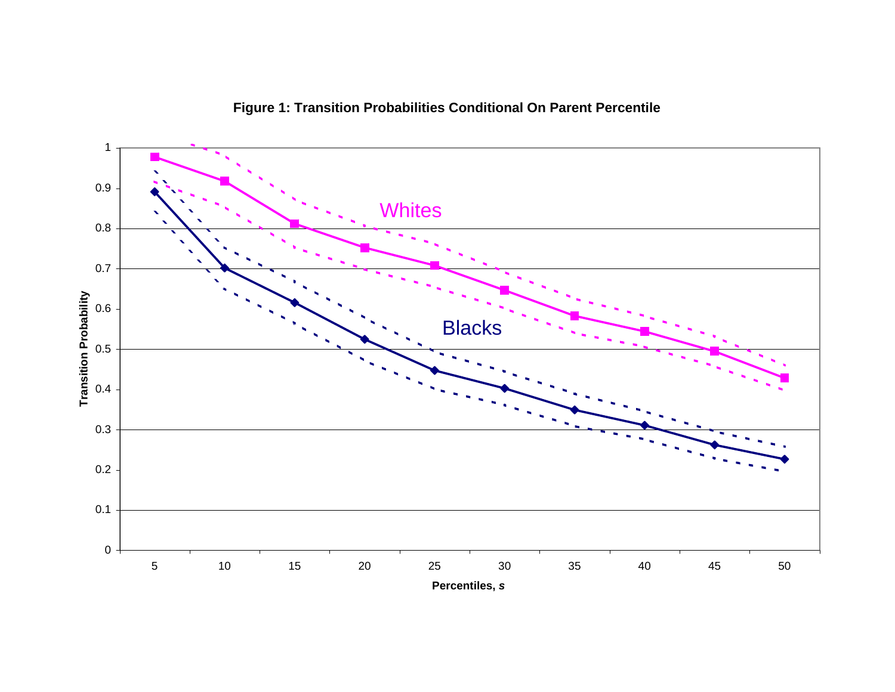**Figure 1: Transition Probabilities Conditional On Parent Percentile**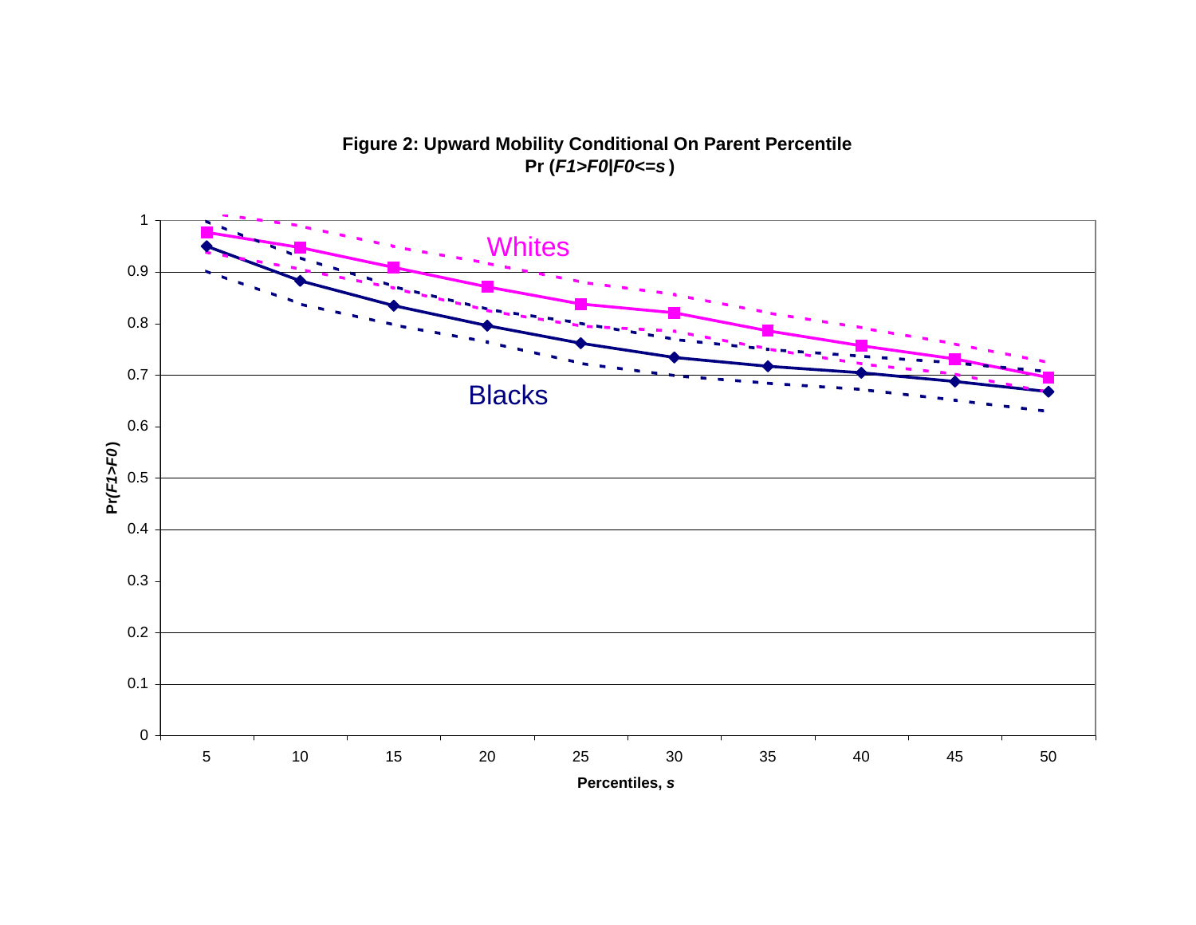**Figure 2: Upward Mobility Conditional On Parent Percentile**
**Pr (*F1>F0|F0<=s*)**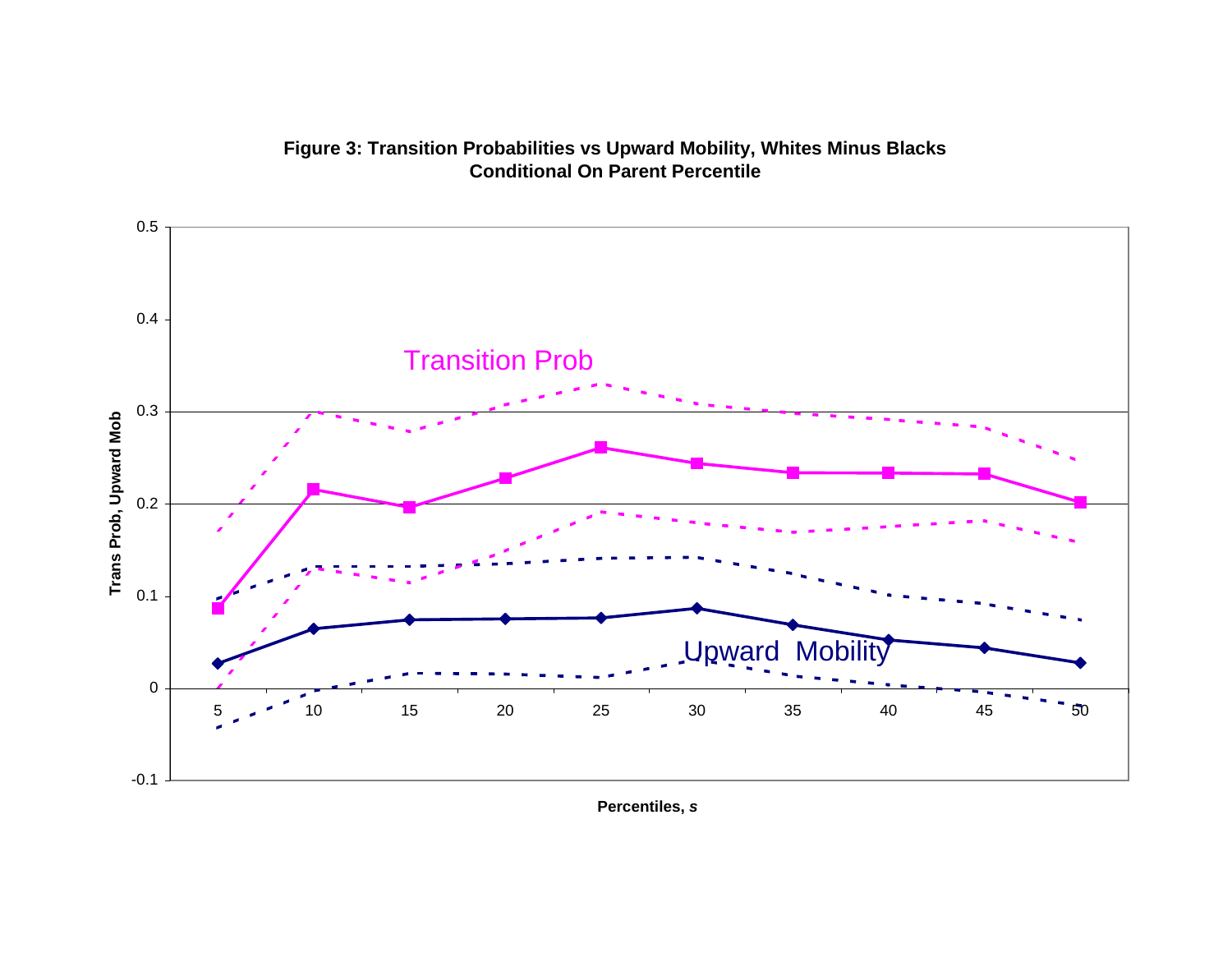**Figure 3: Transition Probabilities vs Upward Mobility, Whites Minus Blacks Conditional On Parent Percentile**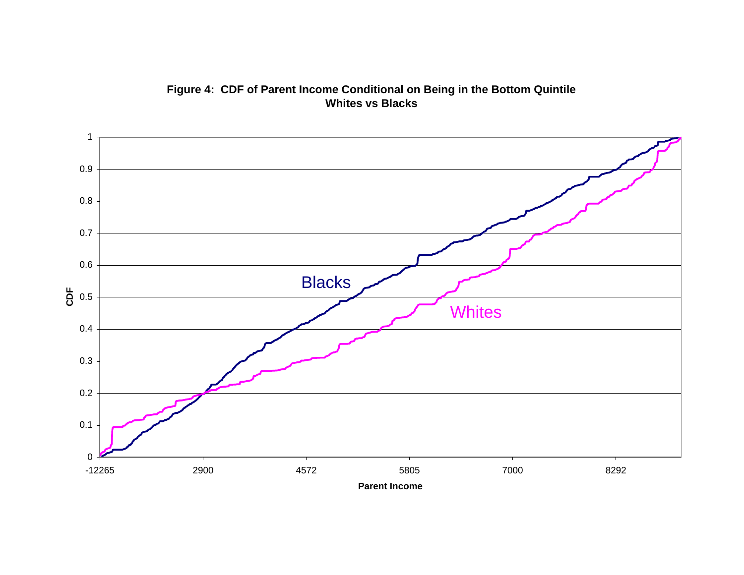**Figure 4: CDF of Parent Income Conditional on Being in the Bottom Quintile Whites vs Blacks**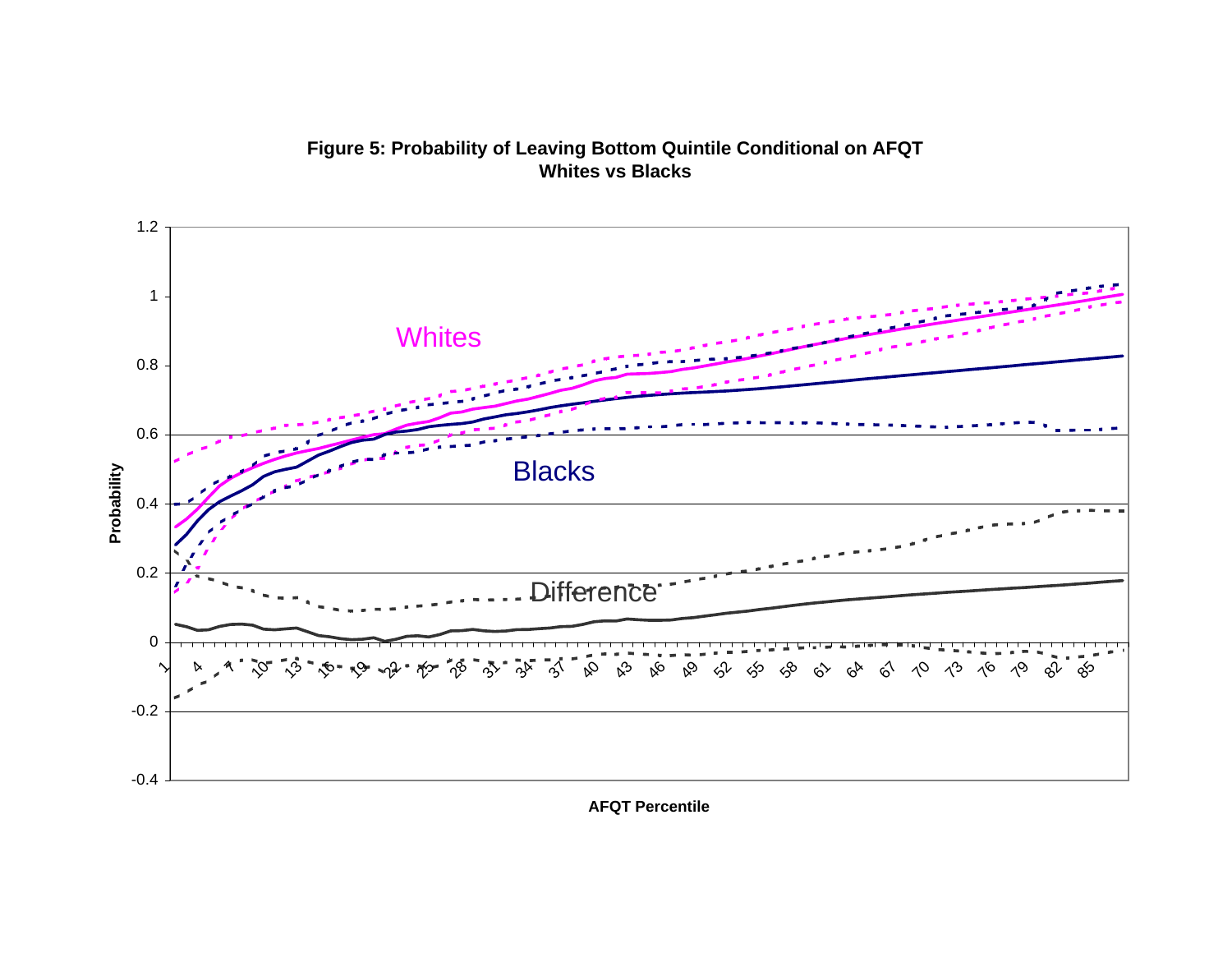**Figure 5: Probability of Leaving Bottom Quintile Conditional on AFQT**
**Whites vs Blacks**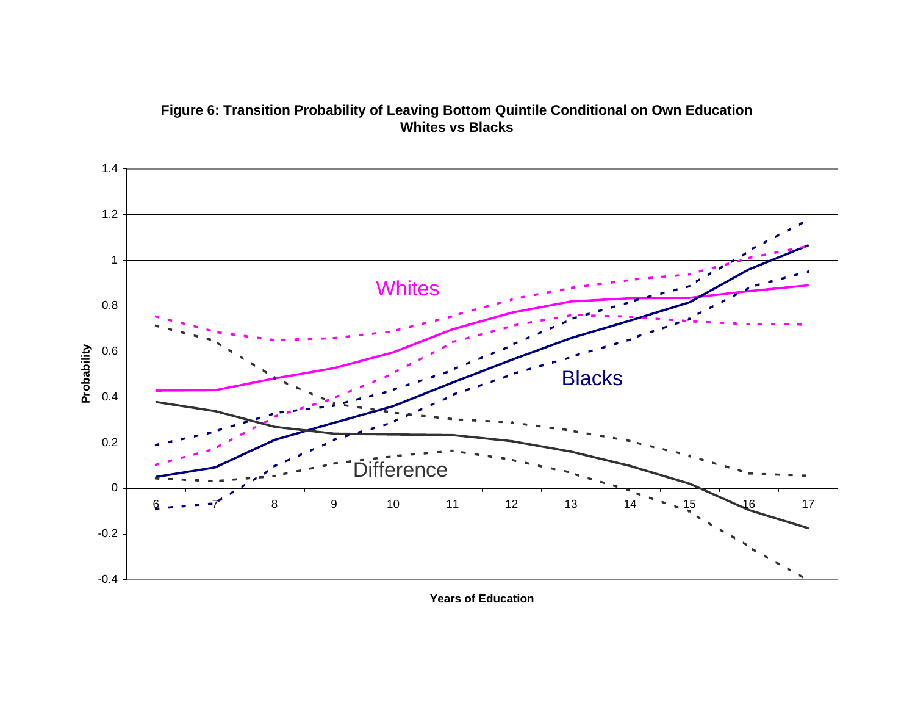**Figure 6: Transition Probability of Leaving Bottom Quintile Conditional on Own Education Whites vs Blacks**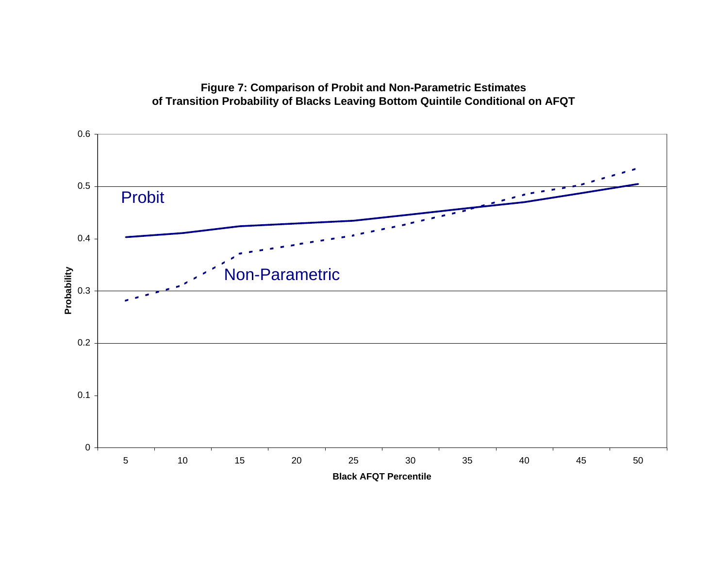**Figure 7: Comparison of Probit and Non-Parametric Estimates of Transition Probability of Blacks Leaving Bottom Quintile Conditional on AFQT**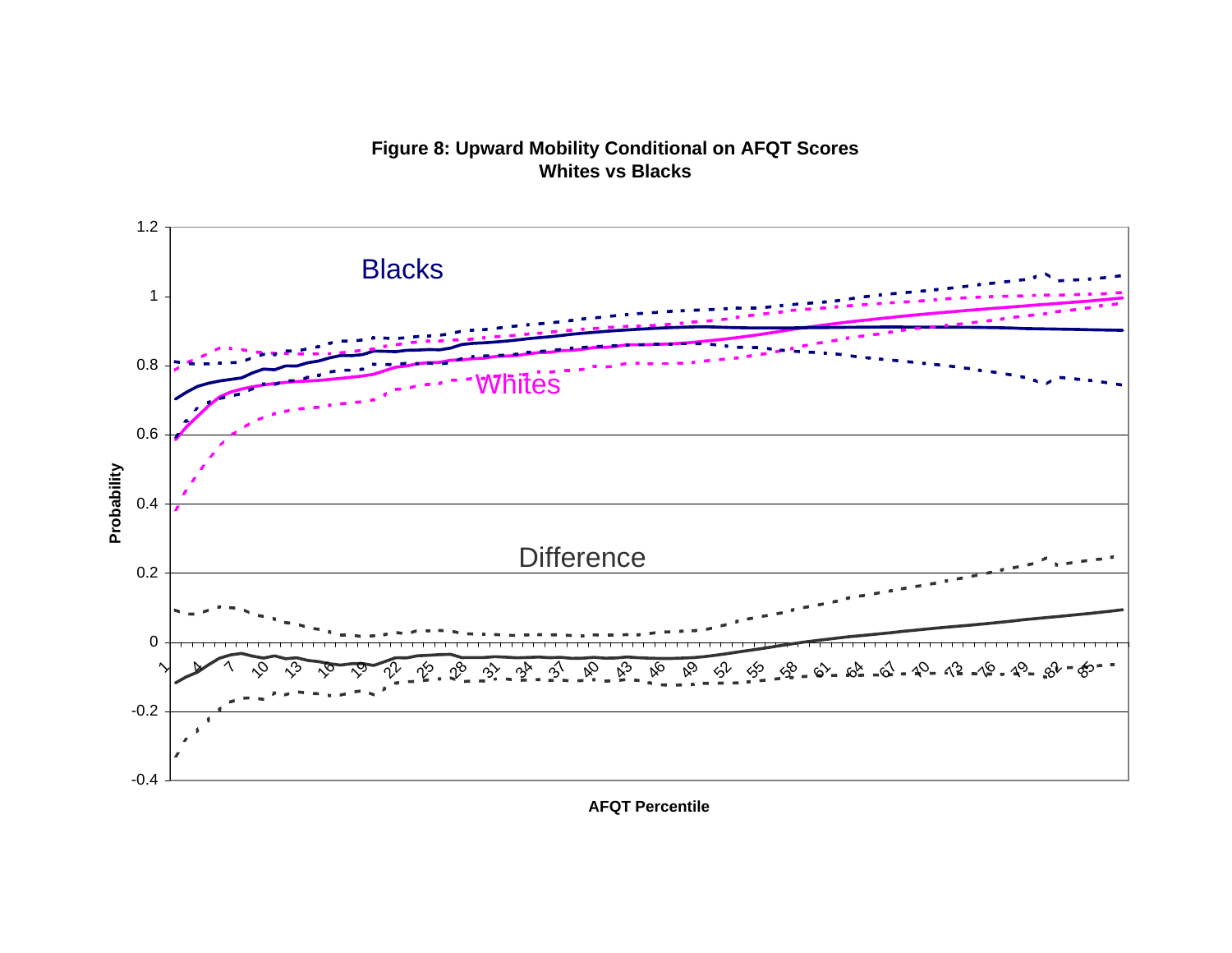**Figure 8: Upward Mobility Conditional on AFQT Scores**
**Whites vs Blacks**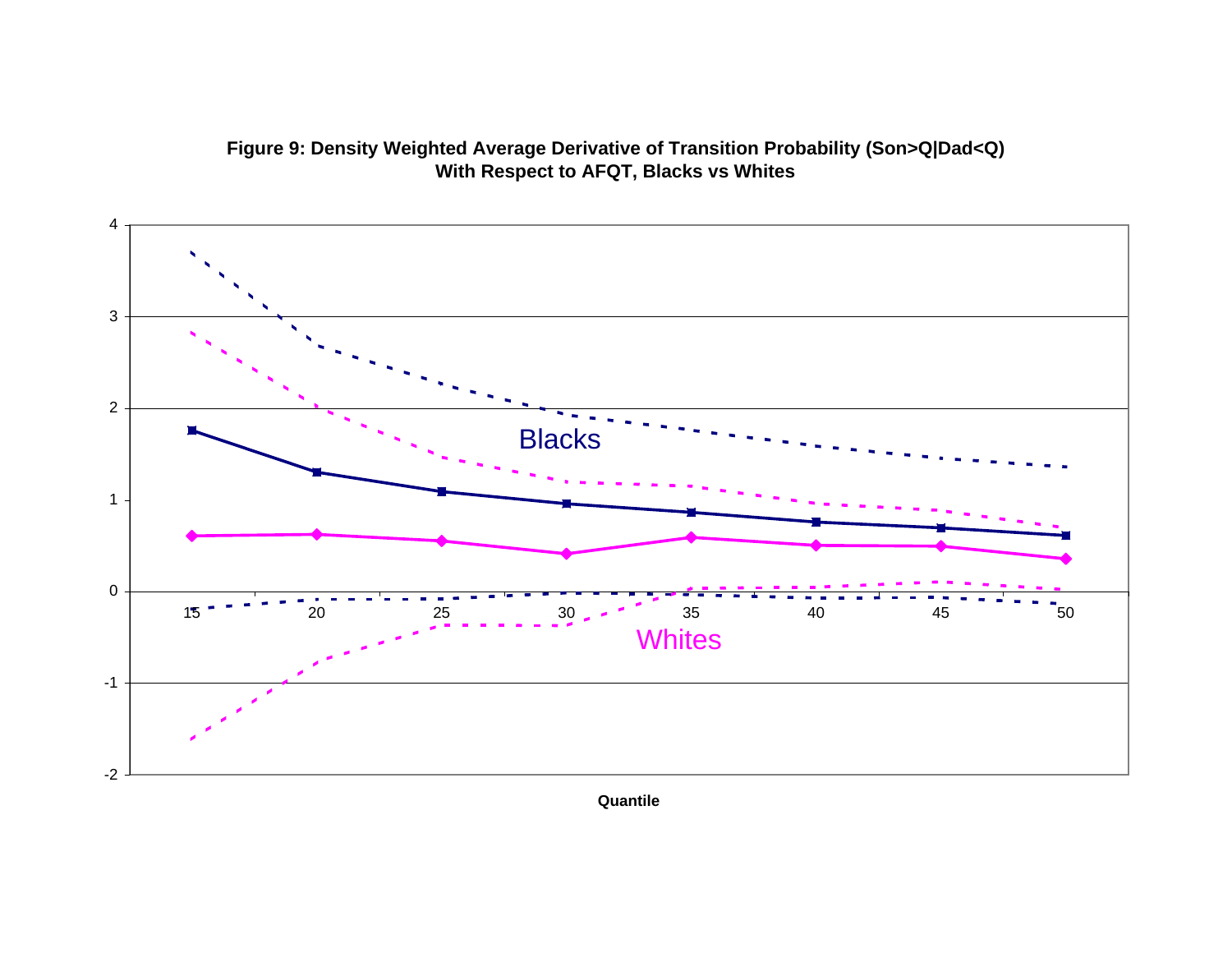**Figure 9: Density Weighted Average Derivative of Transition Probability (Son>Q|Dad<Q) With Respect to AFQT, Blacks vs Whites**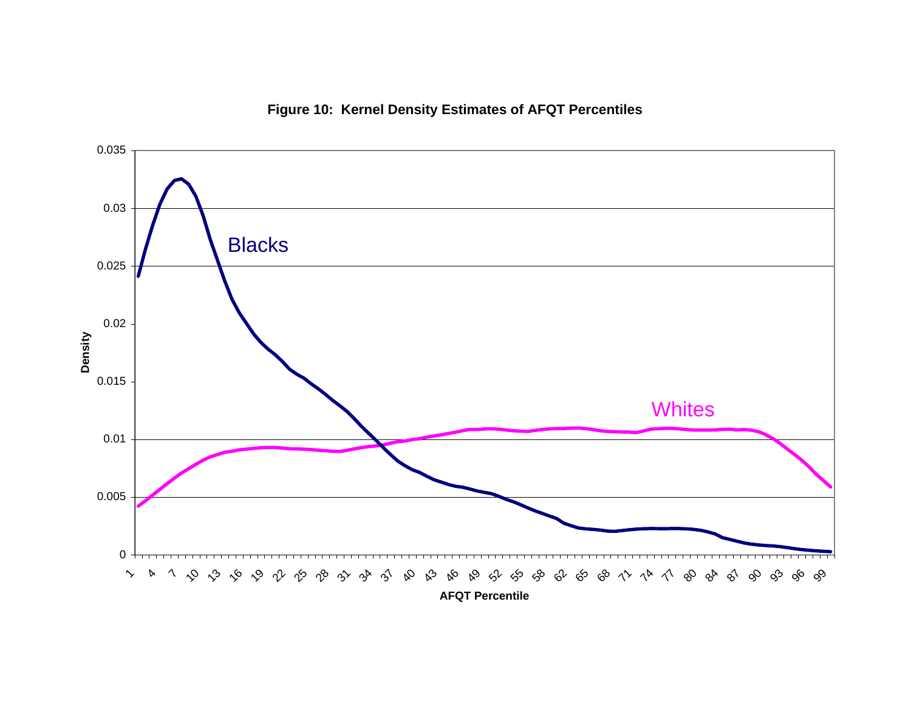**Figure 10: Kernel Density Estimates of AFQT Percentiles**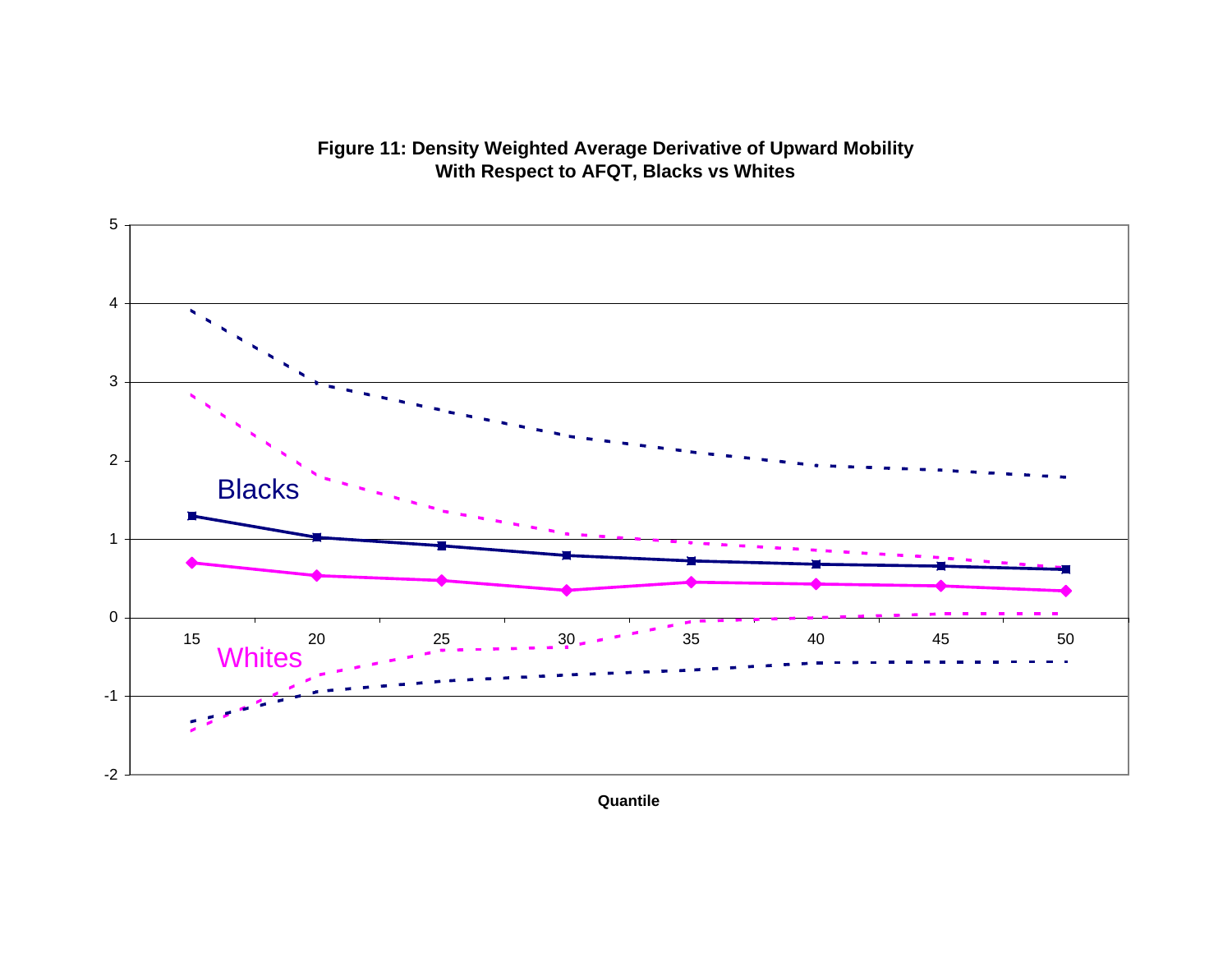**Figure 11: Density Weighted Average Derivative of Upward Mobility With Respect to AFQT, Blacks vs Whites**

5

4

3

2

1

0

-1

-2

Blacks

Whites

15 20 25 30 35 40 45 50

Quantile